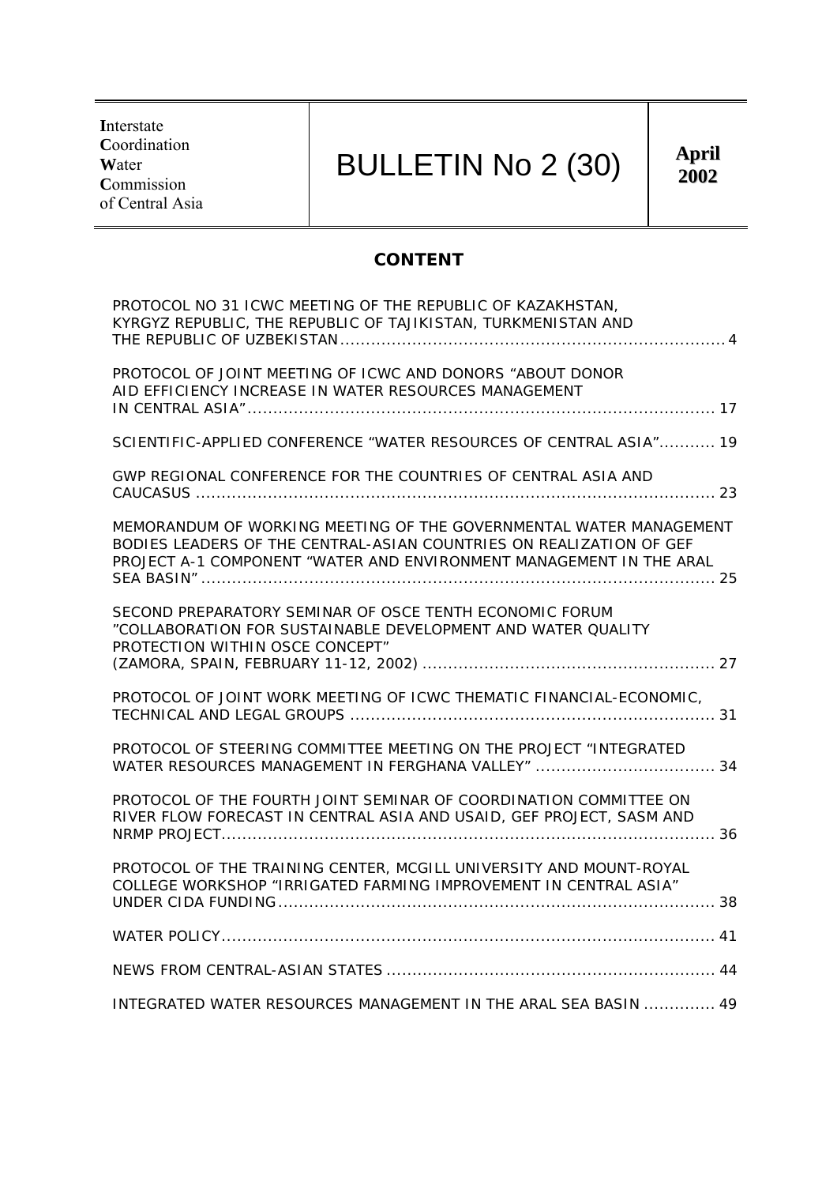| **I**nterstate **C**oordination **W**ater **C**ommission of Central Asia | BULLETIN No 2 (30) | **April 2002** |
|---|---|---|

## CONTENT

PROTOCOL NO 31 ICWC MEETING OF THE REPUBLIC OF KAZAKHSTAN, KYRGYZ REPUBLIC, THE REPUBLIC OF TAJIKISTAN, TURKMENISTAN AND THE REPUBLIC OF UZBEKISTAN .......... 4

PROTOCOL OF JOINT MEETING OF ICWC AND DONORS "ABOUT DONOR AID EFFICIENCY INCREASE IN WATER RESOURCES MANAGEMENT IN CENTRAL ASIA" .......... 17

SCIENTIFIC-APPLIED CONFERENCE "WATER RESOURCES OF CENTRAL ASIA" .......... 19

GWP REGIONAL CONFERENCE FOR THE COUNTRIES OF CENTRAL ASIA AND CAUCASUS .......... 23

MEMORANDUM OF WORKING MEETING OF THE GOVERNMENTAL WATER MANAGEMENT BODIES LEADERS OF THE CENTRAL-ASIAN COUNTRIES ON REALIZATION OF GEF PROJECT A-1 COMPONENT "WATER AND ENVIRONMENT MANAGEMENT IN THE ARAL SEA BASIN" .......... 25

SECOND PREPARATORY SEMINAR OF OSCE TENTH ECONOMIC FORUM "COLLABORATION FOR SUSTAINABLE DEVELOPMENT AND WATER QUALITY PROTECTION WITHIN OSCE CONCEPT" (ZAMORA, SPAIN, FEBRUARY 11-12, 2002) .......... 27

PROTOCOL OF JOINT WORK MEETING OF ICWC THEMATIC FINANCIAL-ECONOMIC, TECHNICAL AND LEGAL GROUPS .......... 31

PROTOCOL OF STEERING COMMITTEE MEETING ON THE PROJECT "INTEGRATED WATER RESOURCES MANAGEMENT IN FERGHANA VALLEY" .......... 34

PROTOCOL OF THE FOURTH JOINT SEMINAR OF COORDINATION COMMITTEE ON RIVER FLOW FORECAST IN CENTRAL ASIA AND USAID, GEF PROJECT, SASM AND NRMP PROJECT .......... 36

PROTOCOL OF THE TRAINING CENTER, MCGILL UNIVERSITY AND MOUNT-ROYAL COLLEGE WORKSHOP "IRRIGATED FARMING IMPROVEMENT IN CENTRAL ASIA" UNDER CIDA FUNDING .......... 38

WATER POLICY .......... 41

NEWS FROM CENTRAL-ASIAN STATES .......... 44

INTEGRATED WATER RESOURCES MANAGEMENT IN THE ARAL SEA BASIN .......... 49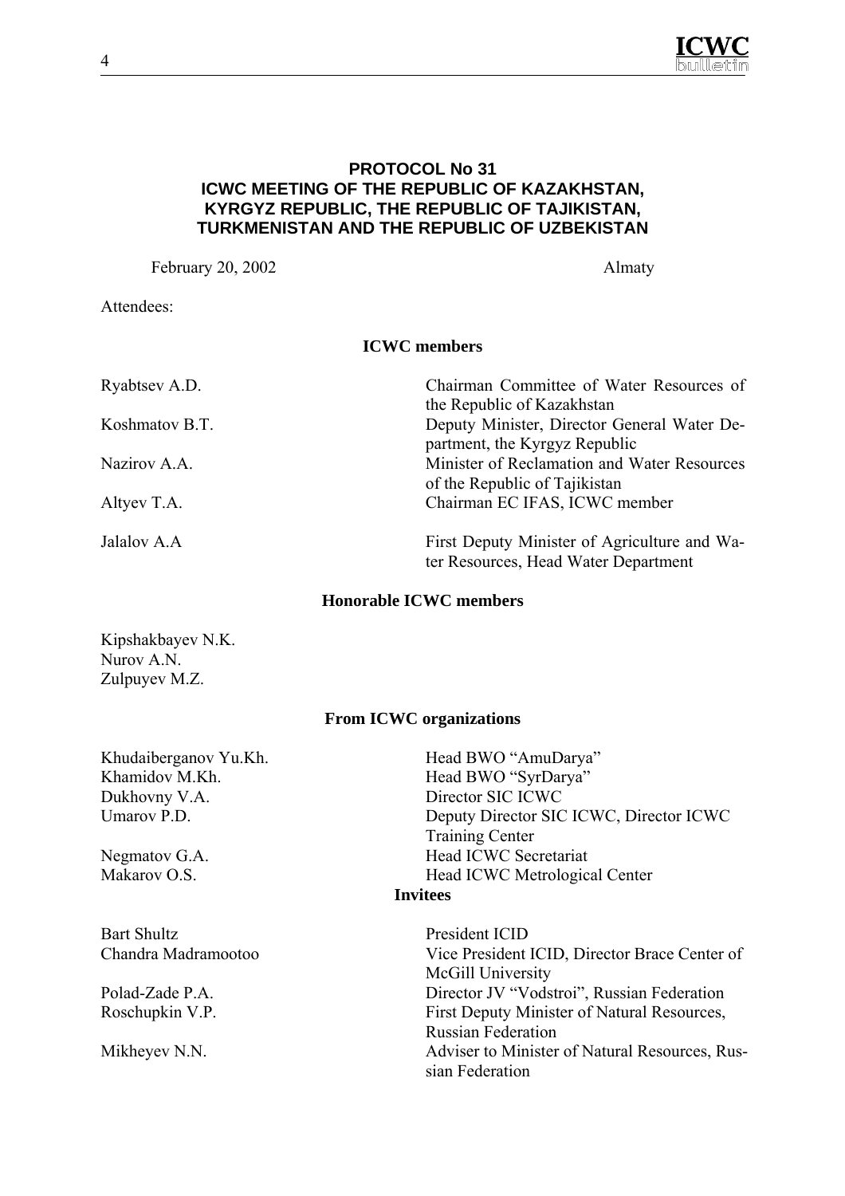## PROTOCOL No 31
## ICWC MEETING OF THE REPUBLIC OF KAZAKHSTAN, KYRGYZ REPUBLIC, THE REPUBLIC OF TAJIKISTAN, TURKMENISTAN AND THE REPUBLIC OF UZBEKISTAN

February 20, 2002 Almaty

Attendees:

**ICWC members**

| | |
|---|---|
| Ryabtsev A.D. | Chairman Committee of Water Resources of the Republic of Kazakhstan |
| Koshmatov B.T. | Deputy Minister, Director General Water Department, the Kyrgyz Republic |
| Nazirov A.A. | Minister of Reclamation and Water Resources of the Republic of Tajikistan |
| Altyev T.A. | Chairman EC IFAS, ICWC member |
| Jalalov A.A | First Deputy Minister of Agriculture and Water Resources, Head Water Department |

**Honorable ICWC members**

Kipshakbayev N.K.
Nurov A.N.
Zulpuyev M.Z.

**From ICWC organizations**

| | |
|---|---|
| Khudaiberganov Yu.Kh. | Head BWO "AmuDarya" |
| Khamidov M.Kh. | Head BWO "SyrDarya" |
| Dukhovny V.A. | Director SIC ICWC |
| Umarov P.D. | Deputy Director SIC ICWC, Director ICWC Training Center |
| Negmatov G.A. | Head ICWC Secretariat |
| Makarov O.S. | Head ICWC Metrological Center |

**Invitees**

| | |
|---|---|
| Bart Shultz | President ICID |
| Chandra Madramootoo | Vice President ICID, Director Brace Center of McGill University |
| Polad-Zade P.A. | Director JV "Vodstroi", Russian Federation |
| Roschupkin V.P. | First Deputy Minister of Natural Resources, Russian Federation |
| Mikheyev N.N. | Adviser to Minister of Natural Resources, Russian Federation |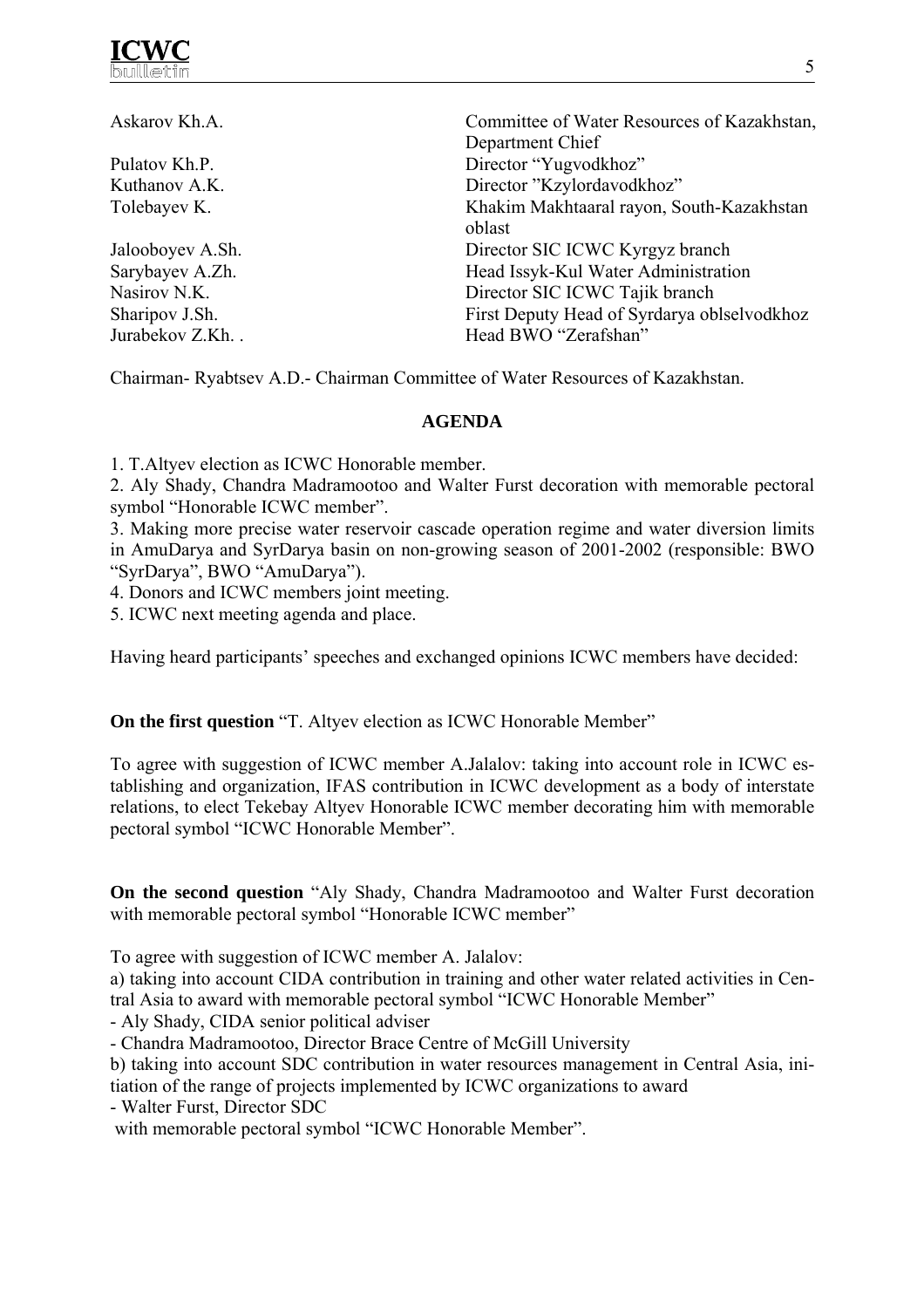| | |
|---|---|
| Askarov Kh.A. | Committee of Water Resources of Kazakhstan, Department Chief |
| Pulatov Kh.P. | Director "Yugvodkhoz" |
| Kuthanov A.K. | Director "Kzylordavodkhoz" |
| Tolebayev K. | Khakim Makhtaaral rayon, South-Kazakhstan oblast |
| Jalooboyev A.Sh. | Director SIC ICWC Kyrgyz branch |
| Sarybayev A.Zh. | Head Issyk-Kul Water Administration |
| Nasirov N.K. | Director SIC ICWC Tajik branch |
| Sharipov J.Sh. | First Deputy Head of Syrdarya oblselvodkhoz |
| Jurabekov Z.Kh. . | Head BWO "Zerafshan" |

Chairman- Ryabtsev A.D.- Chairman Committee of Water Resources of Kazakhstan.

**AGENDA**

1. T.Altyev election as ICWC Honorable member.
2. Aly Shady, Chandra Madramootoo and Walter Furst decoration with memorable pectoral symbol "Honorable ICWC member".
3. Making more precise water reservoir cascade operation regime and water diversion limits in AmuDarya and SyrDarya basin on non-growing season of 2001-2002 (responsible: BWO "SyrDarya", BWO "AmuDarya").
4. Donors and ICWC members joint meeting.
5. ICWC next meeting agenda and place.

Having heard participants' speeches and exchanged opinions ICWC members have decided:

**On the first question** "T. Altyev election as ICWC Honorable Member"

To agree with suggestion of ICWC member A.Jalalov: taking into account role in ICWC establishing and organization, IFAS contribution in ICWC development as a body of interstate relations, to elect Tekebay Altyev Honorable ICWC member decorating him with memorable pectoral symbol "ICWC Honorable Member".

**On the second question** "Aly Shady, Chandra Madramootoo and Walter Furst decoration with memorable pectoral symbol "Honorable ICWC member"

To agree with suggestion of ICWC member A. Jalalov:

a) taking into account CIDA contribution in training and other water related activities in Central Asia to award with memorable pectoral symbol "ICWC Honorable Member"

- Aly Shady, CIDA senior political adviser
- Chandra Madramootoo, Director Brace Centre of McGill University

b) taking into account SDC contribution in water resources management in Central Asia, initiation of the range of projects implemented by ICWC organizations to award

- Walter Furst, Director SDC

with memorable pectoral symbol "ICWC Honorable Member".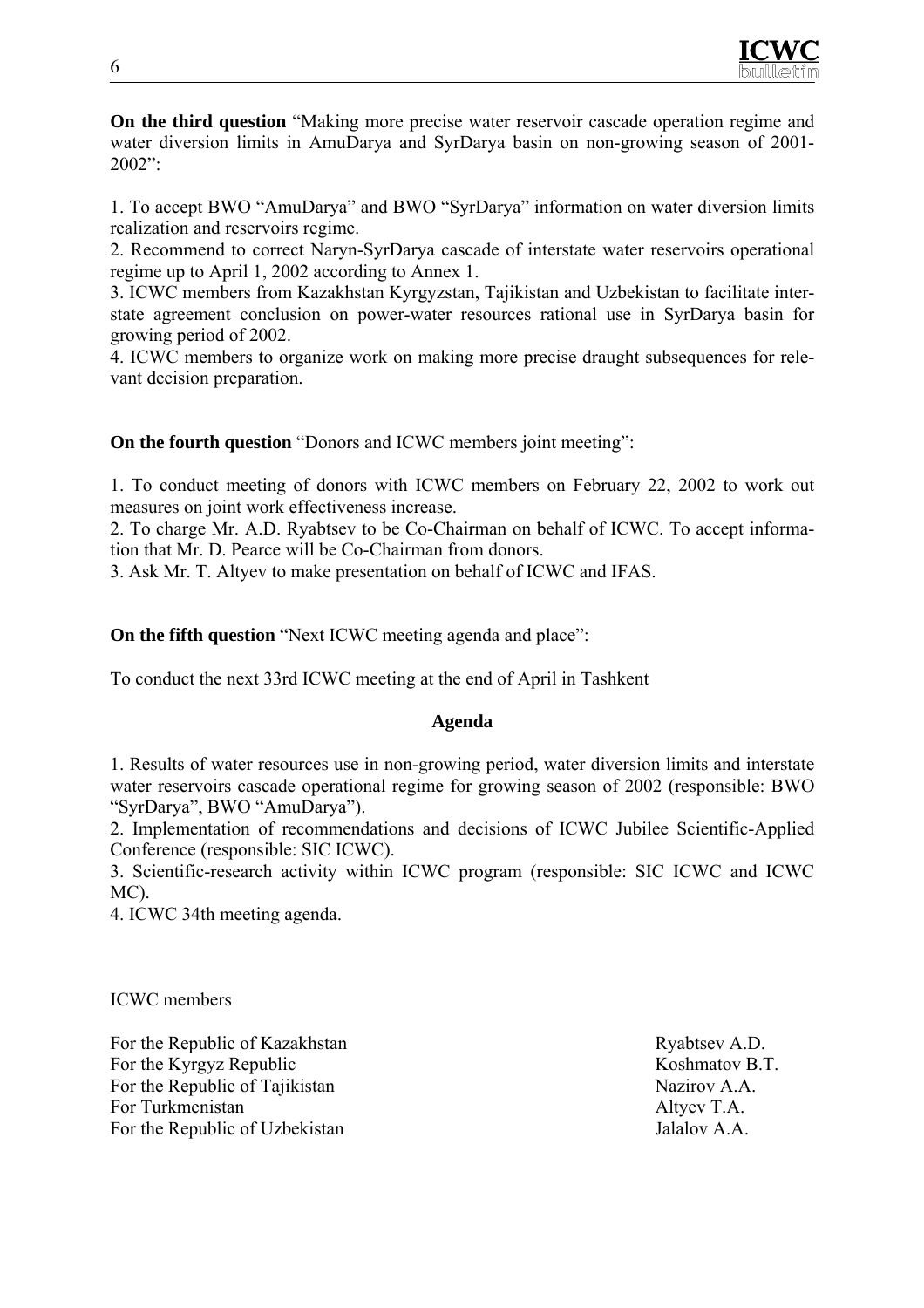**On the third question** “Making more precise water reservoir cascade operation regime and water diversion limits in AmuDarya and SyrDarya basin on non-growing season of 2001-2002”:

1. To accept BWO “AmuDarya” and BWO “SyrDarya” information on water diversion limits realization and reservoirs regime.
2. Recommend to correct Naryn-SyrDarya cascade of interstate water reservoirs operational regime up to April 1, 2002 according to Annex 1.
3. ICWC members from Kazakhstan Kyrgyzstan, Tajikistan and Uzbekistan to facilitate interstate agreement conclusion on power-water resources rational use in SyrDarya basin for growing period of 2002.
4. ICWC members to organize work on making more precise draught subsequences for relevant decision preparation.

**On the fourth question** “Donors and ICWC members joint meeting”:

1. To conduct meeting of donors with ICWC members on February 22, 2002 to work out measures on joint work effectiveness increase.
2. To charge Mr. A.D. Ryabtsev to be Co-Chairman on behalf of ICWC. To accept information that Mr. D. Pearce will be Co-Chairman from donors.
3. Ask Mr. T. Altyev to make presentation on behalf of ICWC and IFAS.

**On the fifth question** “Next ICWC meeting agenda and place”:

To conduct the next 33rd ICWC meeting at the end of April in Tashkent

**Agenda**

1. Results of water resources use in non-growing period, water diversion limits and interstate water reservoirs cascade operational regime for growing season of 2002 (responsible: BWO “SyrDarya”, BWO “AmuDarya”).
2. Implementation of recommendations and decisions of ICWC Jubilee Scientific-Applied Conference (responsible: SIC ICWC).
3. Scientific-research activity within ICWC program (responsible: SIC ICWC and ICWC MC).
4. ICWC 34th meeting agenda.

ICWC members

| | |
|---|---|
| For the Republic of Kazakhstan | Ryabtsev A.D. |
| For the Kyrgyz Republic | Koshmatov B.T. |
| For the Republic of Tajikistan | Nazirov A.A. |
| For Turkmenistan | Altyev T.A. |
| For the Republic of Uzbekistan | Jalalov A.A. |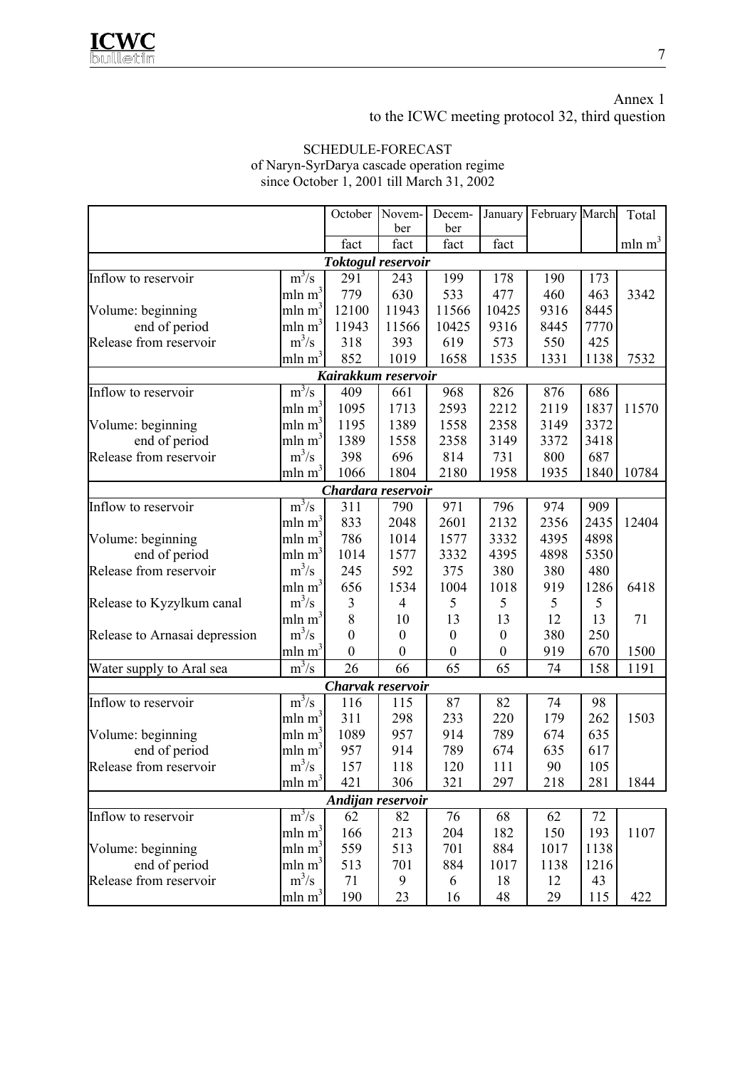Annex 1
to the ICWC meeting protocol 32, third question

SCHEDULE-FORECAST
of Naryn-SyrDarya cascade operation regime
since October 1, 2001 till March 31, 2002

| | | October | November | December | January | February | March | Total |
|---|---|---|---|---|---|---|---|---|
| | | fact | fact | fact | fact | | | mln $m^3$ |
| ***Toktogul reservoir*** | | | | | | | | |
| Inflow to reservoir | $m^3/s$ | 291 | 243 | 199 | 178 | 190 | 173 | |
| | mln $m^3$ | 779 | 630 | 533 | 477 | 460 | 463 | 3342 |
| Volume: beginning | mln $m^3$ | 12100 | 11943 | 11566 | 10425 | 9316 | 8445 | |
| end of period | mln $m^3$ | 11943 | 11566 | 10425 | 9316 | 8445 | 7770 | |
| Release from reservoir | $m^3/s$ | 318 | 393 | 619 | 573 | 550 | 425 | |
| | mln $m^3$ | 852 | 1019 | 1658 | 1535 | 1331 | 1138 | 7532 |
| ***Kairakkum reservoir*** | | | | | | | | |
| Inflow to reservoir | $m^3/s$ | 409 | 661 | 968 | 826 | 876 | 686 | |
| | mln $m^3$ | 1095 | 1713 | 2593 | 2212 | 2119 | 1837 | 11570 |
| Volume: beginning | mln $m^3$ | 1195 | 1389 | 1558 | 2358 | 3149 | 3372 | |
| end of period | mln $m^3$ | 1389 | 1558 | 2358 | 3149 | 3372 | 3418 | |
| Release from reservoir | $m^3/s$ | 398 | 696 | 814 | 731 | 800 | 687 | |
| | mln $m^3$ | 1066 | 1804 | 2180 | 1958 | 1935 | 1840 | 10784 |
| ***Chardara reservoir*** | | | | | | | | |
| Inflow to reservoir | $m^3/s$ | 311 | 790 | 971 | 796 | 974 | 909 | |
| | mln $m^3$ | 833 | 2048 | 2601 | 2132 | 2356 | 2435 | 12404 |
| Volume: beginning | mln $m^3$ | 786 | 1014 | 1577 | 3332 | 4395 | 4898 | |
| end of period | mln $m^3$ | 1014 | 1577 | 3332 | 4395 | 4898 | 5350 | |
| Release from reservoir | $m^3/s$ | 245 | 592 | 375 | 380 | 380 | 480 | |
| | mln $m^3$ | 656 | 1534 | 1004 | 1018 | 919 | 1286 | 6418 |
| Release to Kyzylkum canal | $m^3/s$ | 3 | 4 | 5 | 5 | 5 | 5 | |
| | mln $m^3$ | 8 | 10 | 13 | 13 | 12 | 13 | 71 |
| Release to Arnasai depression | $m^3/s$ | 0 | 0 | 0 | 0 | 380 | 250 | |
| | mln $m^3$ | 0 | 0 | 0 | 0 | 919 | 670 | 1500 |
| Water supply to Aral sea | $m^3/s$ | 26 | 66 | 65 | 65 | 74 | 158 | 1191 |
| ***Charvak reservoir*** | | | | | | | | |
| Inflow to reservoir | $m^3/s$ | 116 | 115 | 87 | 82 | 74 | 98 | |
| | mln $m^3$ | 311 | 298 | 233 | 220 | 179 | 262 | 1503 |
| Volume: beginning | mln $m^3$ | 1089 | 957 | 914 | 789 | 674 | 635 | |
| end of period | mln $m^3$ | 957 | 914 | 789 | 674 | 635 | 617 | |
| Release from reservoir | $m^3/s$ | 157 | 118 | 120 | 111 | 90 | 105 | |
| | mln $m^3$ | 421 | 306 | 321 | 297 | 218 | 281 | 1844 |
| ***Andijan reservoir*** | | | | | | | | |
| Inflow to reservoir | $m^3/s$ | 62 | 82 | 76 | 68 | 62 | 72 | |
| | mln $m^3$ | 166 | 213 | 204 | 182 | 150 | 193 | 1107 |
| Volume: beginning | mln $m^3$ | 559 | 513 | 701 | 884 | 1017 | 1138 | |
| end of period | mln $m^3$ | 513 | 701 | 884 | 1017 | 1138 | 1216 | |
| Release from reservoir | $m^3/s$ | 71 | 9 | 6 | 18 | 12 | 43 | |
| | mln $m^3$ | 190 | 23 | 16 | 48 | 29 | 115 | 422 |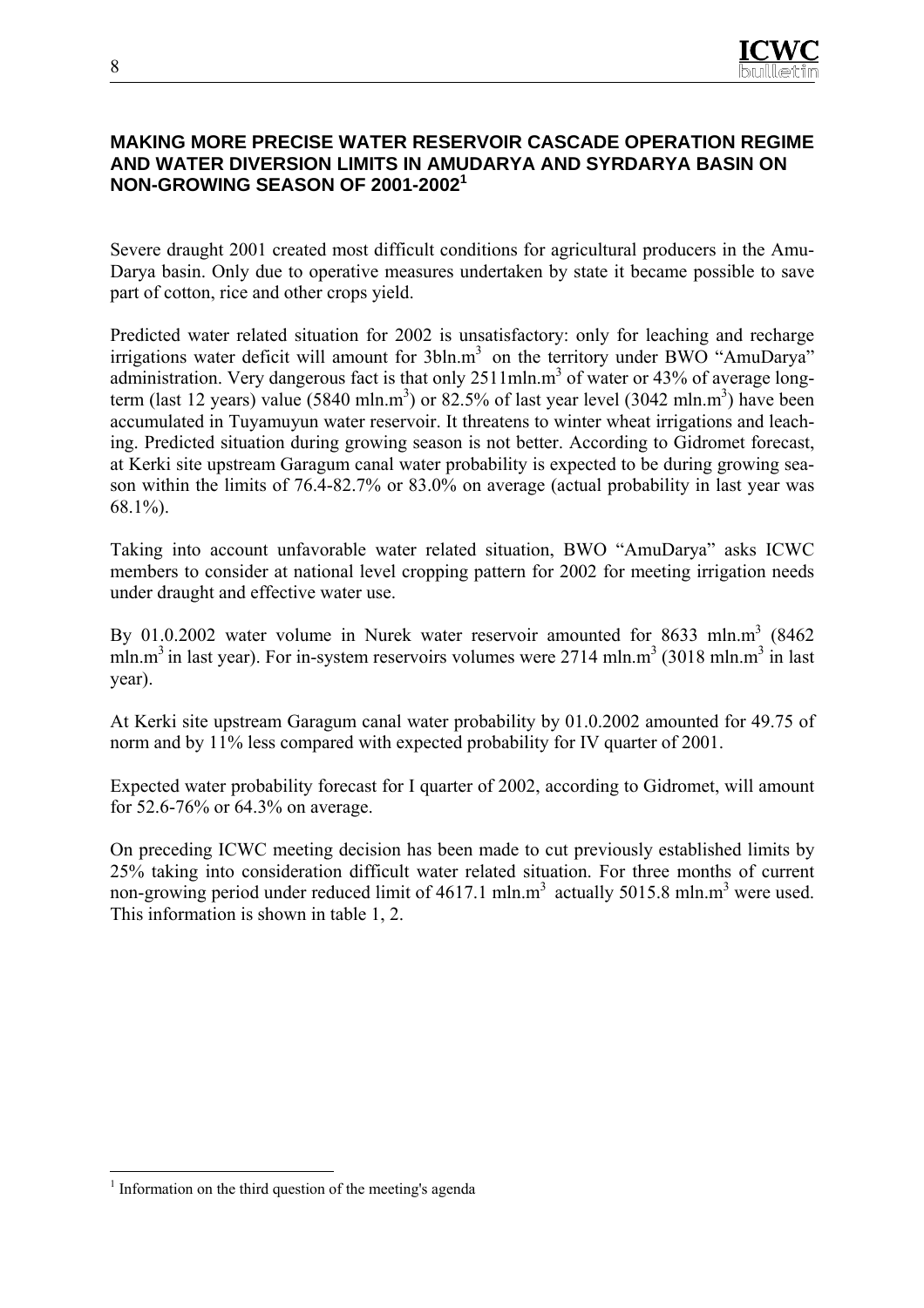## MAKING MORE PRECISE WATER RESERVOIR CASCADE OPERATION REGIME AND WATER DIVERSION LIMITS IN AMUDARYA AND SYRDARYA BASIN ON NON-GROWING SEASON OF 2001-2002[1]

Severe draught 2001 created most difficult conditions for agricultural producers in the Amu-Darya basin. Only due to operative measures undertaken by state it became possible to save part of cotton, rice and other crops yield.

Predicted water related situation for 2002 is unsatisfactory: only for leaching and recharge irrigations water deficit will amount for 3bln.$m^3$ on the territory under BWO "AmuDarya" administration. Very dangerous fact is that only 2511mln.$m^3$ of water or 43% of average long-term (last 12 years) value (5840 mln.$m^3$) or 82.5% of last year level (3042 mln.$m^3$) have been accumulated in Tuyamuyun water reservoir. It threatens to winter wheat irrigations and leaching. Predicted situation during growing season is not better. According to Gidromet forecast, at Kerki site upstream Garagum canal water probability is expected to be during growing season within the limits of 76.4-82.7% or 83.0% on average (actual probability in last year was 68.1%).

Taking into account unfavorable water related situation, BWO "AmuDarya" asks ICWC members to consider at national level cropping pattern for 2002 for meeting irrigation needs under draught and effective water use.

By 01.0.2002 water volume in Nurek water reservoir amounted for 8633 mln.$m^3$ (8462 mln.$m^3$ in last year). For in-system reservoirs volumes were 2714 mln.$m^3$ (3018 mln.$m^3$ in last year).

At Kerki site upstream Garagum canal water probability by 01.0.2002 amounted for 49.75 of norm and by 11% less compared with expected probability for IV quarter of 2001.

Expected water probability forecast for I quarter of 2002, according to Gidromet, will amount for 52.6-76% or 64.3% on average.

On preceding ICWC meeting decision has been made to cut previously established limits by 25% taking into consideration difficult water related situation. For three months of current non-growing period under reduced limit of 4617.1 mln.$m^3$ actually 5015.8 mln.$m^3$ were used. This information is shown in table 1, 2.

---

[1] Information on the third question of the meeting's agenda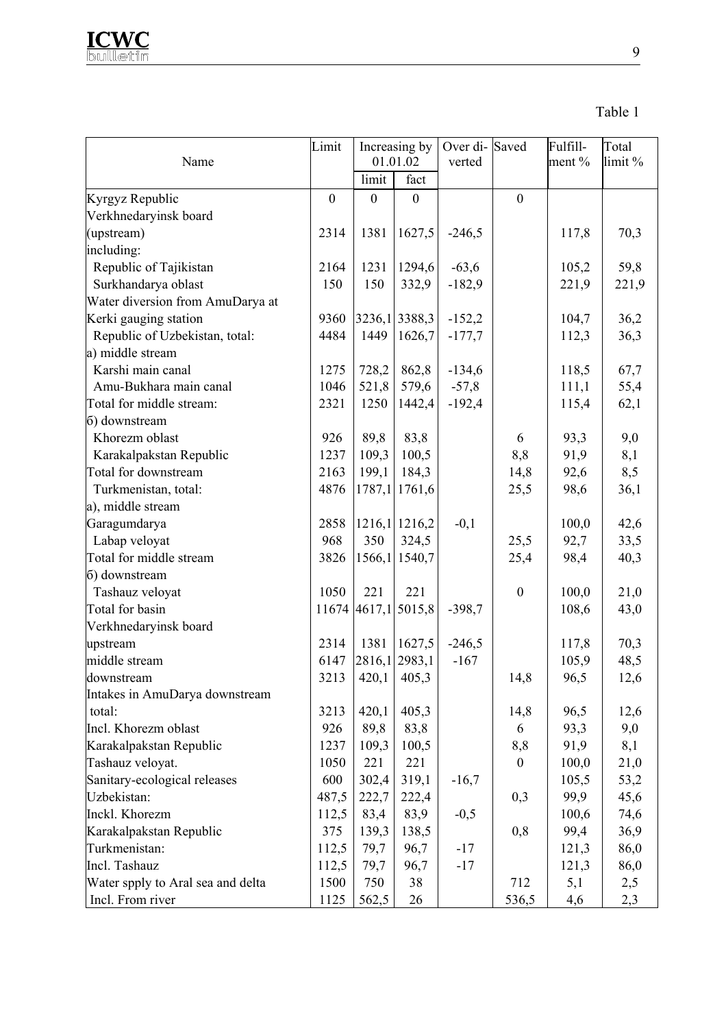Table 1

| Name | Limit | Increasing by 01.01.02 | | Over di-verted | Saved | Fulfill-ment % | Total limit % |
|---|---|---|---|---|---|---|---|
| | | limit | fact | | | | |
| Kyrgyz Republic | 0 | 0 | 0 | | 0 | | |
| Verkhnedaryinsk board (upstream) | 2314 | 1381 | 1627,5 | -246,5 | | 117,8 | 70,3 |
| including: | | | | | | | |
| Republic of Tajikistan | 2164 | 1231 | 1294,6 | -63,6 | | 105,2 | 59,8 |
| Surkhandarya oblast | 150 | 150 | 332,9 | -182,9 | | 221,9 | 221,9 |
| Water diversion from AmuDarya at Kerki gauging station | 9360 | 3236,1 | 3388,3 | -152,2 | | 104,7 | 36,2 |
| Republic of Uzbekistan, total: | 4484 | 1449 | 1626,7 | -177,7 | | 112,3 | 36,3 |
| a) middle stream | | | | | | | |
| Karshi main canal | 1275 | 728,2 | 862,8 | -134,6 | | 118,5 | 67,7 |
| Amu-Bukhara main canal | 1046 | 521,8 | 579,6 | -57,8 | | 111,1 | 55,4 |
| Total for middle stream: | 2321 | 1250 | 1442,4 | -192,4 | | 115,4 | 62,1 |
| б) downstream | | | | | | | |
| Khorezm oblast | 926 | 89,8 | 83,8 | | 6 | 93,3 | 9,0 |
| Karakalpakstan Republic | 1237 | 109,3 | 100,5 | | 8,8 | 91,9 | 8,1 |
| Total for downstream | 2163 | 199,1 | 184,3 | | 14,8 | 92,6 | 8,5 |
| Turkmenistan, total: | 4876 | 1787,1 | 1761,6 | | 25,5 | 98,6 | 36,1 |
| a), middle stream | | | | | | | |
| Garagumdarya | 2858 | 1216,1 | 1216,2 | -0,1 | | 100,0 | 42,6 |
| Labap veloyat | 968 | 350 | 324,5 | | 25,5 | 92,7 | 33,5 |
| Total for middle stream | 3826 | 1566,1 | 1540,7 | | 25,4 | 98,4 | 40,3 |
| б) downstream | | | | | | | |
| Tashauz veloyat | 1050 | 221 | 221 | | 0 | 100,0 | 21,0 |
| Total for basin | 11674 | 4617,1 | 5015,8 | -398,7 | | 108,6 | 43,0 |
| Verkhnedaryinsk board upstream | 2314 | 1381 | 1627,5 | -246,5 | | 117,8 | 70,3 |
| middle stream | 6147 | 2816,1 | 2983,1 | -167 | | 105,9 | 48,5 |
| downstream | 3213 | 420,1 | 405,3 | | 14,8 | 96,5 | 12,6 |
| Intakes in AmuDarya downstream total: | 3213 | 420,1 | 405,3 | | 14,8 | 96,5 | 12,6 |
| Incl. Khorezm oblast | 926 | 89,8 | 83,8 | | 6 | 93,3 | 9,0 |
| Karakalpakstan Republic | 1237 | 109,3 | 100,5 | | 8,8 | 91,9 | 8,1 |
| Tashauz veloyat. | 1050 | 221 | 221 | | 0 | 100,0 | 21,0 |
| Sanitary-ecological releases | 600 | 302,4 | 319,1 | -16,7 | | 105,5 | 53,2 |
| Uzbekistan: | 487,5 | 222,7 | 222,4 | | 0,3 | 99,9 | 45,6 |
| Inckl. Khorezm | 112,5 | 83,4 | 83,9 | -0,5 | | 100,6 | 74,6 |
| Karakalpakstan Republic | 375 | 139,3 | 138,5 | | 0,8 | 99,4 | 36,9 |
| Turkmenistan: | 112,5 | 79,7 | 96,7 | -17 | | 121,3 | 86,0 |
| Incl. Tashauz | 112,5 | 79,7 | 96,7 | -17 | | 121,3 | 86,0 |
| Water spply to Aral sea and delta | 1500 | 750 | 38 | | 712 | 5,1 | 2,5 |
| Incl. From river | 1125 | 562,5 | 26 | | 536,5 | 4,6 | 2,3 |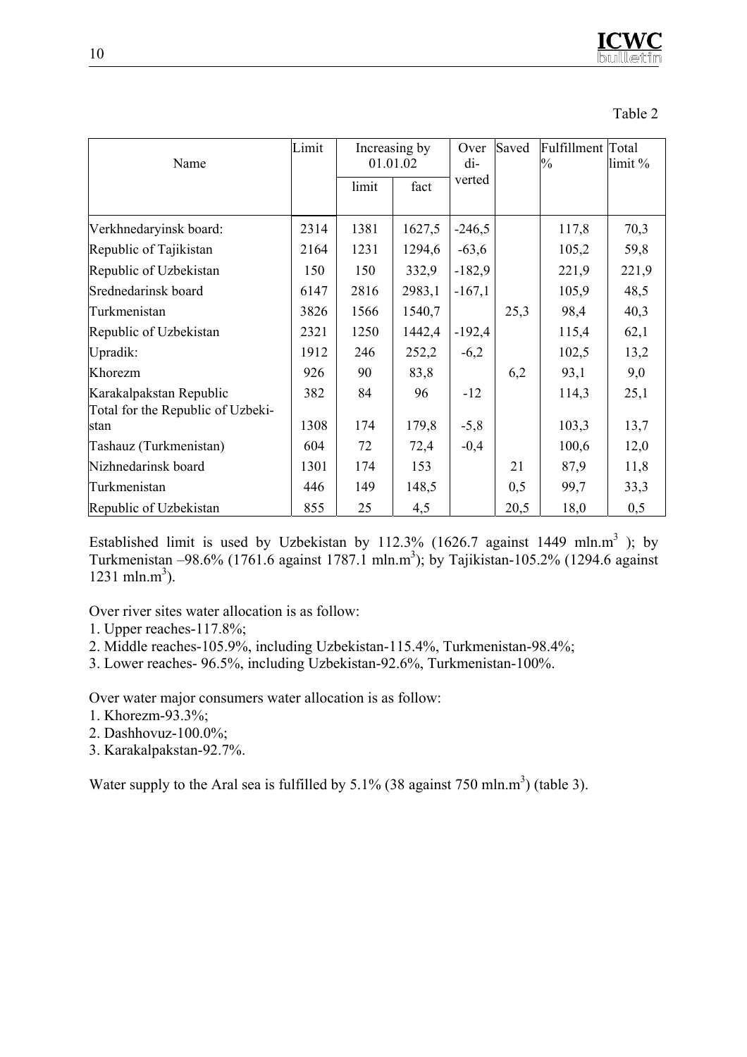Table 2

| Name | Limit | Increasing by 01.01.02 | | Over di-verted | Saved | Fulfillment % | Total limit % |
|---|---|---|---|---|---|---|---|
| | | limit | fact | | | | |
| Verkhnedaryinsk board: | 2314 | 1381 | 1627,5 | -246,5 | | 117,8 | 70,3 |
| Republic of Tajikistan | 2164 | 1231 | 1294,6 | -63,6 | | 105,2 | 59,8 |
| Republic of Uzbekistan | 150 | 150 | 332,9 | -182,9 | | 221,9 | 221,9 |
| Srednedarinsk board | 6147 | 2816 | 2983,1 | -167,1 | | 105,9 | 48,5 |
| Turkmenistan | 3826 | 1566 | 1540,7 | | 25,3 | 98,4 | 40,3 |
| Republic of Uzbekistan | 2321 | 1250 | 1442,4 | -192,4 | | 115,4 | 62,1 |
| Upradik: | 1912 | 246 | 252,2 | -6,2 | | 102,5 | 13,2 |
| Khorezm | 926 | 90 | 83,8 | | 6,2 | 93,1 | 9,0 |
| Karakalpakstan Republic | 382 | 84 | 96 | -12 | | 114,3 | 25,1 |
| Total for the Republic of Uzbekistan | 1308 | 174 | 179,8 | -5,8 | | 103,3 | 13,7 |
| Tashauz (Turkmenistan) | 604 | 72 | 72,4 | -0,4 | | 100,6 | 12,0 |
| Nizhnedarinsk board | 1301 | 174 | 153 | | 21 | 87,9 | 11,8 |
| Turkmenistan | 446 | 149 | 148,5 | | 0,5 | 99,7 | 33,3 |
| Republic of Uzbekistan | 855 | 25 | 4,5 | | 20,5 | 18,0 | 0,5 |

Established limit is used by Uzbekistan by 112.3% (1626.7 against 1449 mln.$m^3$ ); by Turkmenistan –98.6% (1761.6 against 1787.1 mln.$m^3$); by Tajikistan-105.2% (1294.6 against 1231 mln.$m^3$).

Over river sites water allocation is as follow:

1. Upper reaches-117.8%;
2. Middle reaches-105.9%, including Uzbekistan-115.4%, Turkmenistan-98.4%;
3. Lower reaches- 96.5%, including Uzbekistan-92.6%, Turkmenistan-100%.

Over water major consumers water allocation is as follow:

1. Khorezm-93.3%;
2. Dashhovuz-100.0%;
3. Karakalpakstan-92.7%.

Water supply to the Aral sea is fulfilled by 5.1% (38 against 750 mln.$m^3$) (table 3).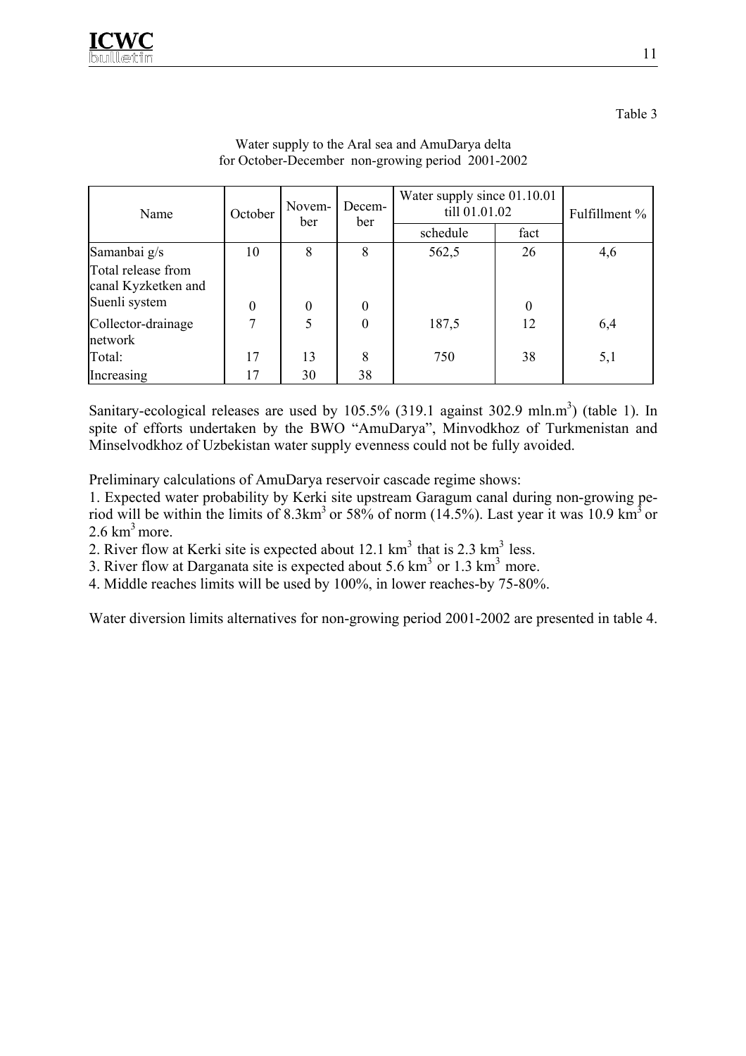Table 3

Water supply to the Aral sea and AmuDarya delta
for October-December non-growing period 2001-2002

| Name | October | November | December | Water supply since 01.10.01 till 01.01.02 | | Fulfillment % |
|---|---|---|---|---|---|---|
| | | | | schedule | fact | |
| Samanbai g/s | 10 | 8 | 8 | 562,5 | 26 | 4,6 |
| Total release from canal Kyzketken and Suenli system | 0 | 0 | 0 | | 0 | |
| Collector-drainage network | 7 | 5 | 0 | 187,5 | 12 | 6,4 |
| Total: | 17 | 13 | 8 | 750 | 38 | 5,1 |
| Increasing | 17 | 30 | 38 | | | |

Sanitary-ecological releases are used by 105.5% (319.1 against 302.9 mln.m$^3$) (table 1). In spite of efforts undertaken by the BWO "AmuDarya", Minvodkhoz of Turkmenistan and Minselvodkhoz of Uzbekistan water supply evenness could not be fully avoided.

Preliminary calculations of AmuDarya reservoir cascade regime shows:

1. Expected water probability by Kerki site upstream Garagum canal during non-growing period will be within the limits of 8.3km$^3$ or 58% of norm (14.5%). Last year it was 10.9 km$^3$ or 2.6 km$^3$ more.
2. River flow at Kerki site is expected about 12.1 km$^3$ that is 2.3 km$^3$ less.
3. River flow at Darganata site is expected about 5.6 km$^3$ or 1.3 km$^3$ more.
4. Middle reaches limits will be used by 100%, in lower reaches-by 75-80%.

Water diversion limits alternatives for non-growing period 2001-2002 are presented in table 4.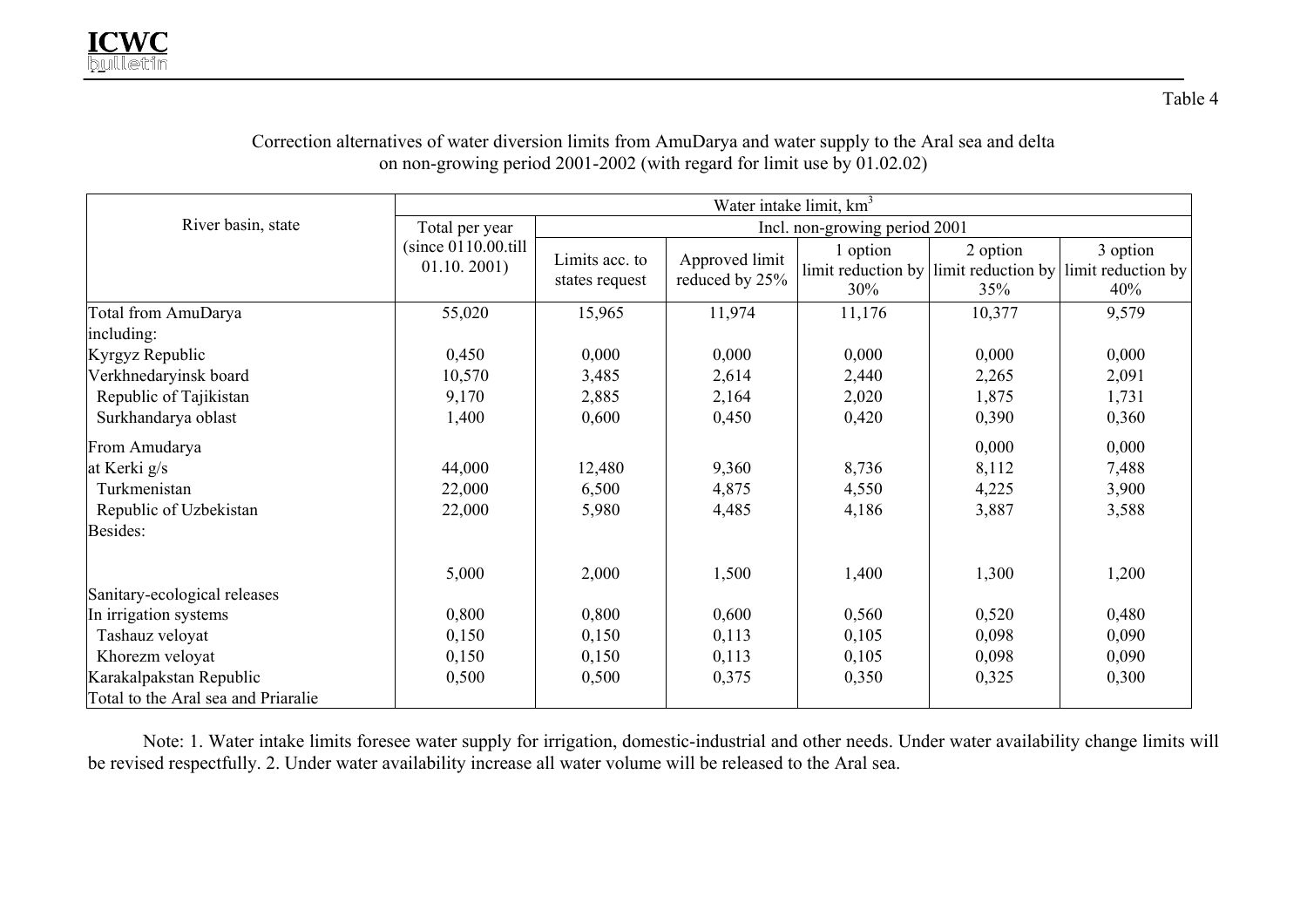Table 4

Correction alternatives of water diversion limits from AmuDarya and water supply to the Aral sea and delta on non-growing period 2001-2002 (with regard for limit use by 01.02.02)

| River basin, state | Water intake limit, $km^3$ | | | | | |
|---|---|---|---|---|---|---|
| | Total per year (since 0110.00.till 01.10. 2001) | Incl. non-growing period 2001 | | | | |
| | | Limits acc. to states request | Approved limit reduced by 25% | 1 option limit reduction by 30% | 2 option limit reduction by 35% | 3 option limit reduction by 40% |
| Total from AmuDarya | 55,020 | 15,965 | 11,974 | 11,176 | 10,377 | 9,579 |
| including: | | | | | | |
| Kyrgyz Republic | 0,450 | 0,000 | 0,000 | 0,000 | 0,000 | 0,000 |
| Verkhnedaryinsk board | 10,570 | 3,485 | 2,614 | 2,440 | 2,265 | 2,091 |
| Republic of Tajikistan | 9,170 | 2,885 | 2,164 | 2,020 | 1,875 | 1,731 |
| Surkhandarya oblast | 1,400 | 0,600 | 0,450 | 0,420 | 0,390 | 0,360 |
| From Amudarya | | | | | 0,000 | 0,000 |
| at Kerki g/s | 44,000 | 12,480 | 9,360 | 8,736 | 8,112 | 7,488 |
| Turkmenistan | 22,000 | 6,500 | 4,875 | 4,550 | 4,225 | 3,900 |
| Republic of Uzbekistan | 22,000 | 5,980 | 4,485 | 4,186 | 3,887 | 3,588 |
| Besides: | | | | | | |
| | 5,000 | 2,000 | 1,500 | 1,400 | 1,300 | 1,200 |
| Sanitary-ecological releases | | | | | | |
| In irrigation systems | 0,800 | 0,800 | 0,600 | 0,560 | 0,520 | 0,480 |
| Tashauz veloyat | 0,150 | 0,150 | 0,113 | 0,105 | 0,098 | 0,090 |
| Khorezm veloyat | 0,150 | 0,150 | 0,113 | 0,105 | 0,098 | 0,090 |
| Karakalpakstan Republic | 0,500 | 0,500 | 0,375 | 0,350 | 0,325 | 0,300 |
| Total to the Aral sea and Priaralie | | | | | | |

Note: 1. Water intake limits foresee water supply for irrigation, domestic-industrial and other needs. Under water availability change limits will be revised respectfully. 2. Under water availability increase all water volume will be released to the Aral sea.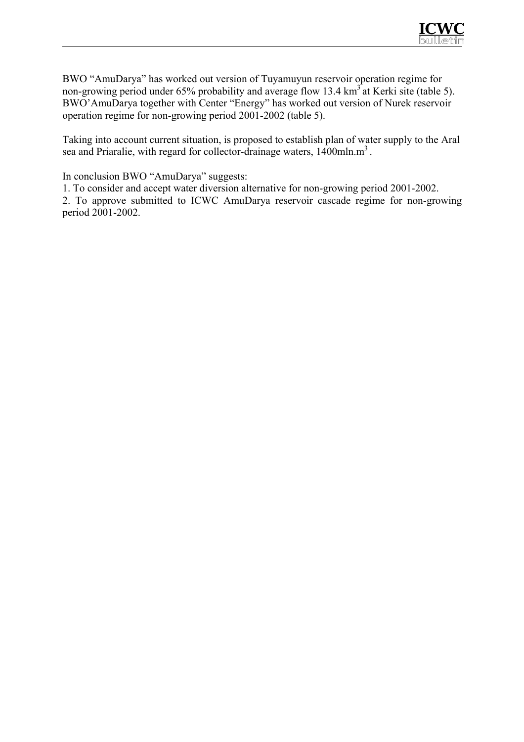BWO "AmuDarya" has worked out version of Tuyamuyun reservoir operation regime for non-growing period under 65% probability and average flow 13.4 km$^3$ at Kerki site (table 5). BWO'AmuDarya together with Center "Energy" has worked out version of Nurek reservoir operation regime for non-growing period 2001-2002 (table 5).

Taking into account current situation, is proposed to establish plan of water supply to the Aral sea and Priaralie, with regard for collector-drainage waters, 1400mln.m$^3$.

In conclusion BWO "AmuDarya" suggests:

1. To consider and accept water diversion alternative for non-growing period 2001-2002.
2. To approve submitted to ICWC AmuDarya reservoir cascade regime for non-growing period 2001-2002.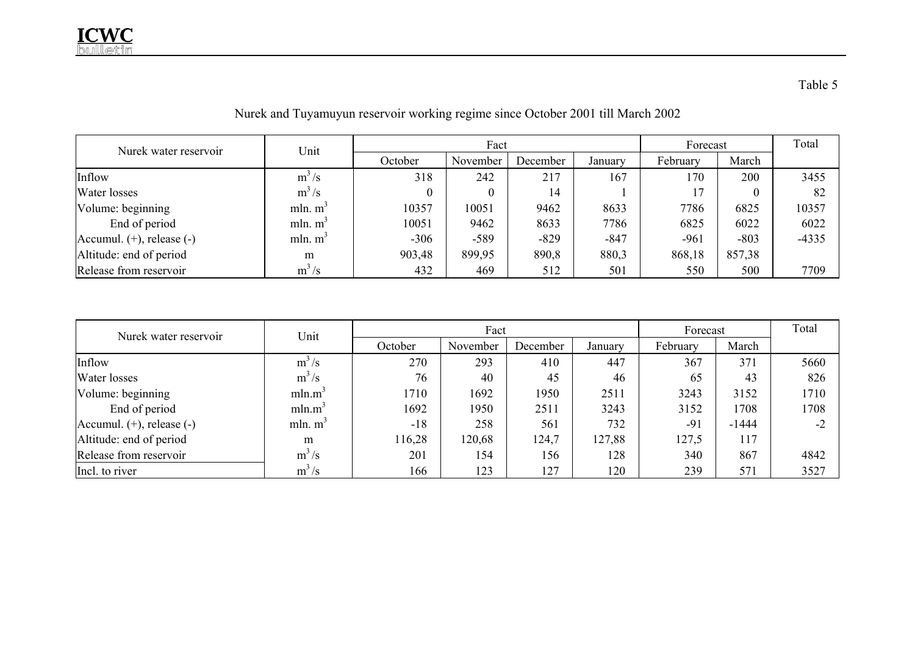Table 5

Nurek and Tuyamuyun reservoir working regime since October 2001 till March 2002

| Nurek water reservoir | Unit | Fact | | | | Forecast | | Total |
|---|---|---|---|---|---|---|---|---|
| | | October | November | December | January | February | March | |
| Inflow | $m^3/s$ | 318 | 242 | 217 | 167 | 170 | 200 | 3455 |
| Water losses | $m^3/s$ | 0 | 0 | 14 | 1 | 17 | 0 | 82 |
| Volume: beginning | mln. $m^3$ | 10357 | 10051 | 9462 | 8633 | 7786 | 6825 | 10357 |
| End of period | mln. $m^3$ | 10051 | 9462 | 8633 | 7786 | 6825 | 6022 | 6022 |
| Accumul. (+), release (-) | mln. $m^3$ | -306 | -589 | -829 | -847 | -961 | -803 | -4335 |
| Altitude: end of period | m | 903,48 | 899,95 | 890,8 | 880,3 | 868,18 | 857,38 | |
| Release from reservoir | $m^3/s$ | 432 | 469 | 512 | 501 | 550 | 500 | 7709 |

| Nurek water reservoir | Unit | Fact | | | | Forecast | | Total |
|---|---|---|---|---|---|---|---|---|
| | | October | November | December | January | February | March | |
| Inflow | $m^3/s$ | 270 | 293 | 410 | 447 | 367 | 371 | 5660 |
| Water losses | $m^3/s$ | 76 | 40 | 45 | 46 | 65 | 43 | 826 |
| Volume: beginning | mln.$m^3$ | 1710 | 1692 | 1950 | 2511 | 3243 | 3152 | 1710 |
| End of period | mln.$m^3$ | 1692 | 1950 | 2511 | 3243 | 3152 | 1708 | 1708 |
| Accumul. (+), release (-) | mln. $m^3$ | -18 | 258 | 561 | 732 | -91 | -1444 | -2 |
| Altitude: end of period | m | 116,28 | 120,68 | 124,7 | 127,88 | 127,5 | 117 | |
| Release from reservoir | $m^3/s$ | 201 | 154 | 156 | 128 | 340 | 867 | 4842 |
| Incl. to river | $m^3/s$ | 166 | 123 | 127 | 120 | 239 | 571 | 3527 |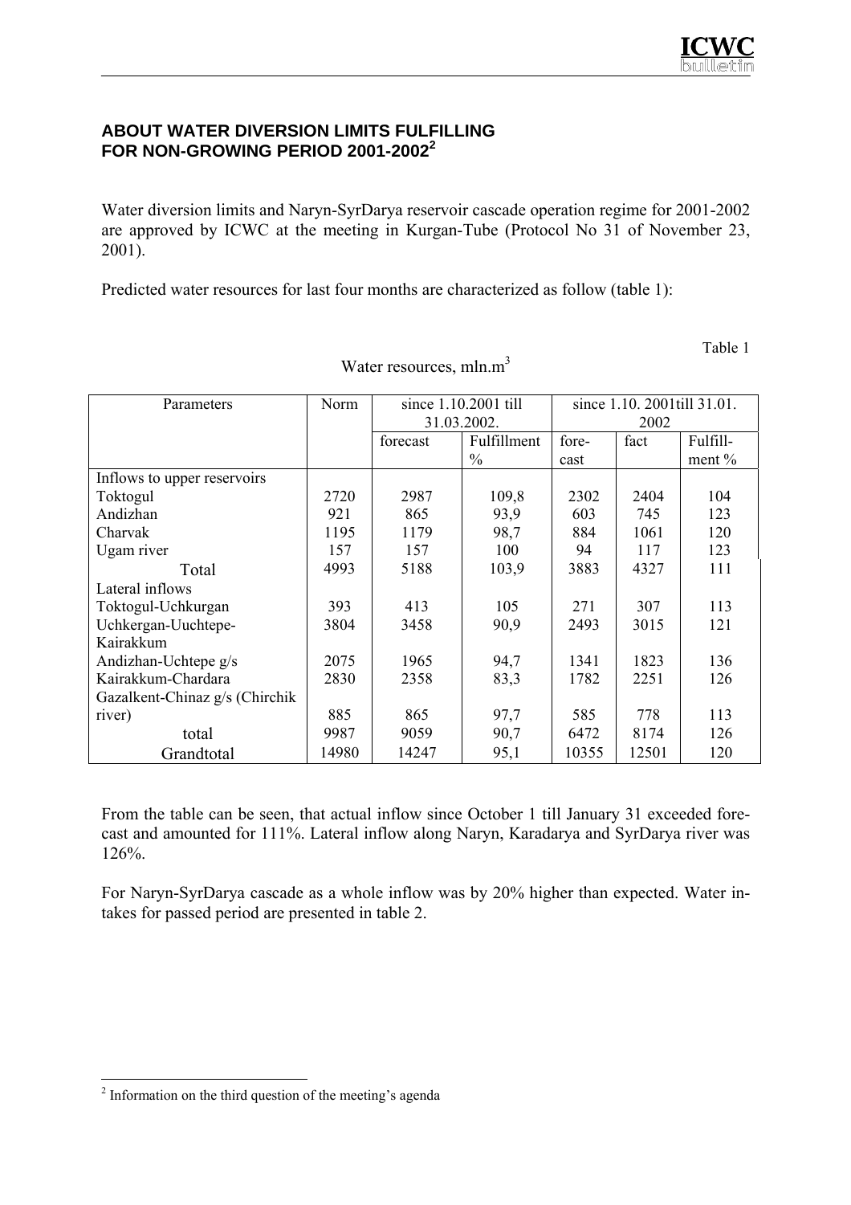## ABOUT WATER DIVERSION LIMITS FULFILLING FOR NON-GROWING PERIOD 2001-2002[2]

Water diversion limits and Naryn-SyrDarya reservoir cascade operation regime for 2001-2002 are approved by ICWC at the meeting in Kurgan-Tube (Protocol No 31 of November 23, 2001).

Predicted water resources for last four months are characterized as follow (table 1):

Table 1

Water resources, mln.$m^3$

| Parameters | Norm | since 1.10.2001 till 31.03.2002. | | since 1.10. 2001till 31.01. 2002 | | |
|---|---|---|---|---|---|---|
| | | forecast | Fulfillment % | fore-cast | fact | Fulfill-ment % |
| Inflows to upper reservoirs | | | | | | |
| Toktogul | 2720 | 2987 | 109,8 | 2302 | 2404 | 104 |
| Andizhan | 921 | 865 | 93,9 | 603 | 745 | 123 |
| Charvak | 1195 | 1179 | 98,7 | 884 | 1061 | 120 |
| Ugam river | 157 | 157 | 100 | 94 | 117 | 123 |
| Total | 4993 | 5188 | 103,9 | 3883 | 4327 | 111 |
| Lateral inflows | | | | | | |
| Toktogul-Uchkurgan | 393 | 413 | 105 | 271 | 307 | 113 |
| Uchkergan-Uuchtepe-Kairakkum | 3804 | 3458 | 90,9 | 2493 | 3015 | 121 |
| Andizhan-Uchtepe g/s | 2075 | 1965 | 94,7 | 1341 | 1823 | 136 |
| Kairakkum-Chardara | 2830 | 2358 | 83,3 | 1782 | 2251 | 126 |
| Gazalkent-Chinaz g/s (Chirchik river) | 885 | 865 | 97,7 | 585 | 778 | 113 |
| total | 9987 | 9059 | 90,7 | 6472 | 8174 | 126 |
| Grandtotal | 14980 | 14247 | 95,1 | 10355 | 12501 | 120 |

From the table can be seen, that actual inflow since October 1 till January 31 exceeded forecast and amounted for 111%. Lateral inflow along Naryn, Karadarya and SyrDarya river was 126%.

For Naryn-SyrDarya cascade as a whole inflow was by 20% higher than expected. Water intakes for passed period are presented in table 2.

---

[2] Information on the third question of the meeting's agenda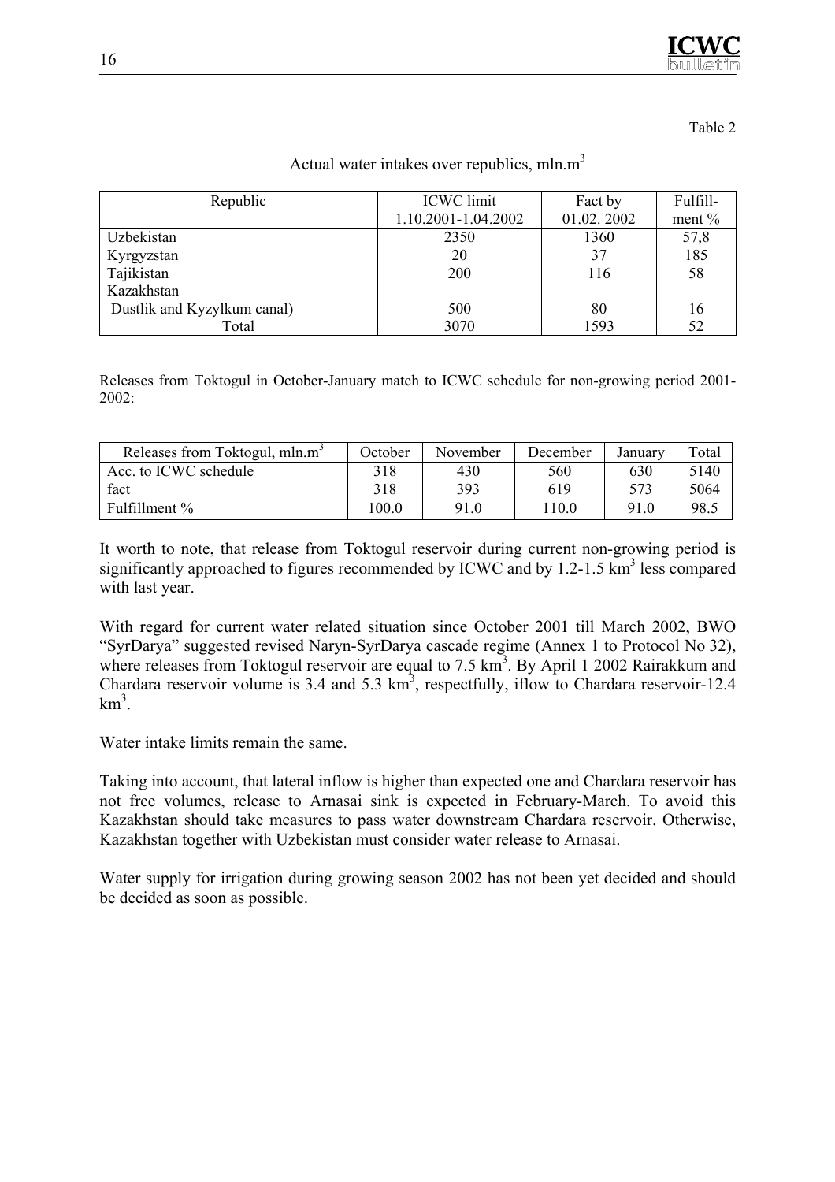Table 2

Actual water intakes over republics, mln.$m^3$

| Republic | ICWC limit 1.10.2001-1.04.2002 | Fact by 01.02. 2002 | Fulfill-ment % |
|---|---|---|---|
| Uzbekistan | 2350 | 1360 | 57,8 |
| Kyrgyzstan | 20 | 37 | 185 |
| Tajikistan | 200 | 116 | 58 |
| Kazakhstan | | | |
| Dustlik and Kyzylkum canal) | 500 | 80 | 16 |
| Total | 3070 | 1593 | 52 |

Releases from Toktogul in October-January match to ICWC schedule for non-growing period 2001-2002:

| Releases from Toktogul, mln.$m^3$ | October | November | December | January | Total |
|---|---|---|---|---|---|
| Acc. to ICWC schedule | 318 | 430 | 560 | 630 | 5140 |
| fact | 318 | 393 | 619 | 573 | 5064 |
| Fulfillment % | 100.0 | 91.0 | 110.0 | 91.0 | 98.5 |

It worth to note, that release from Toktogul reservoir during current non-growing period is significantly approached to figures recommended by ICWC and by 1.2-1.5 $km^3$ less compared with last year.

With regard for current water related situation since October 2001 till March 2002, BWO "SyrDarya" suggested revised Naryn-SyrDarya cascade regime (Annex 1 to Protocol No 32), where releases from Toktogul reservoir are equal to 7.5 $km^3$. By April 1 2002 Rairakkum and Chardara reservoir volume is 3.4 and 5.3 $km^3$, respectfully, iflow to Chardara reservoir-12.4 $km^3$.

Water intake limits remain the same.

Taking into account, that lateral inflow is higher than expected one and Chardara reservoir has not free volumes, release to Arnasai sink is expected in February-March. To avoid this Kazakhstan should take measures to pass water downstream Chardara reservoir. Otherwise, Kazakhstan together with Uzbekistan must consider water release to Arnasai.

Water supply for irrigation during growing season 2002 has not been yet decided and should be decided as soon as possible.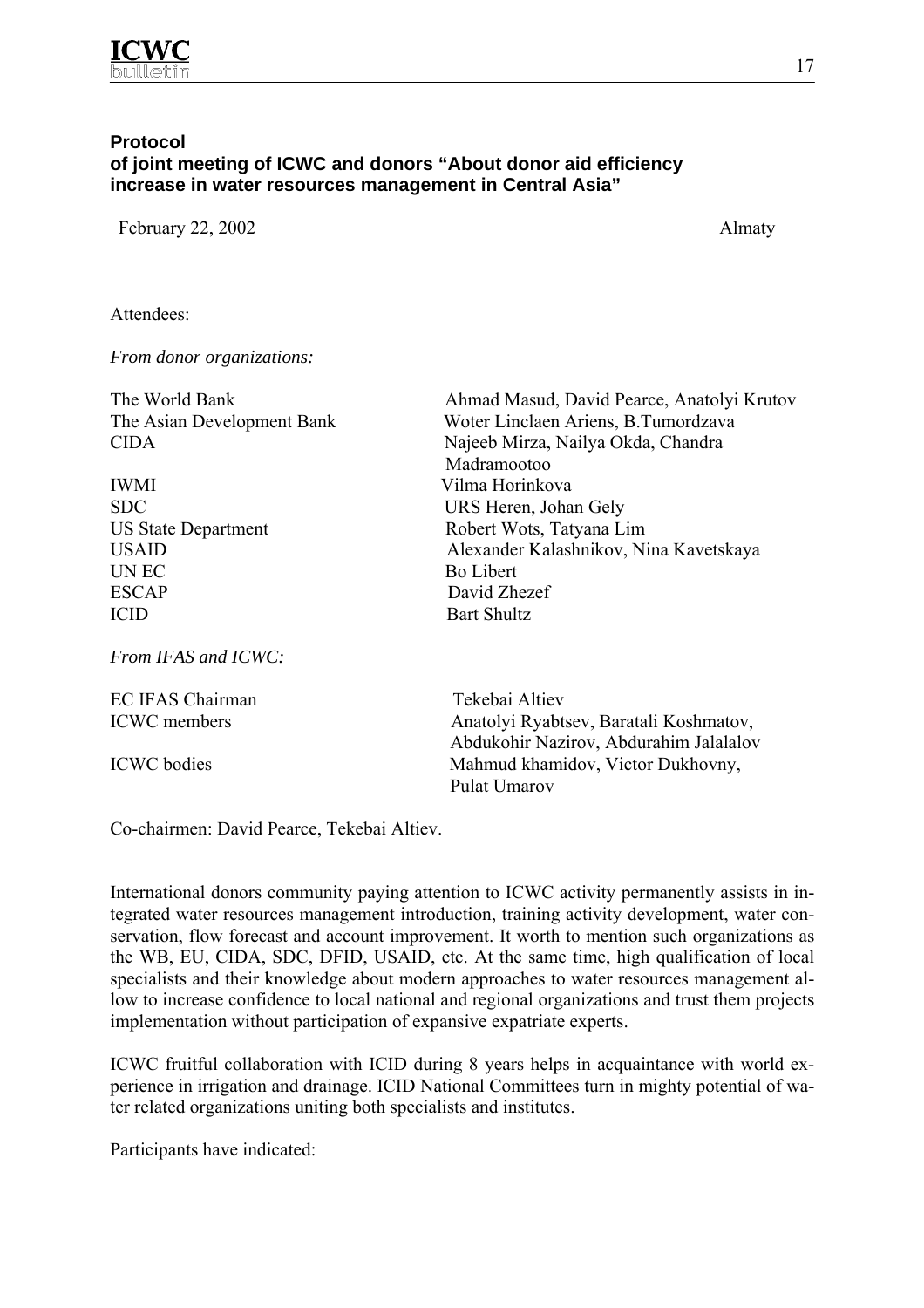**Protocol**
**of joint meeting of ICWC and donors "About donor aid efficiency increase in water resources management in Central Asia"**

February 22, 2002 Almaty

Attendees:

*From donor organizations:*

| | |
|---|---|
| The World Bank | Ahmad Masud, David Pearce, Anatolyi Krutov |
| The Asian Development Bank | Woter Linclaen Ariens, B.Tumordzava |
| CIDA | Najeeb Mirza, Nailya Okda, Chandra Madramootoo |
| IWMI | Vilma Horinkova |
| SDC | URS Heren, Johan Gely |
| US State Department | Robert Wots, Tatyana Lim |
| USAID | Alexander Kalashnikov, Nina Kavetskaya |
| UN EC | Bo Libert |
| ESCAP | David Zhezef |
| ICID | Bart Shultz |

*From IFAS and ICWC:*

| | |
|---|---|
| EC IFAS Chairman | Tekebai Altiev |
| ICWC members | Anatolyi Ryabtsev, Baratali Koshmatov, Abdukohir Nazirov, Abdurahim Jalalalov |
| ICWC bodies | Mahmud khamidov, Victor Dukhovny, Pulat Umarov |

Co-chairmen: David Pearce, Tekebai Altiev.

International donors community paying attention to ICWC activity permanently assists in integrated water resources management introduction, training activity development, water conservation, flow forecast and account improvement. It worth to mention such organizations as the WB, EU, CIDA, SDC, DFID, USAID, etc. At the same time, high qualification of local specialists and their knowledge about modern approaches to water resources management allow to increase confidence to local national and regional organizations and trust them projects implementation without participation of expansive expatriate experts.

ICWC fruitful collaboration with ICID during 8 years helps in acquaintance with world experience in irrigation and drainage. ICID National Committees turn in mighty potential of water related organizations uniting both specialists and institutes.

Participants have indicated: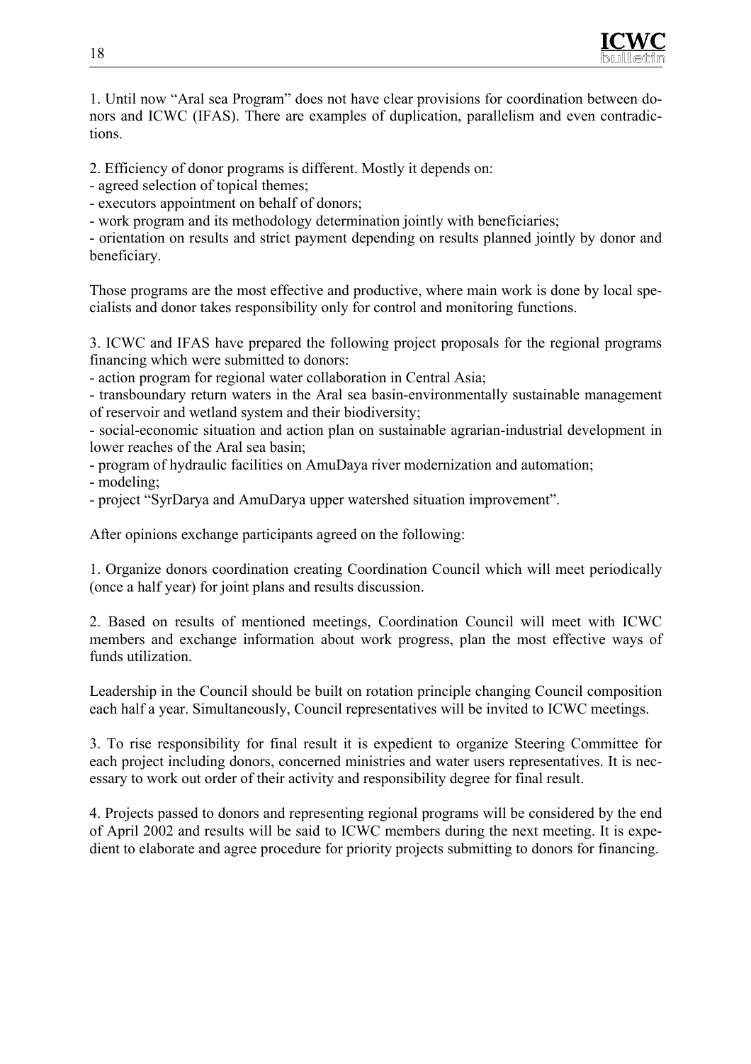1. Until now "Aral sea Program" does not have clear provisions for coordination between donors and ICWC (IFAS). There are examples of duplication, parallelism and even contradictions.

2. Efficiency of donor programs is different. Mostly it depends on:
- agreed selection of topical themes;
- executors appointment on behalf of donors;
- work program and its methodology determination jointly with beneficiaries;
- orientation on results and strict payment depending on results planned jointly by donor and beneficiary.

Those programs are the most effective and productive, where main work is done by local specialists and donor takes responsibility only for control and monitoring functions.

3. ICWC and IFAS have prepared the following project proposals for the regional programs financing which were submitted to donors:
- action program for regional water collaboration in Central Asia;
- transboundary return waters in the Aral sea basin-environmentally sustainable management of reservoir and wetland system and their biodiversity;
- social-economic situation and action plan on sustainable agrarian-industrial development in lower reaches of the Aral sea basin;
- program of hydraulic facilities on AmuDaya river modernization and automation;
- modeling;
- project "SyrDarya and AmuDarya upper watershed situation improvement".

After opinions exchange participants agreed on the following:

1. Organize donors coordination creating Coordination Council which will meet periodically (once a half year) for joint plans and results discussion.

2. Based on results of mentioned meetings, Coordination Council will meet with ICWC members and exchange information about work progress, plan the most effective ways of funds utilization.

Leadership in the Council should be built on rotation principle changing Council composition each half a year. Simultaneously, Council representatives will be invited to ICWC meetings.

3. To rise responsibility for final result it is expedient to organize Steering Committee for each project including donors, concerned ministries and water users representatives. It is necessary to work out order of their activity and responsibility degree for final result.

4. Projects passed to donors and representing regional programs will be considered by the end of April 2002 and results will be said to ICWC members during the next meeting. It is expedient to elaborate and agree procedure for priority projects submitting to donors for financing.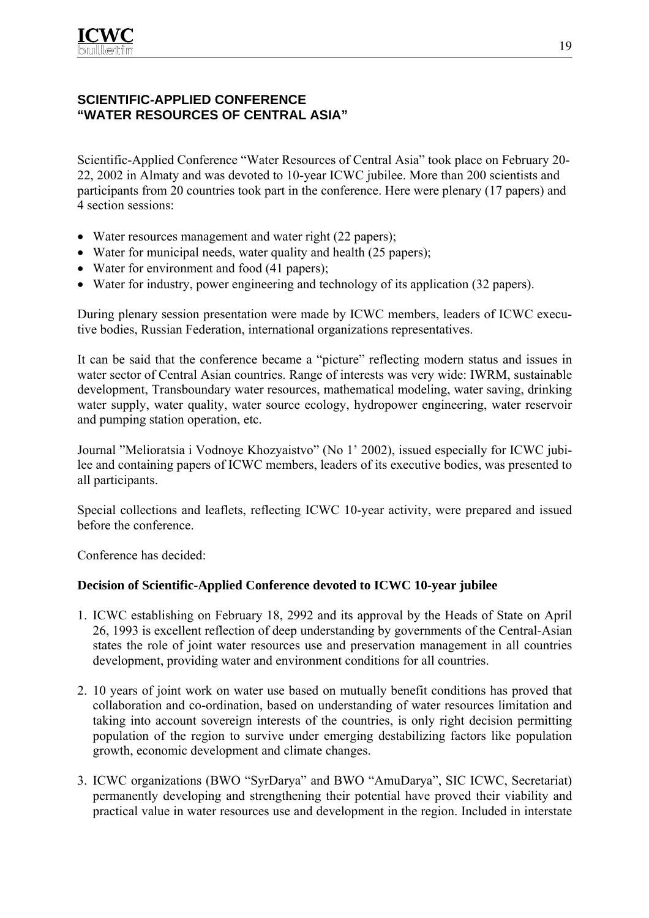## SCIENTIFIC-APPLIED CONFERENCE "WATER RESOURCES OF CENTRAL ASIA"

Scientific-Applied Conference "Water Resources of Central Asia" took place on February 20-22, 2002 in Almaty and was devoted to 10-year ICWC jubilee. More than 200 scientists and participants from 20 countries took part in the conference. Here were plenary (17 papers) and 4 section sessions:

- Water resources management and water right (22 papers);
- Water for municipal needs, water quality and health (25 papers);
- Water for environment and food (41 papers);
- Water for industry, power engineering and technology of its application (32 papers).

During plenary session presentation were made by ICWC members, leaders of ICWC executive bodies, Russian Federation, international organizations representatives.

It can be said that the conference became a "picture" reflecting modern status and issues in water sector of Central Asian countries. Range of interests was very wide: IWRM, sustainable development, Transboundary water resources, mathematical modeling, water saving, drinking water supply, water quality, water source ecology, hydropower engineering, water reservoir and pumping station operation, etc.

Journal "Melioratsia i Vodnoye Khozyaistvo" (No 1' 2002), issued especially for ICWC jubilee and containing papers of ICWC members, leaders of its executive bodies, was presented to all participants.

Special collections and leaflets, reflecting ICWC 10-year activity, were prepared and issued before the conference.

Conference has decided:

**Decision of Scientific-Applied Conference devoted to ICWC 10-year jubilee**

1. ICWC establishing on February 18, 2992 and its approval by the Heads of State on April 26, 1993 is excellent reflection of deep understanding by governments of the Central-Asian states the role of joint water resources use and preservation management in all countries development, providing water and environment conditions for all countries.
2. 10 years of joint work on water use based on mutually benefit conditions has proved that collaboration and co-ordination, based on understanding of water resources limitation and taking into account sovereign interests of the countries, is only right decision permitting population of the region to survive under emerging destabilizing factors like population growth, economic development and climate changes.
3. ICWC organizations (BWO "SyrDarya" and BWO "AmuDarya", SIC ICWC, Secretariat) permanently developing and strengthening their potential have proved their viability and practical value in water resources use and development in the region. Included in interstate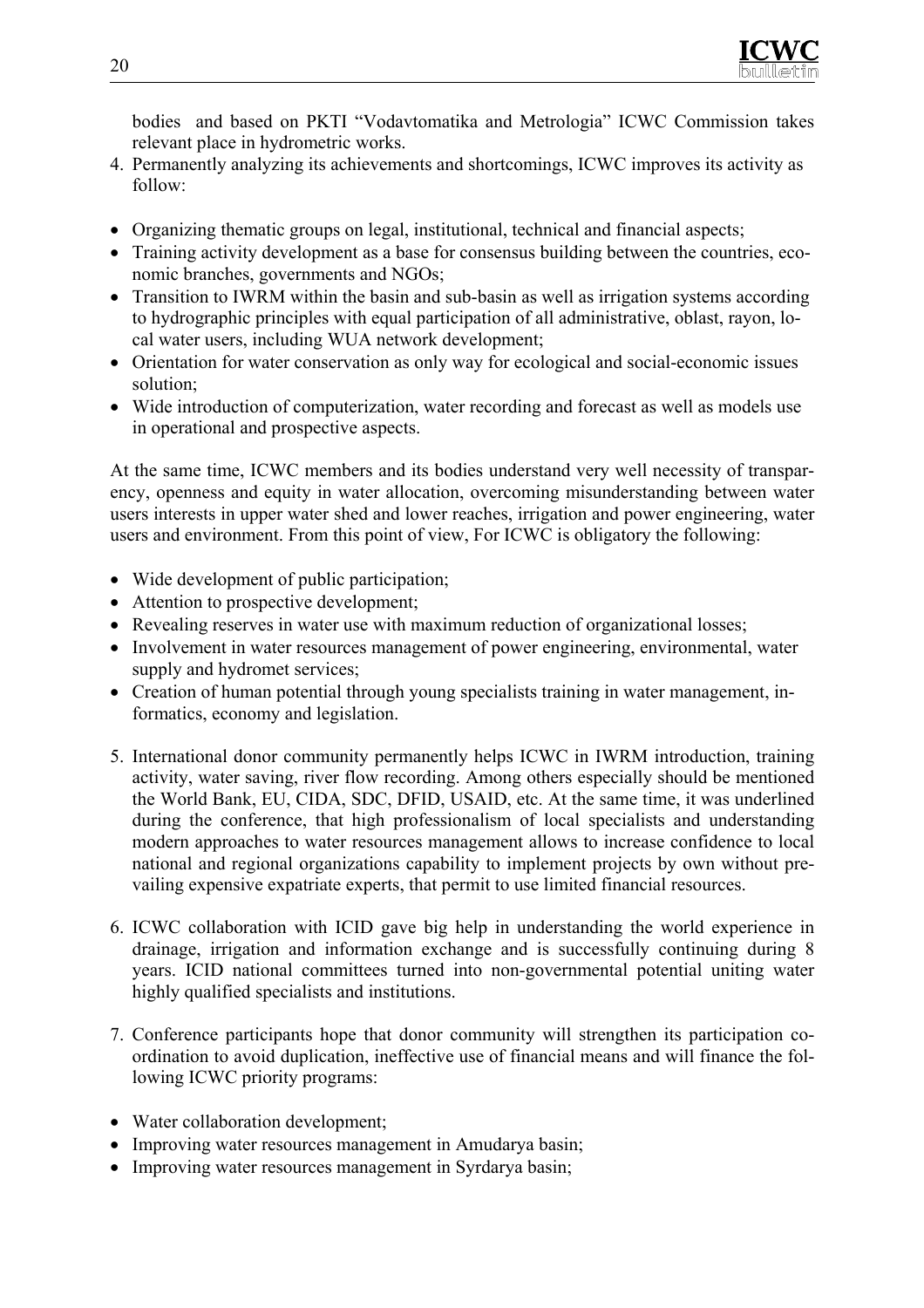bodies and based on PKTI "Vodavtomatika and Metrologia" ICWC Commission takes relevant place in hydrometric works.

4. Permanently analyzing its achievements and shortcomings, ICWC improves its activity as follow:

- Organizing thematic groups on legal, institutional, technical and financial aspects;
- Training activity development as a base for consensus building between the countries, economic branches, governments and NGOs;
- Transition to IWRM within the basin and sub-basin as well as irrigation systems according to hydrographic principles with equal participation of all administrative, oblast, rayon, local water users, including WUA network development;
- Orientation for water conservation as only way for ecological and social-economic issues solution;
- Wide introduction of computerization, water recording and forecast as well as models use in operational and prospective aspects.

At the same time, ICWC members and its bodies understand very well necessity of transparency, openness and equity in water allocation, overcoming misunderstanding between water users interests in upper water shed and lower reaches, irrigation and power engineering, water users and environment. From this point of view, For ICWC is obligatory the following:

- Wide development of public participation;
- Attention to prospective development;
- Revealing reserves in water use with maximum reduction of organizational losses;
- Involvement in water resources management of power engineering, environmental, water supply and hydromet services;
- Creation of human potential through young specialists training in water management, informatics, economy and legislation.

5. International donor community permanently helps ICWC in IWRM introduction, training activity, water saving, river flow recording. Among others especially should be mentioned the World Bank, EU, CIDA, SDC, DFID, USAID, etc. At the same time, it was underlined during the conference, that high professionalism of local specialists and understanding modern approaches to water resources management allows to increase confidence to local national and regional organizations capability to implement projects by own without prevailing expensive expatriate experts, that permit to use limited financial resources.

6. ICWC collaboration with ICID gave big help in understanding the world experience in drainage, irrigation and information exchange and is successfully continuing during 8 years. ICID national committees turned into non-governmental potential uniting water highly qualified specialists and institutions.

7. Conference participants hope that donor community will strengthen its participation coordination to avoid duplication, ineffective use of financial means and will finance the following ICWC priority programs:

- Water collaboration development;
- Improving water resources management in Amudarya basin;
- Improving water resources management in Syrdarya basin;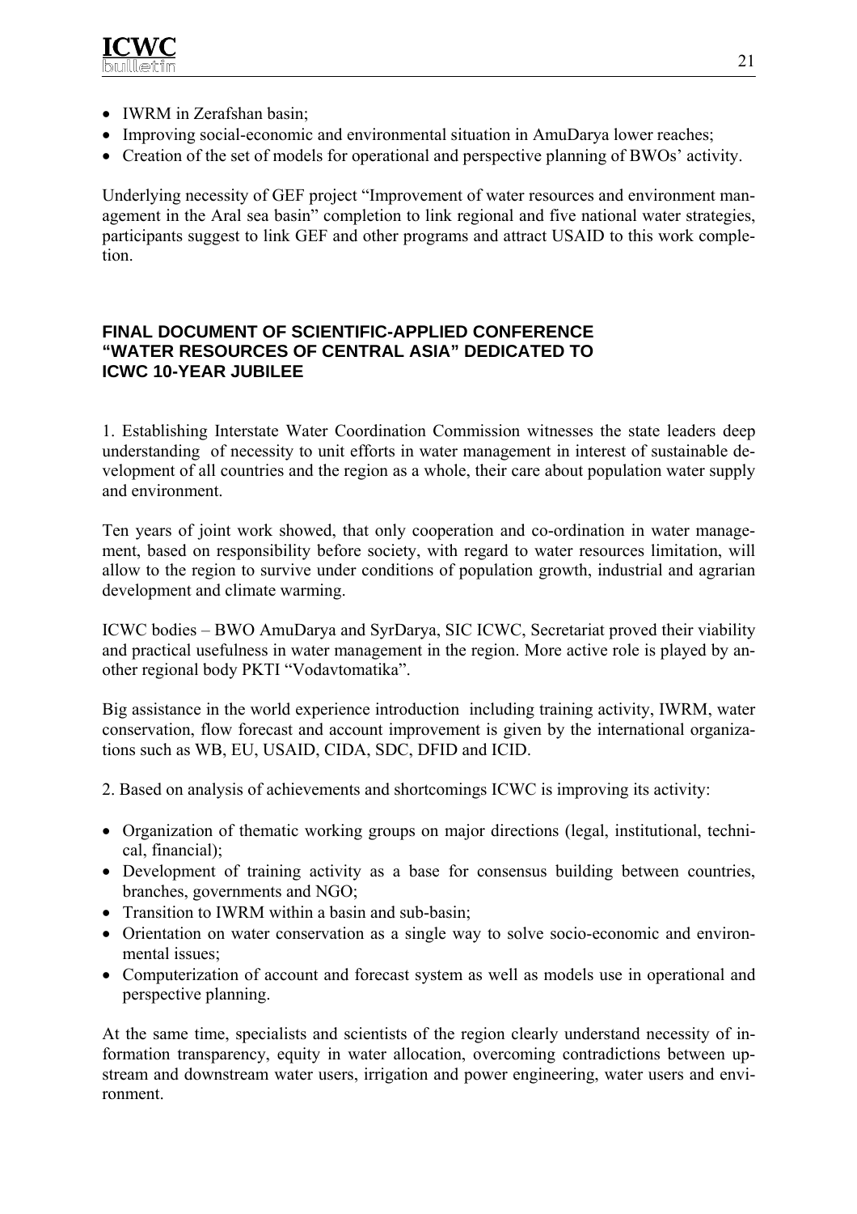- IWRM in Zerafshan basin;
- Improving social-economic and environmental situation in AmuDarya lower reaches;
- Creation of the set of models for operational and perspective planning of BWOs' activity.

Underlying necessity of GEF project "Improvement of water resources and environment management in the Aral sea basin" completion to link regional and five national water strategies, participants suggest to link GEF and other programs and attract USAID to this work completion.

## FINAL DOCUMENT OF SCIENTIFIC-APPLIED CONFERENCE "WATER RESOURCES OF CENTRAL ASIA" DEDICATED TO ICWC 10-YEAR JUBILEE

1. Establishing Interstate Water Coordination Commission witnesses the state leaders deep understanding of necessity to unit efforts in water management in interest of sustainable development of all countries and the region as a whole, their care about population water supply and environment.

Ten years of joint work showed, that only cooperation and co-ordination in water management, based on responsibility before society, with regard to water resources limitation, will allow to the region to survive under conditions of population growth, industrial and agrarian development and climate warming.

ICWC bodies – BWO AmuDarya and SyrDarya, SIC ICWC, Secretariat proved their viability and practical usefulness in water management in the region. More active role is played by another regional body PKTI "Vodavtomatika".

Big assistance in the world experience introduction including training activity, IWRM, water conservation, flow forecast and account improvement is given by the international organizations such as WB, EU, USAID, CIDA, SDC, DFID and ICID.

2. Based on analysis of achievements and shortcomings ICWC is improving its activity:

- Organization of thematic working groups on major directions (legal, institutional, technical, financial);
- Development of training activity as a base for consensus building between countries, branches, governments and NGO;
- Transition to IWRM within a basin and sub-basin;
- Orientation on water conservation as a single way to solve socio-economic and environmental issues;
- Computerization of account and forecast system as well as models use in operational and perspective planning.

At the same time, specialists and scientists of the region clearly understand necessity of information transparency, equity in water allocation, overcoming contradictions between upstream and downstream water users, irrigation and power engineering, water users and environment.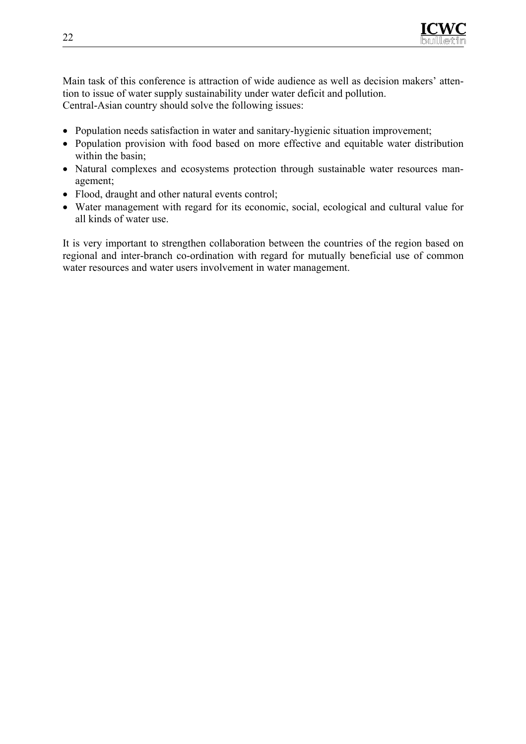Main task of this conference is attraction of wide audience as well as decision makers' attention to issue of water supply sustainability under water deficit and pollution.
Central-Asian country should solve the following issues:

- Population needs satisfaction in water and sanitary-hygienic situation improvement;
- Population provision with food based on more effective and equitable water distribution within the basin;
- Natural complexes and ecosystems protection through sustainable water resources management;
- Flood, draught and other natural events control;
- Water management with regard for its economic, social, ecological and cultural value for all kinds of water use.

It is very important to strengthen collaboration between the countries of the region based on regional and inter-branch co-ordination with regard for mutually beneficial use of common water resources and water users involvement in water management.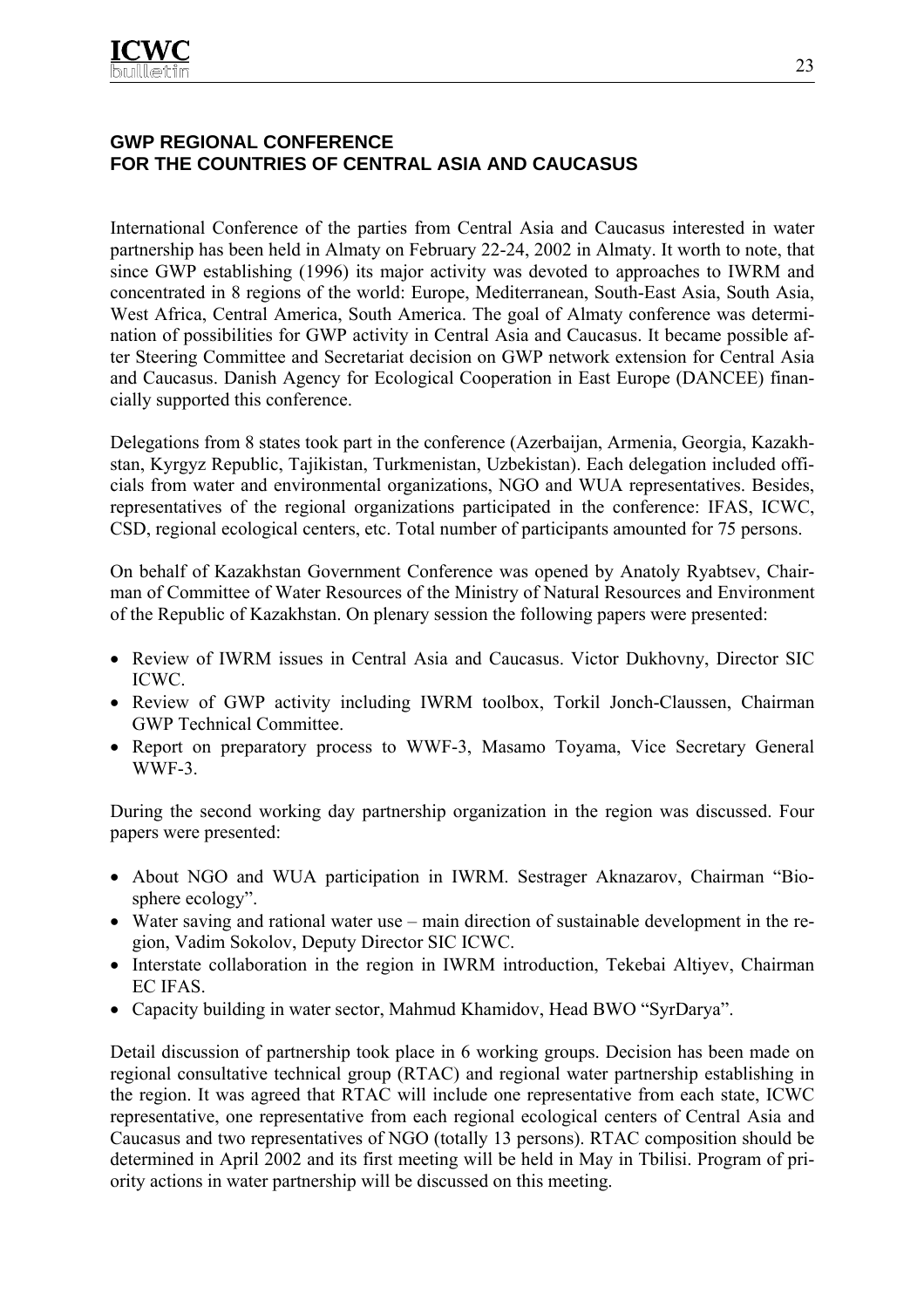## GWP REGIONAL CONFERENCE FOR THE COUNTRIES OF CENTRAL ASIA AND CAUCASUS

International Conference of the parties from Central Asia and Caucasus interested in water partnership has been held in Almaty on February 22-24, 2002 in Almaty. It worth to note, that since GWP establishing (1996) its major activity was devoted to approaches to IWRM and concentrated in 8 regions of the world: Europe, Mediterranean, South-East Asia, South Asia, West Africa, Central America, South America. The goal of Almaty conference was determination of possibilities for GWP activity in Central Asia and Caucasus. It became possible after Steering Committee and Secretariat decision on GWP network extension for Central Asia and Caucasus. Danish Agency for Ecological Cooperation in East Europe (DANCEE) financially supported this conference.

Delegations from 8 states took part in the conference (Azerbaijan, Armenia, Georgia, Kazakhstan, Kyrgyz Republic, Tajikistan, Turkmenistan, Uzbekistan). Each delegation included officials from water and environmental organizations, NGO and WUA representatives. Besides, representatives of the regional organizations participated in the conference: IFAS, ICWC, CSD, regional ecological centers, etc. Total number of participants amounted for 75 persons.

On behalf of Kazakhstan Government Conference was opened by Anatoly Ryabtsev, Chairman of Committee of Water Resources of the Ministry of Natural Resources and Environment of the Republic of Kazakhstan. On plenary session the following papers were presented:

- Review of IWRM issues in Central Asia and Caucasus. Victor Dukhovny, Director SIC ICWC.
- Review of GWP activity including IWRM toolbox, Torkil Jonch-Claussen, Chairman GWP Technical Committee.
- Report on preparatory process to WWF-3, Masamo Toyama, Vice Secretary General WWF-3.

During the second working day partnership organization in the region was discussed. Four papers were presented:

- About NGO and WUA participation in IWRM. Sestrager Aknazarov, Chairman "Biosphere ecology".
- Water saving and rational water use – main direction of sustainable development in the region, Vadim Sokolov, Deputy Director SIC ICWC.
- Interstate collaboration in the region in IWRM introduction, Tekebai Altiyev, Chairman EC IFAS.
- Capacity building in water sector, Mahmud Khamidov, Head BWO "SyrDarya".

Detail discussion of partnership took place in 6 working groups. Decision has been made on regional consultative technical group (RTAC) and regional water partnership establishing in the region. It was agreed that RTAC will include one representative from each state, ICWC representative, one representative from each regional ecological centers of Central Asia and Caucasus and two representatives of NGO (totally 13 persons). RTAC composition should be determined in April 2002 and its first meeting will be held in May in Tbilisi. Program of priority actions in water partnership will be discussed on this meeting.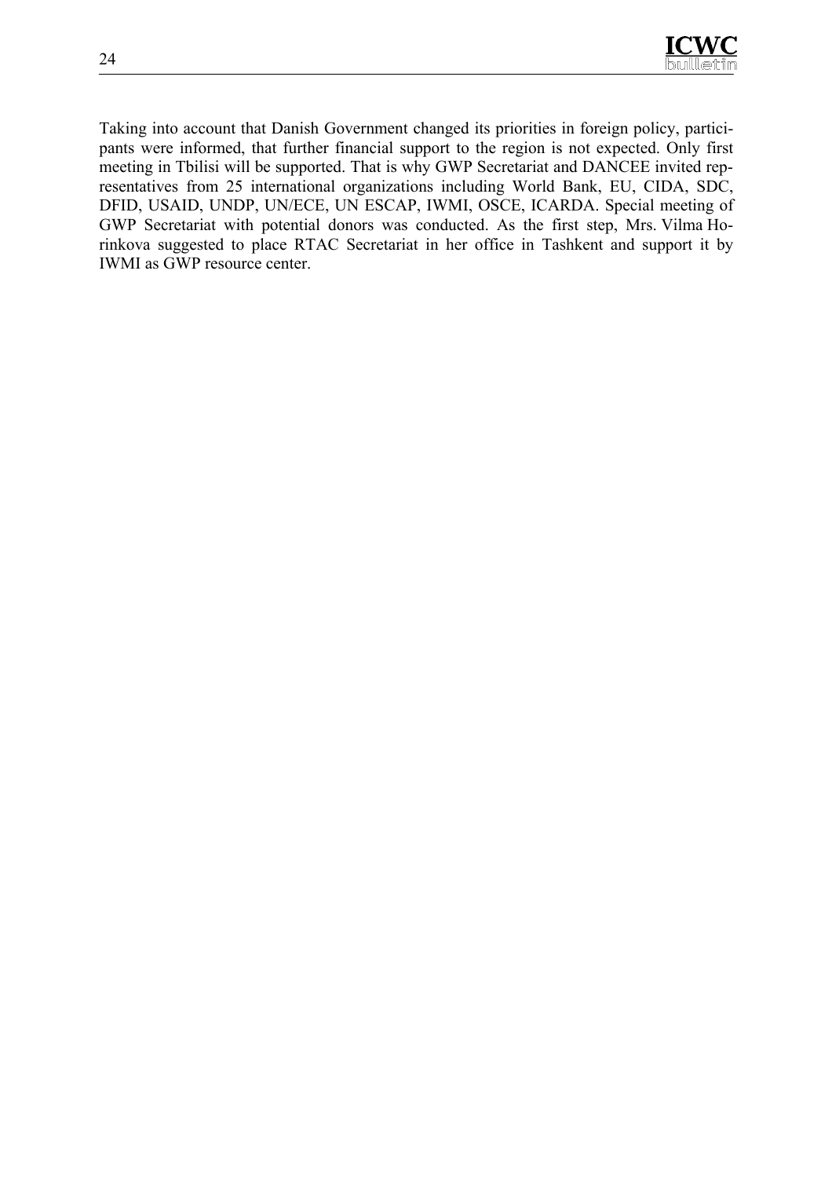Taking into account that Danish Government changed its priorities in foreign policy, participants were informed, that further financial support to the region is not expected. Only first meeting in Tbilisi will be supported. That is why GWP Secretariat and DANCEE invited representatives from 25 international organizations including World Bank, EU, CIDA, SDC, DFID, USAID, UNDP, UN/ECE, UN ESCAP, IWMI, OSCE, ICARDA. Special meeting of GWP Secretariat with potential donors was conducted. As the first step, Mrs. Vilma Horinkova suggested to place RTAC Secretariat in her office in Tashkent and support it by IWMI as GWP resource center.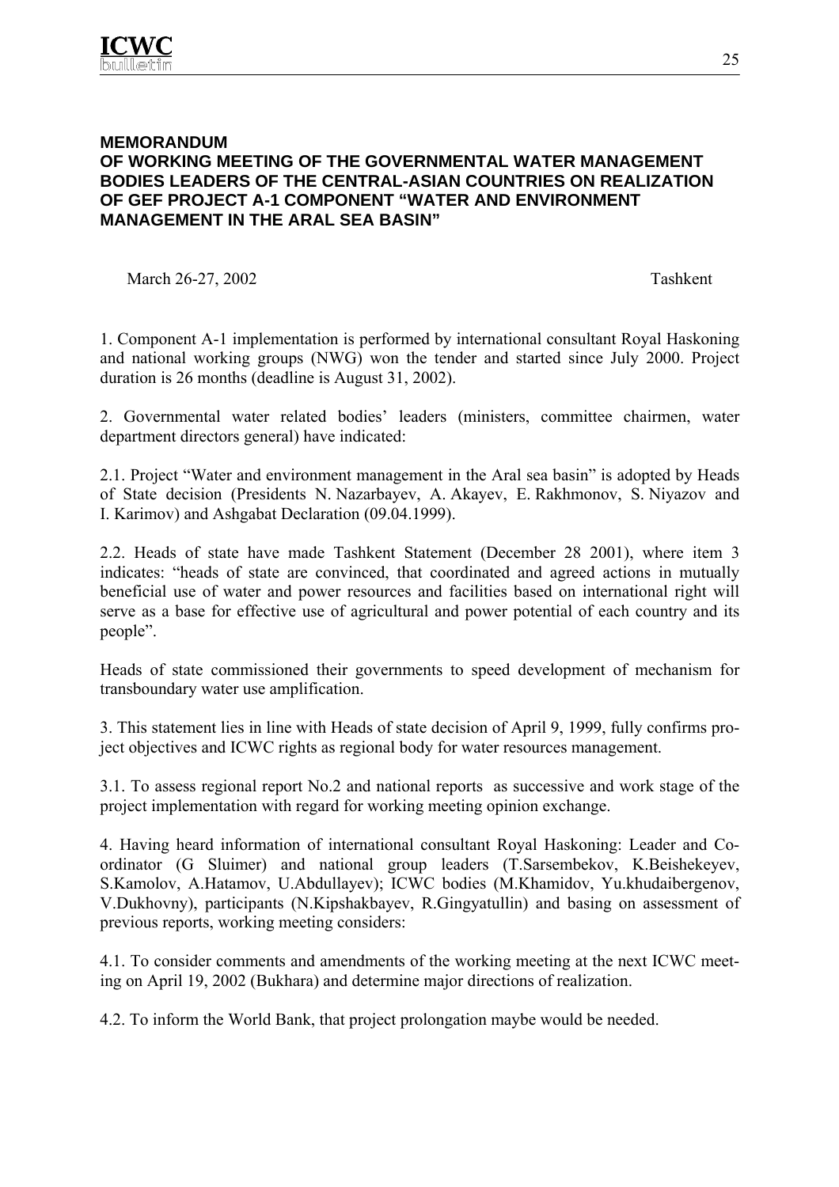**MEMORANDUM**
**OF WORKING MEETING OF THE GOVERNMENTAL WATER MANAGEMENT BODIES LEADERS OF THE CENTRAL-ASIAN COUNTRIES ON REALIZATION OF GEF PROJECT A-1 COMPONENT "WATER AND ENVIRONMENT MANAGEMENT IN THE ARAL SEA BASIN"**

March 26-27, 2002 Tashkent

1. Component A-1 implementation is performed by international consultant Royal Haskoning and national working groups (NWG) won the tender and started since July 2000. Project duration is 26 months (deadline is August 31, 2002).

2. Governmental water related bodies' leaders (ministers, committee chairmen, water department directors general) have indicated:

2.1. Project "Water and environment management in the Aral sea basin" is adopted by Heads of State decision (Presidents N. Nazarbayev, A. Akayev, E. Rakhmonov, S. Niyazov and I. Karimov) and Ashgabat Declaration (09.04.1999).

2.2. Heads of state have made Tashkent Statement (December 28 2001), where item 3 indicates: "heads of state are convinced, that coordinated and agreed actions in mutually beneficial use of water and power resources and facilities based on international right will serve as a base for effective use of agricultural and power potential of each country and its people".

Heads of state commissioned their governments to speed development of mechanism for transboundary water use amplification.

3. This statement lies in line with Heads of state decision of April 9, 1999, fully confirms project objectives and ICWC rights as regional body for water resources management.

3.1. To assess regional report No.2 and national reports as successive and work stage of the project implementation with regard for working meeting opinion exchange.

4. Having heard information of international consultant Royal Haskoning: Leader and Coordinator (G Sluimer) and national group leaders (T.Sarsembekov, K.Beishekeyev, S.Kamolov, A.Hatamov, U.Abdullayev); ICWC bodies (M.Khamidov, Yu.khudaibergenov, V.Dukhovny), participants (N.Kipshakbayev, R.Gingyatullin) and basing on assessment of previous reports, working meeting considers:

4.1. To consider comments and amendments of the working meeting at the next ICWC meeting on April 19, 2002 (Bukhara) and determine major directions of realization.

4.2. To inform the World Bank, that project prolongation maybe would be needed.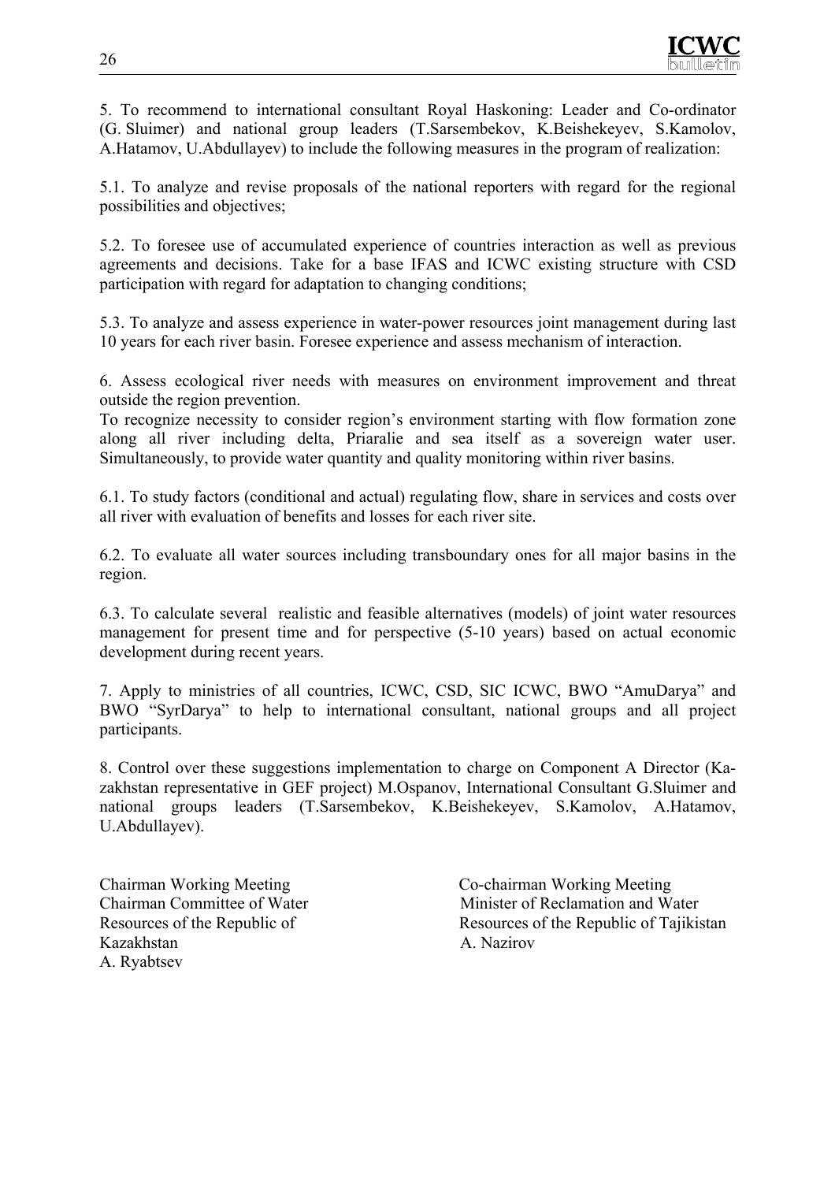5. To recommend to international consultant Royal Haskoning: Leader and Co-ordinator (G. Sluimer) and national group leaders (T.Sarsembekov, K.Beishekeyev, S.Kamolov, A.Hatamov, U.Abdullayev) to include the following measures in the program of realization:

5.1. To analyze and revise proposals of the national reporters with regard for the regional possibilities and objectives;

5.2. To foresee use of accumulated experience of countries interaction as well as previous agreements and decisions. Take for a base IFAS and ICWC existing structure with CSD participation with regard for adaptation to changing conditions;

5.3. To analyze and assess experience in water-power resources joint management during last 10 years for each river basin. Foresee experience and assess mechanism of interaction.

6. Assess ecological river needs with measures on environment improvement and threat outside the region prevention.
To recognize necessity to consider region's environment starting with flow formation zone along all river including delta, Priaralie and sea itself as a sovereign water user. Simultaneously, to provide water quantity and quality monitoring within river basins.

6.1. To study factors (conditional and actual) regulating flow, share in services and costs over all river with evaluation of benefits and losses for each river site.

6.2. To evaluate all water sources including transboundary ones for all major basins in the region.

6.3. To calculate several realistic and feasible alternatives (models) of joint water resources management for present time and for perspective (5-10 years) based on actual economic development during recent years.

7. Apply to ministries of all countries, ICWC, CSD, SIC ICWC, BWO "AmuDarya" and BWO "SyrDarya" to help to international consultant, national groups and all project participants.

8. Control over these suggestions implementation to charge on Component A Director (Kazakhstan representative in GEF project) M.Ospanov, International Consultant G.Sluimer and national groups leaders (T.Sarsembekov, K.Beishekeyev, S.Kamolov, A.Hatamov, U.Abdullayev).

Chairman Working Meeting
Chairman Committee of Water Resources of the Republic of Kazakhstan
A. Ryabtsev

Co-chairman Working Meeting
Minister of Reclamation and Water Resources of the Republic of Tajikistan
A. Nazirov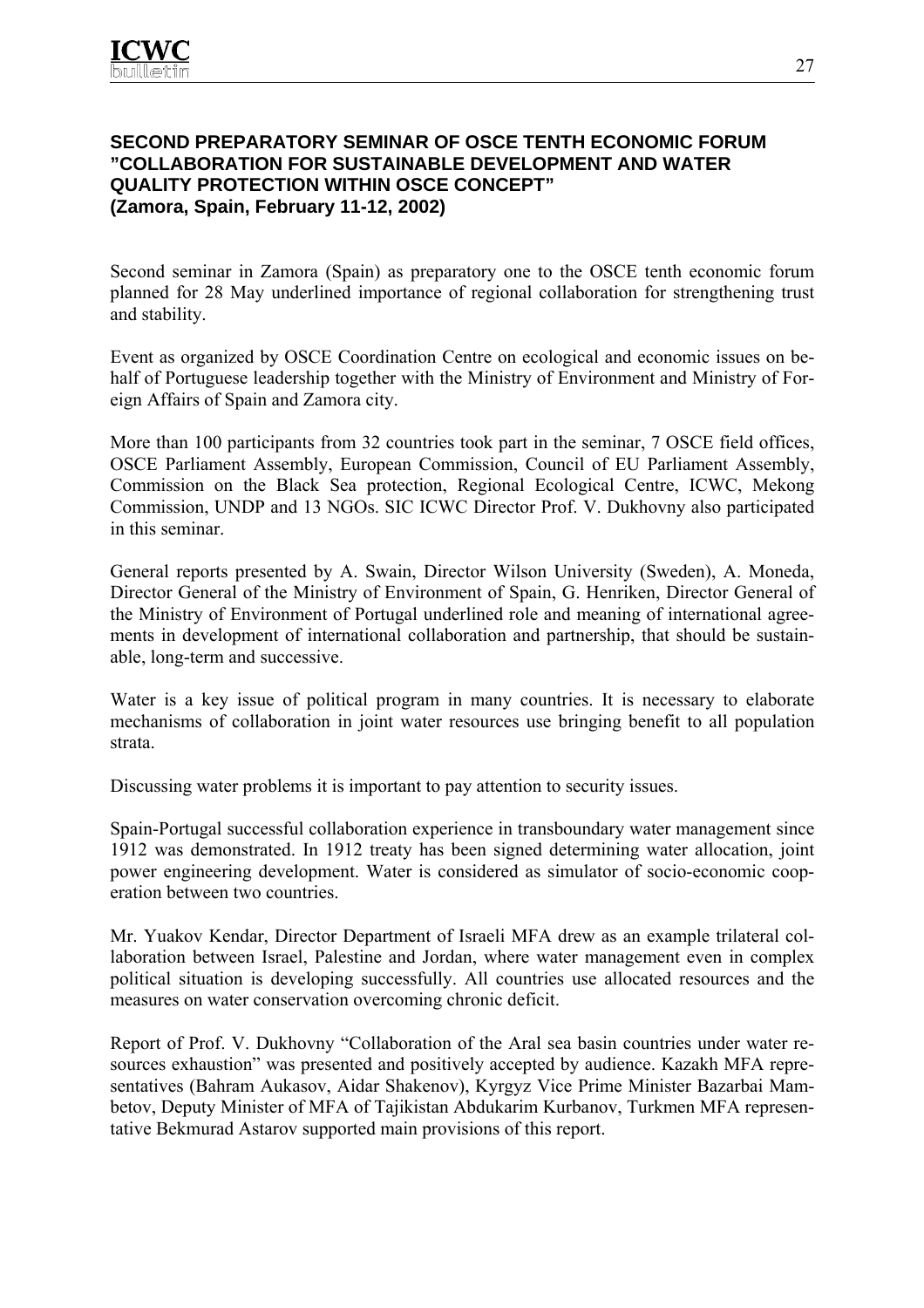### SECOND PREPARATORY SEMINAR OF OSCE TENTH ECONOMIC FORUM "COLLABORATION FOR SUSTAINABLE DEVELOPMENT AND WATER QUALITY PROTECTION WITHIN OSCE CONCEPT" (Zamora, Spain, February 11-12, 2002)

Second seminar in Zamora (Spain) as preparatory one to the OSCE tenth economic forum planned for 28 May underlined importance of regional collaboration for strengthening trust and stability.

Event as organized by OSCE Coordination Centre on ecological and economic issues on behalf of Portuguese leadership together with the Ministry of Environment and Ministry of Foreign Affairs of Spain and Zamora city.

More than 100 participants from 32 countries took part in the seminar, 7 OSCE field offices, OSCE Parliament Assembly, European Commission, Council of EU Parliament Assembly, Commission on the Black Sea protection, Regional Ecological Centre, ICWC, Mekong Commission, UNDP and 13 NGOs. SIC ICWC Director Prof. V. Dukhovny also participated in this seminar.

General reports presented by A. Swain, Director Wilson University (Sweden), A. Moneda, Director General of the Ministry of Environment of Spain, G. Henriken, Director General of the Ministry of Environment of Portugal underlined role and meaning of international agreements in development of international collaboration and partnership, that should be sustainable, long-term and successive.

Water is a key issue of political program in many countries. It is necessary to elaborate mechanisms of collaboration in joint water resources use bringing benefit to all population strata.

Discussing water problems it is important to pay attention to security issues.

Spain-Portugal successful collaboration experience in transboundary water management since 1912 was demonstrated. In 1912 treaty has been signed determining water allocation, joint power engineering development. Water is considered as simulator of socio-economic cooperation between two countries.

Mr. Yuakov Kendar, Director Department of Israeli MFA drew as an example trilateral collaboration between Israel, Palestine and Jordan, where water management even in complex political situation is developing successfully. All countries use allocated resources and the measures on water conservation overcoming chronic deficit.

Report of Prof. V. Dukhovny "Collaboration of the Aral sea basin countries under water resources exhaustion" was presented and positively accepted by audience. Kazakh MFA representatives (Bahram Aukasov, Aidar Shakenov), Kyrgyz Vice Prime Minister Bazarbai Mambetov, Deputy Minister of MFA of Tajikistan Abdukarim Kurbanov, Turkmen MFA representative Bekmurad Astarov supported main provisions of this report.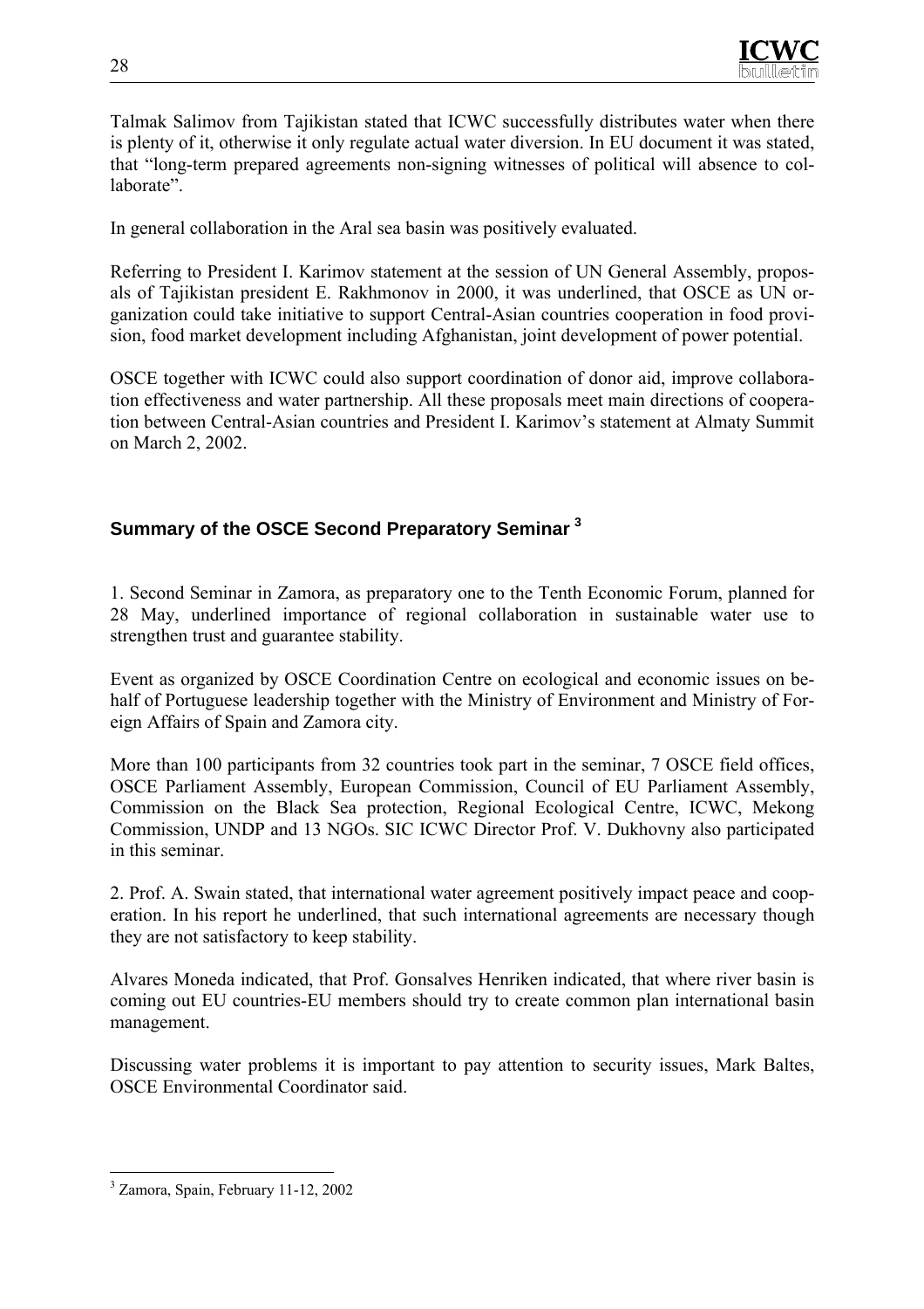Talmak Salimov from Tajikistan stated that ICWC successfully distributes water when there is plenty of it, otherwise it only regulate actual water diversion. In EU document it was stated, that "long-term prepared agreements non-signing witnesses of political will absence to collaborate".

In general collaboration in the Aral sea basin was positively evaluated.

Referring to President I. Karimov statement at the session of UN General Assembly, proposals of Tajikistan president E. Rakhmonov in 2000, it was underlined, that OSCE as UN organization could take initiative to support Central-Asian countries cooperation in food provision, food market development including Afghanistan, joint development of power potential.

OSCE together with ICWC could also support coordination of donor aid, improve collaboration effectiveness and water partnership. All these proposals meet main directions of cooperation between Central-Asian countries and President I. Karimov's statement at Almaty Summit on March 2, 2002.

## Summary of the OSCE Second Preparatory Seminar [3]

1. Second Seminar in Zamora, as preparatory one to the Tenth Economic Forum, planned for 28 May, underlined importance of regional collaboration in sustainable water use to strengthen trust and guarantee stability.

Event as organized by OSCE Coordination Centre on ecological and economic issues on behalf of Portuguese leadership together with the Ministry of Environment and Ministry of Foreign Affairs of Spain and Zamora city.

More than 100 participants from 32 countries took part in the seminar, 7 OSCE field offices, OSCE Parliament Assembly, European Commission, Council of EU Parliament Assembly, Commission on the Black Sea protection, Regional Ecological Centre, ICWC, Mekong Commission, UNDP and 13 NGOs. SIC ICWC Director Prof. V. Dukhovny also participated in this seminar.

2. Prof. A. Swain stated, that international water agreement positively impact peace and cooperation. In his report he underlined, that such international agreements are necessary though they are not satisfactory to keep stability.

Alvares Moneda indicated, that Prof. Gonsalves Henriken indicated, that where river basin is coming out EU countries-EU members should try to create common plan international basin management.

Discussing water problems it is important to pay attention to security issues, Mark Baltes, OSCE Environmental Coordinator said.

---

[3] Zamora, Spain, February 11-12, 2002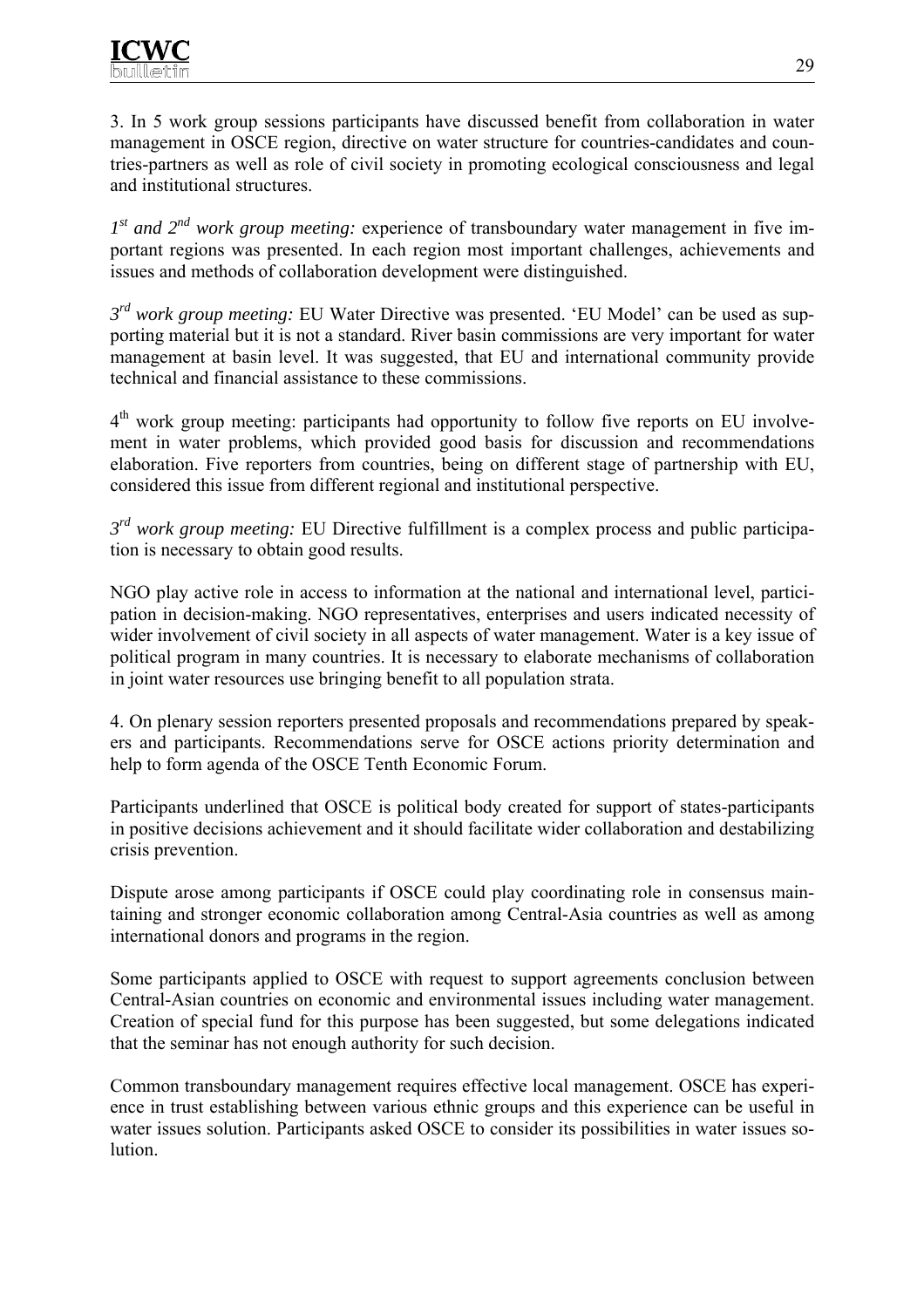3. In 5 work group sessions participants have discussed benefit from collaboration in water management in OSCE region, directive on water structure for countries-candidates and countries-partners as well as role of civil society in promoting ecological consciousness and legal and institutional structures.

*1st and 2nd work group meeting:* experience of transboundary water management in five important regions was presented. In each region most important challenges, achievements and issues and methods of collaboration development were distinguished.

*3rd work group meeting:* EU Water Directive was presented. 'EU Model' can be used as supporting material but it is not a standard. River basin commissions are very important for water management at basin level. It was suggested, that EU and international community provide technical and financial assistance to these commissions.

4th work group meeting: participants had opportunity to follow five reports on EU involvement in water problems, which provided good basis for discussion and recommendations elaboration. Five reporters from countries, being on different stage of partnership with EU, considered this issue from different regional and institutional perspective.

*3rd work group meeting:* EU Directive fulfillment is a complex process and public participation is necessary to obtain good results.

NGO play active role in access to information at the national and international level, participation in decision-making. NGO representatives, enterprises and users indicated necessity of wider involvement of civil society in all aspects of water management. Water is a key issue of political program in many countries. It is necessary to elaborate mechanisms of collaboration in joint water resources use bringing benefit to all population strata.

4. On plenary session reporters presented proposals and recommendations prepared by speakers and participants. Recommendations serve for OSCE actions priority determination and help to form agenda of the OSCE Tenth Economic Forum.

Participants underlined that OSCE is political body created for support of states-participants in positive decisions achievement and it should facilitate wider collaboration and destabilizing crisis prevention.

Dispute arose among participants if OSCE could play coordinating role in consensus maintaining and stronger economic collaboration among Central-Asia countries as well as among international donors and programs in the region.

Some participants applied to OSCE with request to support agreements conclusion between Central-Asian countries on economic and environmental issues including water management. Creation of special fund for this purpose has been suggested, but some delegations indicated that the seminar has not enough authority for such decision.

Common transboundary management requires effective local management. OSCE has experience in trust establishing between various ethnic groups and this experience can be useful in water issues solution. Participants asked OSCE to consider its possibilities in water issues solution.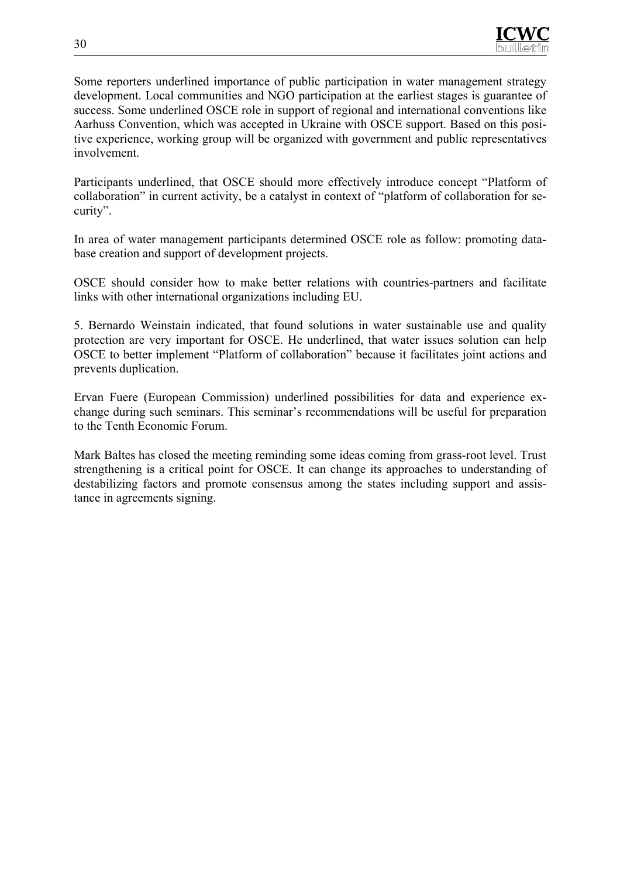Some reporters underlined importance of public participation in water management strategy development. Local communities and NGO participation at the earliest stages is guarantee of success. Some underlined OSCE role in support of regional and international conventions like Aarhuss Convention, which was accepted in Ukraine with OSCE support. Based on this positive experience, working group will be organized with government and public representatives involvement.

Participants underlined, that OSCE should more effectively introduce concept "Platform of collaboration" in current activity, be a catalyst in context of "platform of collaboration for security".

In area of water management participants determined OSCE role as follow: promoting database creation and support of development projects.

OSCE should consider how to make better relations with countries-partners and facilitate links with other international organizations including EU.

5. Bernardo Weinstain indicated, that found solutions in water sustainable use and quality protection are very important for OSCE. He underlined, that water issues solution can help OSCE to better implement "Platform of collaboration" because it facilitates joint actions and prevents duplication.

Ervan Fuere (European Commission) underlined possibilities for data and experience exchange during such seminars. This seminar's recommendations will be useful for preparation to the Tenth Economic Forum.

Mark Baltes has closed the meeting reminding some ideas coming from grass-root level. Trust strengthening is a critical point for OSCE. It can change its approaches to understanding of destabilizing factors and promote consensus among the states including support and assistance in agreements signing.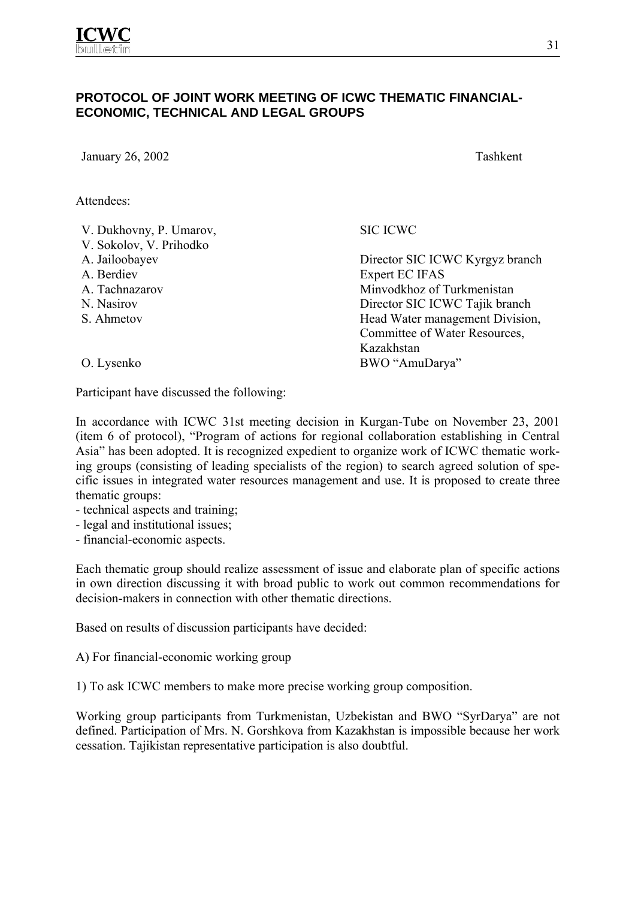## PROTOCOL OF JOINT WORK MEETING OF ICWC THEMATIC FINANCIAL-ECONOMIC, TECHNICAL AND LEGAL GROUPS

January 26, 2002 Tashkent

Attendees:

| | |
|---|---|
| V. Dukhovny, P. Umarov, V. Sokolov, V. Prihodko | SIC ICWC |
| A. Jailoobayev | Director SIC ICWC Kyrgyz branch |
| A. Berdiev | Expert EC IFAS |
| A. Tachnazarov | Minvodkhoz of Turkmenistan |
| N. Nasirov | Director SIC ICWC Tajik branch |
| S. Ahmetov | Head Water management Division, Committee of Water Resources, Kazakhstan |
| O. Lysenko | BWO "AmuDarya" |

Participant have discussed the following:

In accordance with ICWC 31st meeting decision in Kurgan-Tube on November 23, 2001 (item 6 of protocol), "Program of actions for regional collaboration establishing in Central Asia" has been adopted. It is recognized expedient to organize work of ICWC thematic working groups (consisting of leading specialists of the region) to search agreed solution of specific issues in integrated water resources management and use. It is proposed to create three thematic groups:

- technical aspects and training;
- legal and institutional issues;
- financial-economic aspects.

Each thematic group should realize assessment of issue and elaborate plan of specific actions in own direction discussing it with broad public to work out common recommendations for decision-makers in connection with other thematic directions.

Based on results of discussion participants have decided:

A) For financial-economic working group

1) To ask ICWC members to make more precise working group composition.

Working group participants from Turkmenistan, Uzbekistan and BWO "SyrDarya" are not defined. Participation of Mrs. N. Gorshkova from Kazakhstan is impossible because her work cessation. Tajikistan representative participation is also doubtful.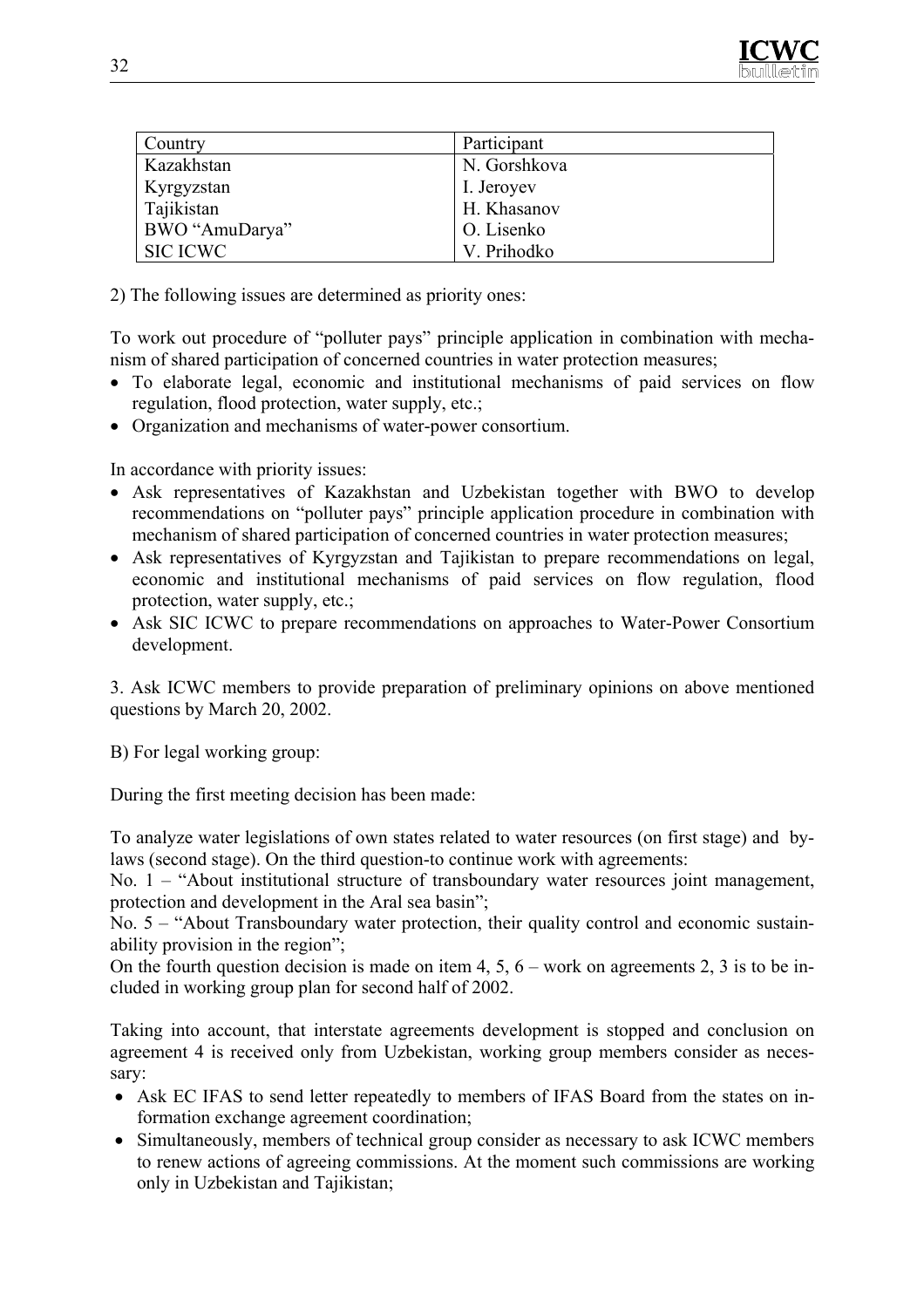| Country | Participant |
|---|---|
| Kazakhstan | N. Gorshkova |
| Kyrgyzstan | I. Jeroyev |
| Tajikistan | H. Khasanov |
| BWO “AmuDarya” | O. Lisenko |
| SIC ICWC | V. Prihodko |

2) The following issues are determined as priority ones:

To work out procedure of “polluter pays” principle application in combination with mechanism of shared participation of concerned countries in water protection measures;

- To elaborate legal, economic and institutional mechanisms of paid services on flow regulation, flood protection, water supply, etc.;
- Organization and mechanisms of water-power consortium.

In accordance with priority issues:

- Ask representatives of Kazakhstan and Uzbekistan together with BWO to develop recommendations on “polluter pays” principle application procedure in combination with mechanism of shared participation of concerned countries in water protection measures;
- Ask representatives of Kyrgyzstan and Tajikistan to prepare recommendations on legal, economic and institutional mechanisms of paid services on flow regulation, flood protection, water supply, etc.;
- Ask SIC ICWC to prepare recommendations on approaches to Water-Power Consortium development.

3. Ask ICWC members to provide preparation of preliminary opinions on above mentioned questions by March 20, 2002.

B) For legal working group:

During the first meeting decision has been made:

To analyze water legislations of own states related to water resources (on first stage) and by-laws (second stage). On the third question-to continue work with agreements:
No. 1 – “About institutional structure of transboundary water resources joint management, protection and development in the Aral sea basin”;
No. 5 – “About Transboundary water protection, their quality control and economic sustainability provision in the region”;
On the fourth question decision is made on item 4, 5, 6 – work on agreements 2, 3 is to be included in working group plan for second half of 2002.

Taking into account, that interstate agreements development is stopped and conclusion on agreement 4 is received only from Uzbekistan, working group members consider as necessary:

- Ask EC IFAS to send letter repeatedly to members of IFAS Board from the states on information exchange agreement coordination;
- Simultaneously, members of technical group consider as necessary to ask ICWC members to renew actions of agreeing commissions. At the moment such commissions are working only in Uzbekistan and Tajikistan;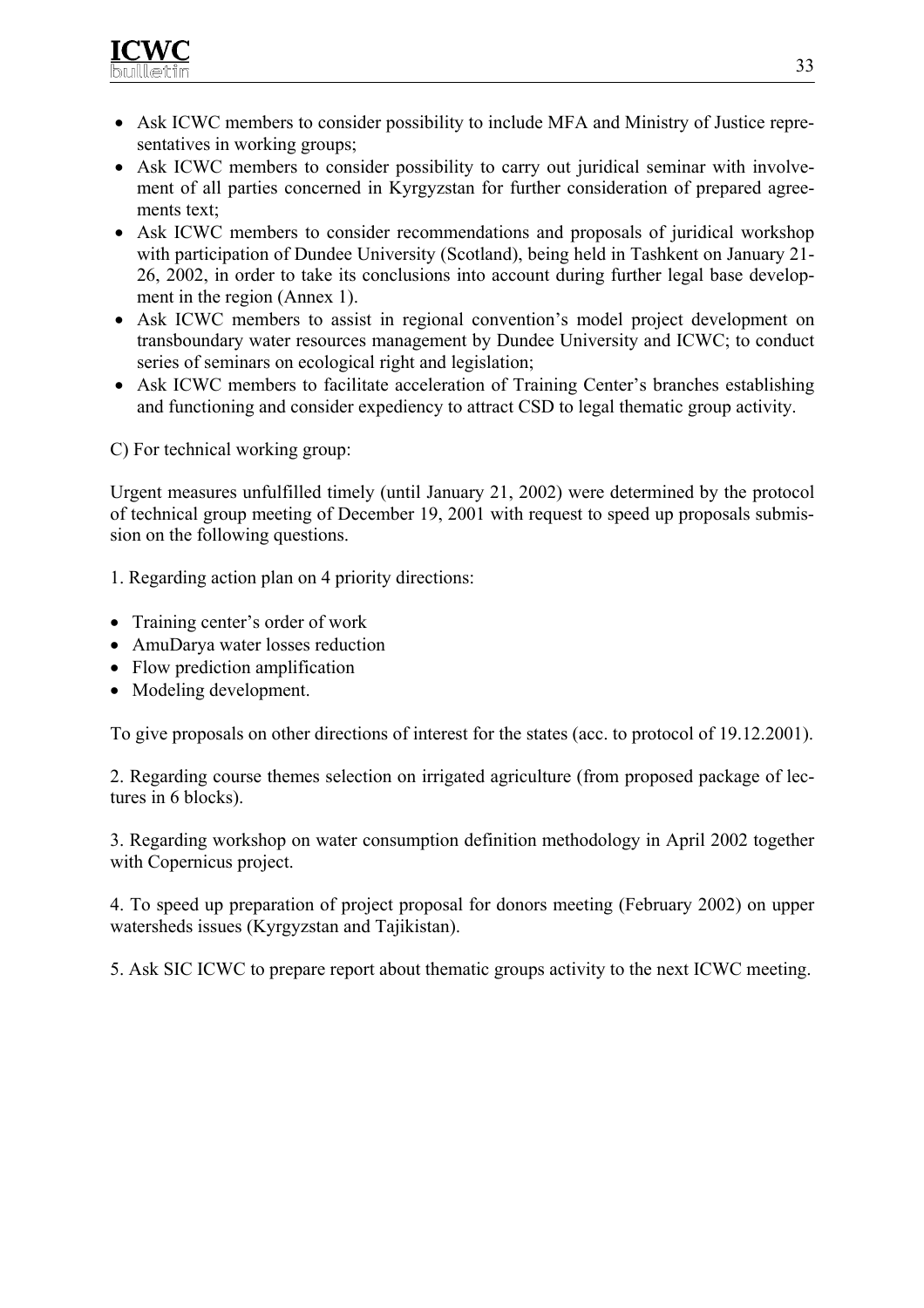- Ask ICWC members to consider possibility to include MFA and Ministry of Justice representatives in working groups;
- Ask ICWC members to consider possibility to carry out juridical seminar with involvement of all parties concerned in Kyrgyzstan for further consideration of prepared agreements text;
- Ask ICWC members to consider recommendations and proposals of juridical workshop with participation of Dundee University (Scotland), being held in Tashkent on January 21-26, 2002, in order to take its conclusions into account during further legal base development in the region (Annex 1).
- Ask ICWC members to assist in regional convention's model project development on transboundary water resources management by Dundee University and ICWC; to conduct series of seminars on ecological right and legislation;
- Ask ICWC members to facilitate acceleration of Training Center's branches establishing and functioning and consider expediency to attract CSD to legal thematic group activity.

C) For technical working group:

Urgent measures unfulfilled timely (until January 21, 2002) were determined by the protocol of technical group meeting of December 19, 2001 with request to speed up proposals submission on the following questions.

1. Regarding action plan on 4 priority directions:

- Training center's order of work
- AmuDarya water losses reduction
- Flow prediction amplification
- Modeling development.

To give proposals on other directions of interest for the states (acc. to protocol of 19.12.2001).

2. Regarding course themes selection on irrigated agriculture (from proposed package of lectures in 6 blocks).

3. Regarding workshop on water consumption definition methodology in April 2002 together with Copernicus project.

4. To speed up preparation of project proposal for donors meeting (February 2002) on upper watersheds issues (Kyrgyzstan and Tajikistan).

5. Ask SIC ICWC to prepare report about thematic groups activity to the next ICWC meeting.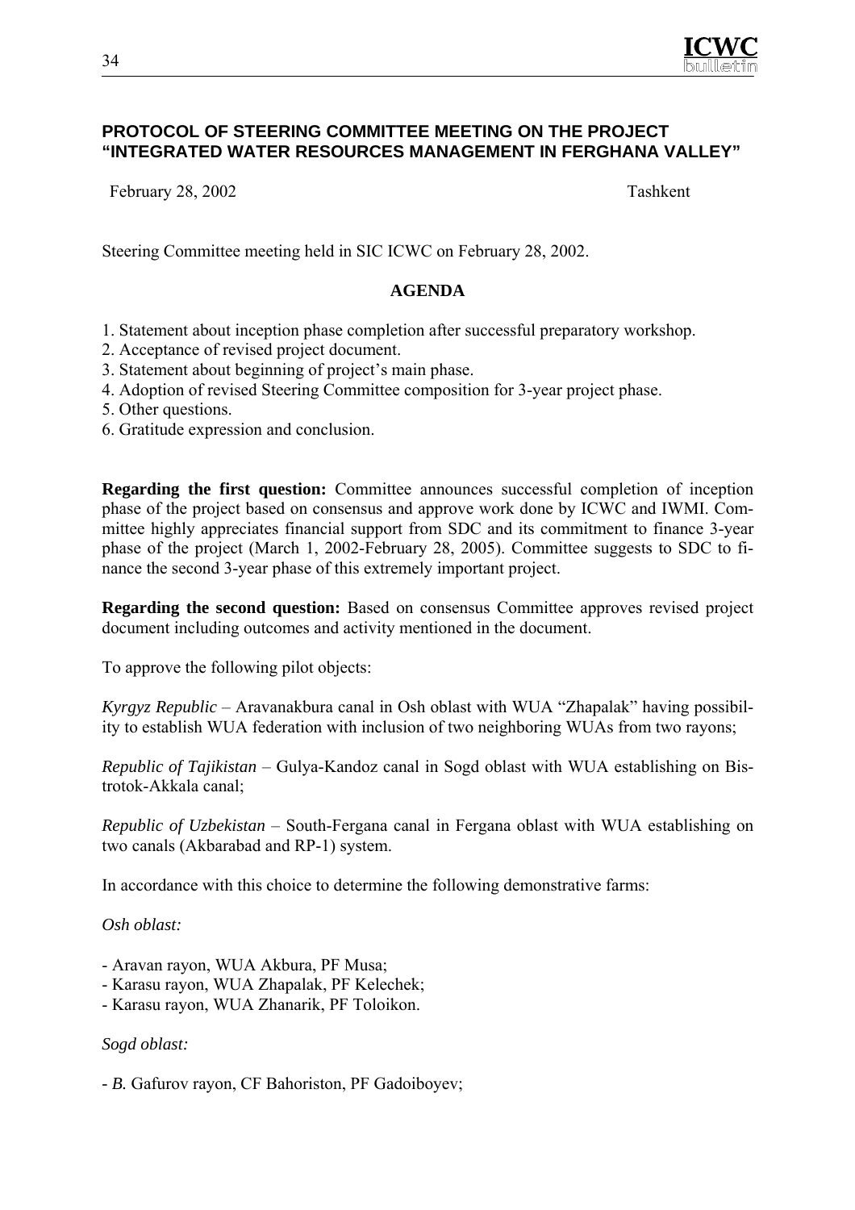## PROTOCOL OF STEERING COMMITTEE MEETING ON THE PROJECT "INTEGRATED WATER RESOURCES MANAGEMENT IN FERGHANA VALLEY"

February 28, 2002 Tashkent

Steering Committee meeting held in SIC ICWC on February 28, 2002.

**AGENDA**

1. Statement about inception phase completion after successful preparatory workshop.
2. Acceptance of revised project document.
3. Statement about beginning of project's main phase.
4. Adoption of revised Steering Committee composition for 3-year project phase.
5. Other questions.
6. Gratitude expression and conclusion.

**Regarding the first question:** Committee announces successful completion of inception phase of the project based on consensus and approve work done by ICWC and IWMI. Committee highly appreciates financial support from SDC and its commitment to finance 3-year phase of the project (March 1, 2002-February 28, 2005). Committee suggests to SDC to finance the second 3-year phase of this extremely important project.

**Regarding the second question:** Based on consensus Committee approves revised project document including outcomes and activity mentioned in the document.

To approve the following pilot objects:

*Kyrgyz Republic* – Aravanakbura canal in Osh oblast with WUA "Zhapalak" having possibility to establish WUA federation with inclusion of two neighboring WUAs from two rayons;

*Republic of Tajikistan* – Gulya-Kandoz canal in Sogd oblast with WUA establishing on Bistrotok-Akkala canal;

*Republic of Uzbekistan* – South-Fergana canal in Fergana oblast with WUA establishing on two canals (Akbarabad and RP-1) system.

In accordance with this choice to determine the following demonstrative farms:

*Osh oblast:*

- Aravan rayon, WUA Akbura, PF Musa;
- Karasu rayon, WUA Zhapalak, PF Kelechek;
- Karasu rayon, WUA Zhanarik, PF Toloikon.

*Sogd oblast:*

- *B.* Gafurov rayon, CF Bahoriston, PF Gadoiboyev;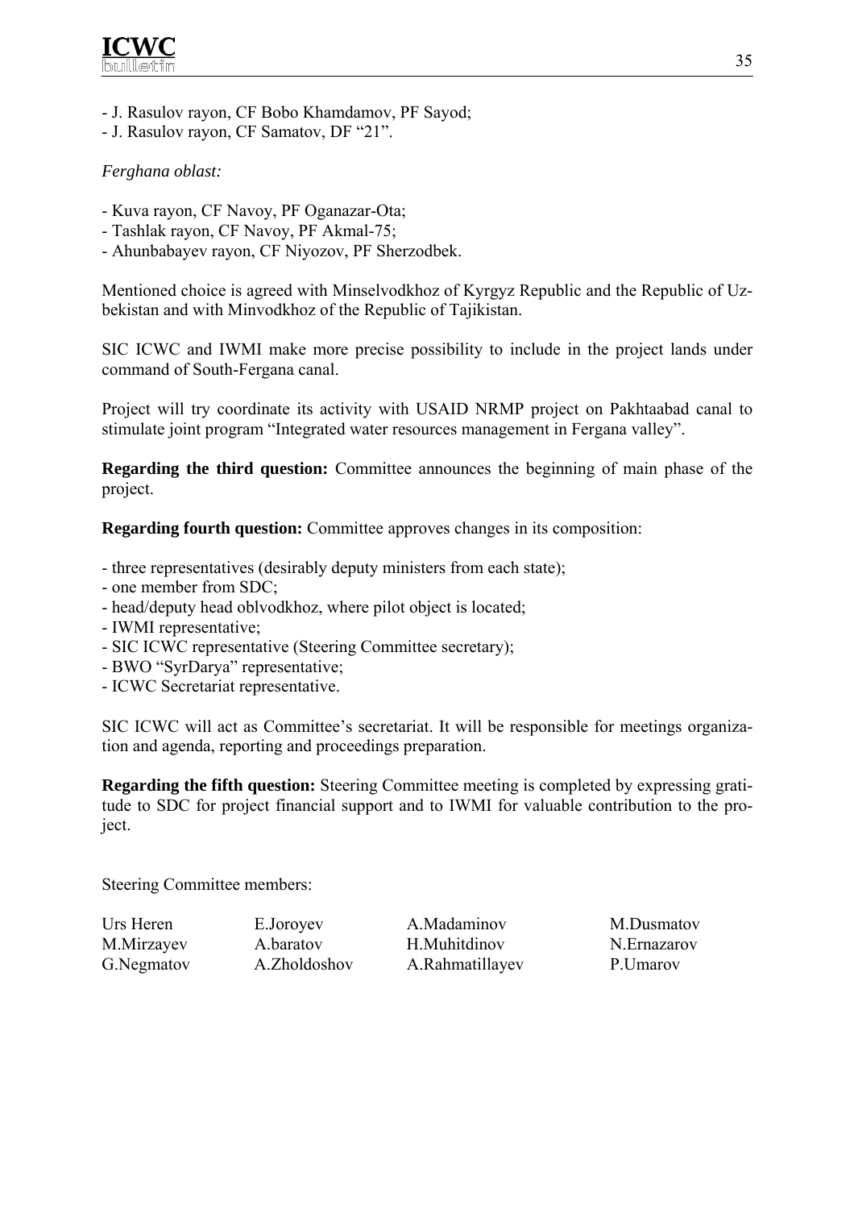- J. Rasulov rayon, CF Bobo Khamdamov, PF Sayod;
- J. Rasulov rayon, CF Samatov, DF "21".

*Ferghana oblast:*

- Kuva rayon, CF Navoy, PF Oganazar-Ota;
- Tashlak rayon, CF Navoy, PF Akmal-75;
- Ahunbabayev rayon, CF Niyozov, PF Sherzodbek.

Mentioned choice is agreed with Minselvodkhoz of Kyrgyz Republic and the Republic of Uzbekistan and with Minvodkhoz of the Republic of Tajikistan.

SIC ICWC and IWMI make more precise possibility to include in the project lands under command of South-Fergana canal.

Project will try coordinate its activity with USAID NRMP project on Pakhtaabad canal to stimulate joint program "Integrated water resources management in Fergana valley".

**Regarding the third question:** Committee announces the beginning of main phase of the project.

**Regarding fourth question:** Committee approves changes in its composition:

- three representatives (desirably deputy ministers from each state);
- one member from SDC;
- head/deputy head oblvodkhoz, where pilot object is located;
- IWMI representative;
- SIC ICWC representative (Steering Committee secretary);
- BWO "SyrDarya" representative;
- ICWC Secretariat representative.

SIC ICWC will act as Committee's secretariat. It will be responsible for meetings organization and agenda, reporting and proceedings preparation.

**Regarding the fifth question:** Steering Committee meeting is completed by expressing gratitude to SDC for project financial support and to IWMI for valuable contribution to the project.

Steering Committee members:

| | | | |
|---|---|---|---|
| Urs Heren | E.Joroyev | A.Madaminov | M.Dusmatov |
| M.Mirzayev | A.baratov | H.Muhitdinov | N.Ernazarov |
| G.Negmatov | A.Zholdoshov | A.Rahmatillayev | P.Umarov |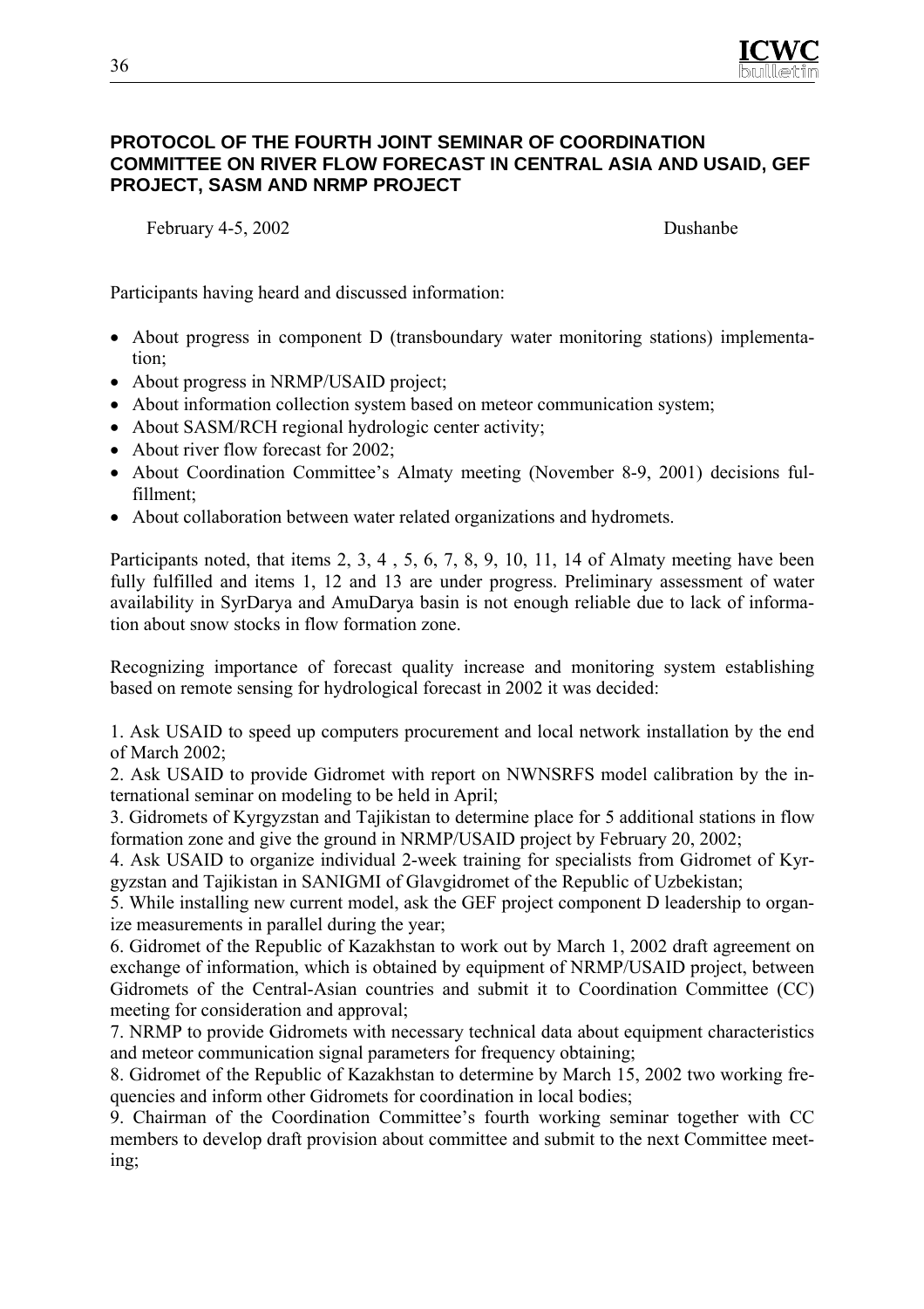## PROTOCOL OF THE FOURTH JOINT SEMINAR OF COORDINATION COMMITTEE ON RIVER FLOW FORECAST IN CENTRAL ASIA AND USAID, GEF PROJECT, SASM AND NRMP PROJECT

February 4-5, 2002 Dushanbe

Participants having heard and discussed information:

- About progress in component D (transboundary water monitoring stations) implementation;
- About progress in NRMP/USAID project;
- About information collection system based on meteor communication system;
- About SASM/RCH regional hydrologic center activity;
- About river flow forecast for 2002;
- About Coordination Committee's Almaty meeting (November 8-9, 2001) decisions fulfillment;
- About collaboration between water related organizations and hydromets.

Participants noted, that items 2, 3, 4 , 5, 6, 7, 8, 9, 10, 11, 14 of Almaty meeting have been fully fulfilled and items 1, 12 and 13 are under progress. Preliminary assessment of water availability in SyrDarya and AmuDarya basin is not enough reliable due to lack of information about snow stocks in flow formation zone.

Recognizing importance of forecast quality increase and monitoring system establishing based on remote sensing for hydrological forecast in 2002 it was decided:

1. Ask USAID to speed up computers procurement and local network installation by the end of March 2002;
2. Ask USAID to provide Gidromet with report on NWNSRFS model calibration by the international seminar on modeling to be held in April;
3. Gidromets of Kyrgyzstan and Tajikistan to determine place for 5 additional stations in flow formation zone and give the ground in NRMP/USAID project by February 20, 2002;
4. Ask USAID to organize individual 2-week training for specialists from Gidromet of Kyrgyzstan and Tajikistan in SANIGMI of Glavgidromet of the Republic of Uzbekistan;
5. While installing new current model, ask the GEF project component D leadership to organize measurements in parallel during the year;
6. Gidromet of the Republic of Kazakhstan to work out by March 1, 2002 draft agreement on exchange of information, which is obtained by equipment of NRMP/USAID project, between Gidromets of the Central-Asian countries and submit it to Coordination Committee (CC) meeting for consideration and approval;
7. NRMP to provide Gidromets with necessary technical data about equipment characteristics and meteor communication signal parameters for frequency obtaining;
8. Gidromet of the Republic of Kazakhstan to determine by March 15, 2002 two working frequencies and inform other Gidromets for coordination in local bodies;
9. Chairman of the Coordination Committee's fourth working seminar together with CC members to develop draft provision about committee and submit to the next Committee meeting;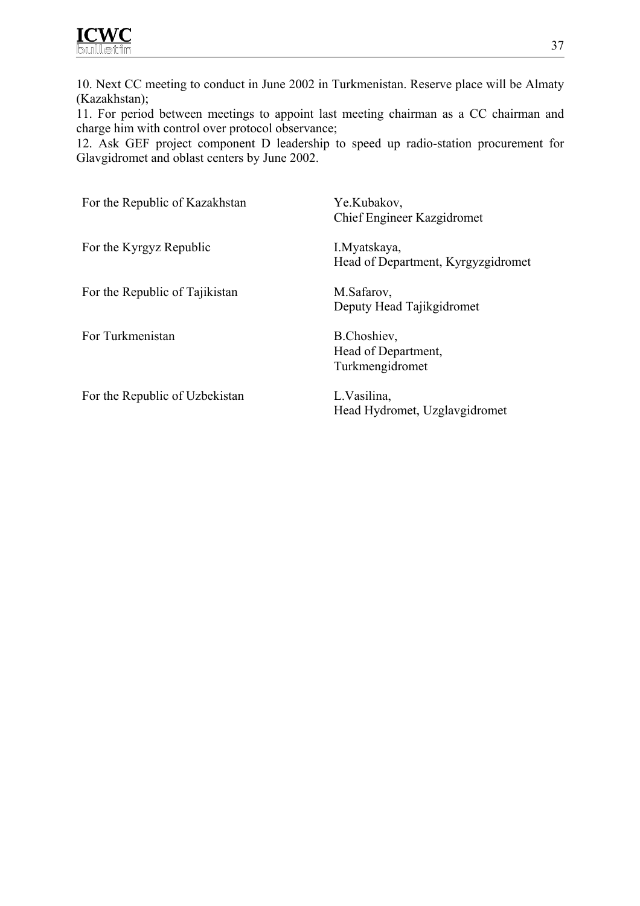10. Next CC meeting to conduct in June 2002 in Turkmenistan. Reserve place will be Almaty (Kazakhstan);

11. For period between meetings to appoint last meeting chairman as a CC chairman and charge him with control over protocol observance;

12. Ask GEF project component D leadership to speed up radio-station procurement for Glavgidromet and oblast centers by June 2002.

| | |
|---|---|
| For the Republic of Kazakhstan | Ye.Kubakov, Chief Engineer Kazgidromet |
| For the Kyrgyz Republic | I.Myatskaya, Head of Department, Kyrgyzgidromet |
| For the Republic of Tajikistan | M.Safarov, Deputy Head Tajikgidromet |
| For Turkmenistan | B.Choshiev, Head of Department, Turkmengidromet |
| For the Republic of Uzbekistan | L.Vasilina, Head Hydromet, Uzglavgidromet |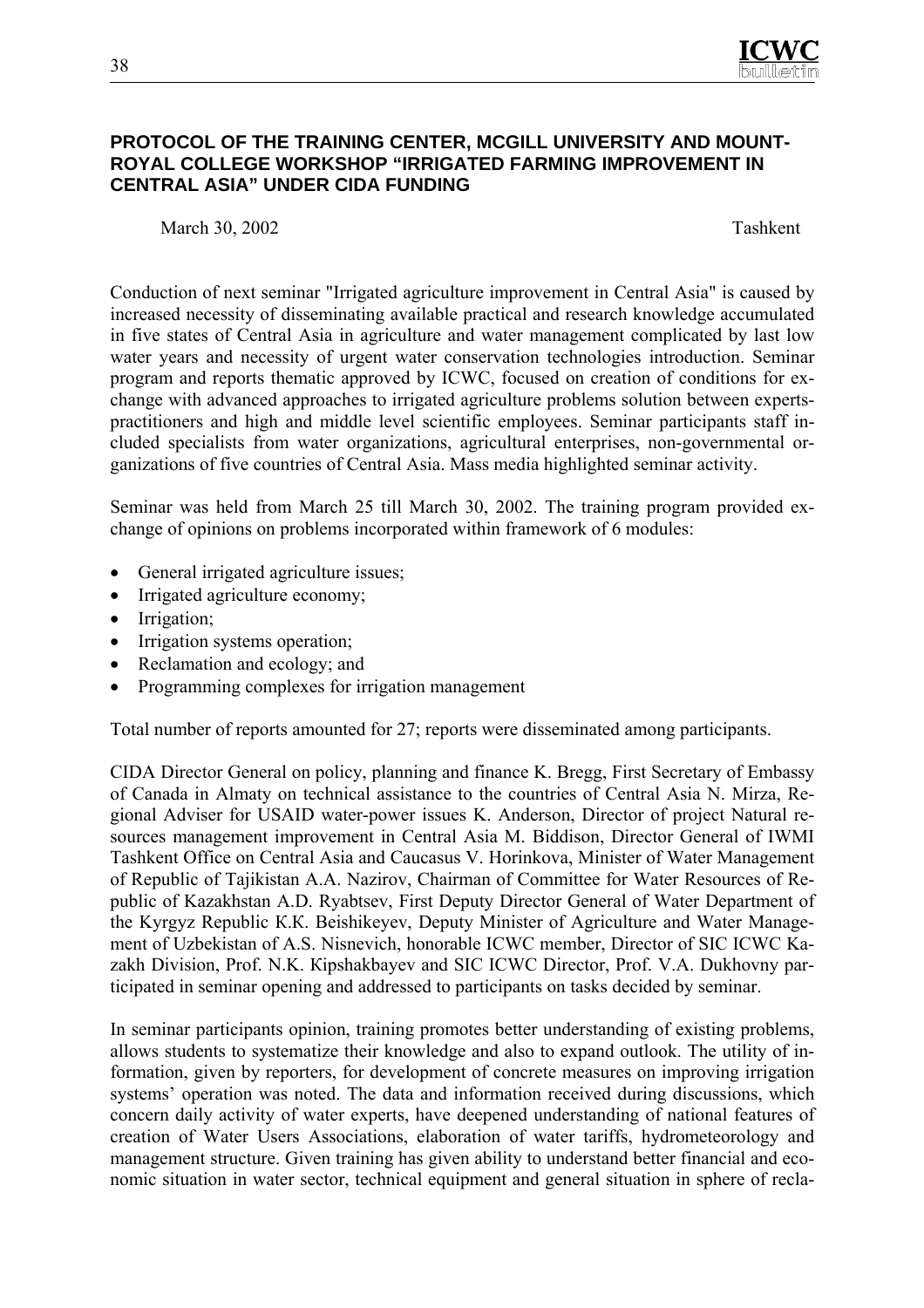## PROTOCOL OF THE TRAINING CENTER, MCGILL UNIVERSITY AND MOUNT-ROYAL COLLEGE WORKSHOP "IRRIGATED FARMING IMPROVEMENT IN CENTRAL ASIA" UNDER CIDA FUNDING

March 30, 2002 Tashkent

Conduction of next seminar "Irrigated agriculture improvement in Central Asia" is caused by increased necessity of disseminating available practical and research knowledge accumulated in five states of Central Asia in agriculture and water management complicated by last low water years and necessity of urgent water conservation technologies introduction. Seminar program and reports thematic approved by ICWC, focused on creation of conditions for exchange with advanced approaches to irrigated agriculture problems solution between experts-practitioners and high and middle level scientific employees. Seminar participants staff included specialists from water organizations, agricultural enterprises, non-governmental organizations of five countries of Central Asia. Mass media highlighted seminar activity.

Seminar was held from March 25 till March 30, 2002. The training program provided exchange of opinions on problems incorporated within framework of 6 modules:

- General irrigated agriculture issues;
- Irrigated agriculture economy;
- Irrigation;
- Irrigation systems operation;
- Reclamation and ecology; and
- Programming complexes for irrigation management

Total number of reports amounted for 27; reports were disseminated among participants.

CIDA Director General on policy, planning and finance K. Bregg, First Secretary of Embassy of Canada in Almaty on technical assistance to the countries of Central Asia N. Mirza, Regional Adviser for USAID water-power issues K. Anderson, Director of project Natural resources management improvement in Central Asia M. Biddison, Director General of IWMI Tashkent Office on Central Asia and Caucasus V. Horinkova, Minister of Water Management of Republic of Tajikistan A.A. Nazirov, Chairman of Committee for Water Resources of Republic of Kazakhstan A.D. Ryabtsev, First Deputy Director General of Water Department of the Kyrgyz Republic K.K. Beishikeyev, Deputy Minister of Agriculture and Water Management of Uzbekistan of A.S. Nisnevich, honorable ICWC member, Director of SIC ICWC Kazakh Division, Prof. N.K. Kipshakbayev and SIC ICWC Director, Prof. V.A. Dukhovny participated in seminar opening and addressed to participants on tasks decided by seminar.

In seminar participants opinion, training promotes better understanding of existing problems, allows students to systematize their knowledge and also to expand outlook. The utility of information, given by reporters, for development of concrete measures on improving irrigation systems' operation was noted. The data and information received during discussions, which concern daily activity of water experts, have deepened understanding of national features of creation of Water Users Associations, elaboration of water tariffs, hydrometeorology and management structure. Given training has given ability to understand better financial and economic situation in water sector, technical equipment and general situation in sphere of recla-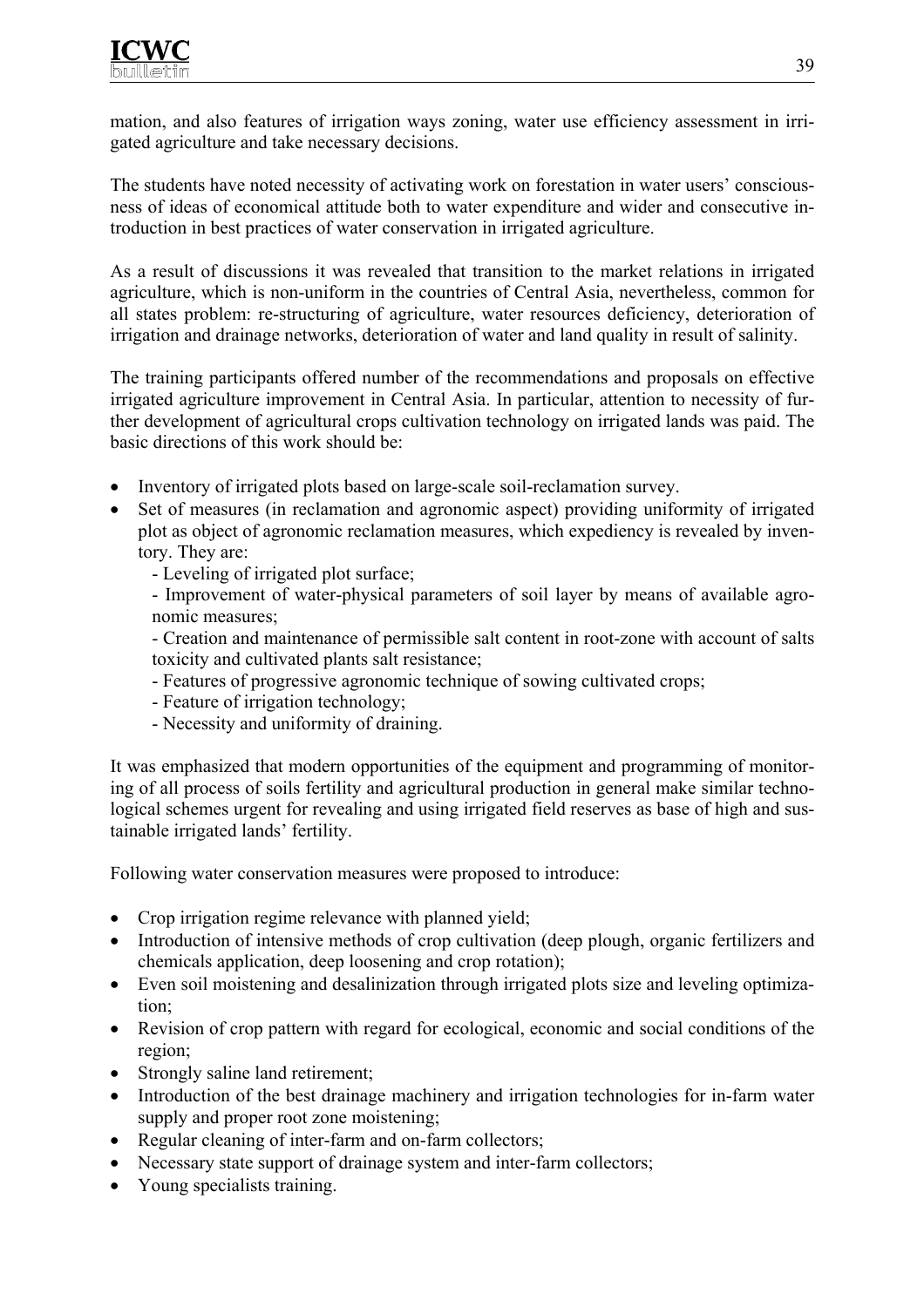mation, and also features of irrigation ways zoning, water use efficiency assessment in irrigated agriculture and take necessary decisions.

The students have noted necessity of activating work on forestation in water users' consciousness of ideas of economical attitude both to water expenditure and wider and consecutive introduction in best practices of water conservation in irrigated agriculture.

As a result of discussions it was revealed that transition to the market relations in irrigated agriculture, which is non-uniform in the countries of Central Asia, nevertheless, common for all states problem: re-structuring of agriculture, water resources deficiency, deterioration of irrigation and drainage networks, deterioration of water and land quality in result of salinity.

The training participants offered number of the recommendations and proposals on effective irrigated agriculture improvement in Central Asia. In particular, attention to necessity of further development of agricultural crops cultivation technology on irrigated lands was paid. The basic directions of this work should be:

- Inventory of irrigated plots based on large-scale soil-reclamation survey.
- Set of measures (in reclamation and agronomic aspect) providing uniformity of irrigated plot as object of agronomic reclamation measures, which expediency is revealed by inventory. They are:
  - Leveling of irrigated plot surface;
  - Improvement of water-physical parameters of soil layer by means of available agronomic measures;
  - Creation and maintenance of permissible salt content in root-zone with account of salts toxicity and cultivated plants salt resistance;
  - Features of progressive agronomic technique of sowing cultivated crops;
  - Feature of irrigation technology;
  - Necessity and uniformity of draining.

It was emphasized that modern opportunities of the equipment and programming of monitoring of all process of soils fertility and agricultural production in general make similar technological schemes urgent for revealing and using irrigated field reserves as base of high and sustainable irrigated lands' fertility.

Following water conservation measures were proposed to introduce:

- Crop irrigation regime relevance with planned yield;
- Introduction of intensive methods of crop cultivation (deep plough, organic fertilizers and chemicals application, deep loosening and crop rotation);
- Even soil moistening and desalinization through irrigated plots size and leveling optimization;
- Revision of crop pattern with regard for ecological, economic and social conditions of the region;
- Strongly saline land retirement;
- Introduction of the best drainage machinery and irrigation technologies for in-farm water supply and proper root zone moistening;
- Regular cleaning of inter-farm and on-farm collectors;
- Necessary state support of drainage system and inter-farm collectors;
- Young specialists training.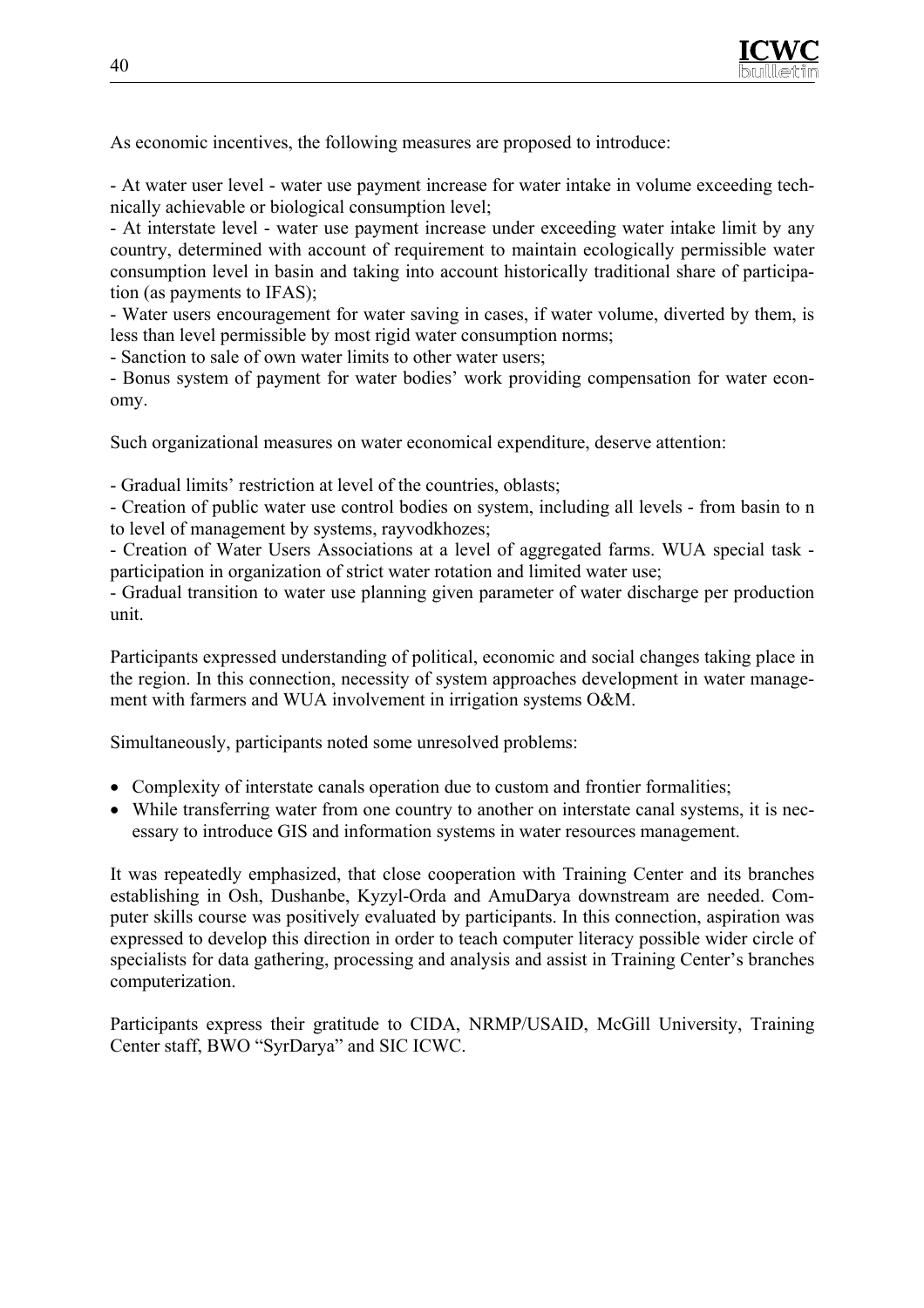As economic incentives, the following measures are proposed to introduce:

- At water user level - water use payment increase for water intake in volume exceeding technically achievable or biological consumption level;
- At interstate level - water use payment increase under exceeding water intake limit by any country, determined with account of requirement to maintain ecologically permissible water consumption level in basin and taking into account historically traditional share of participation (as payments to IFAS);
- Water users encouragement for water saving in cases, if water volume, diverted by them, is less than level permissible by most rigid water consumption norms;
- Sanction to sale of own water limits to other water users;
- Bonus system of payment for water bodies' work providing compensation for water economy.

Such organizational measures on water economical expenditure, deserve attention:

- Gradual limits' restriction at level of the countries, oblasts;
- Creation of public water use control bodies on system, including all levels - from basin to n to level of management by systems, rayvodkhozes;
- Creation of Water Users Associations at a level of aggregated farms. WUA special task - participation in organization of strict water rotation and limited water use;
- Gradual transition to water use planning given parameter of water discharge per production unit.

Participants expressed understanding of political, economic and social changes taking place in the region. In this connection, necessity of system approaches development in water management with farmers and WUA involvement in irrigation systems O&M.

Simultaneously, participants noted some unresolved problems:

- Complexity of interstate canals operation due to custom and frontier formalities;
- While transferring water from one country to another on interstate canal systems, it is necessary to introduce GIS and information systems in water resources management.

It was repeatedly emphasized, that close cooperation with Training Center and its branches establishing in Osh, Dushanbe, Kyzyl-Orda and AmuDarya downstream are needed. Computer skills course was positively evaluated by participants. In this connection, aspiration was expressed to develop this direction in order to teach computer literacy possible wider circle of specialists for data gathering, processing and analysis and assist in Training Center's branches computerization.

Participants express their gratitude to CIDA, NRMP/USAID, McGill University, Training Center staff, BWO "SyrDarya" and SIC ICWC.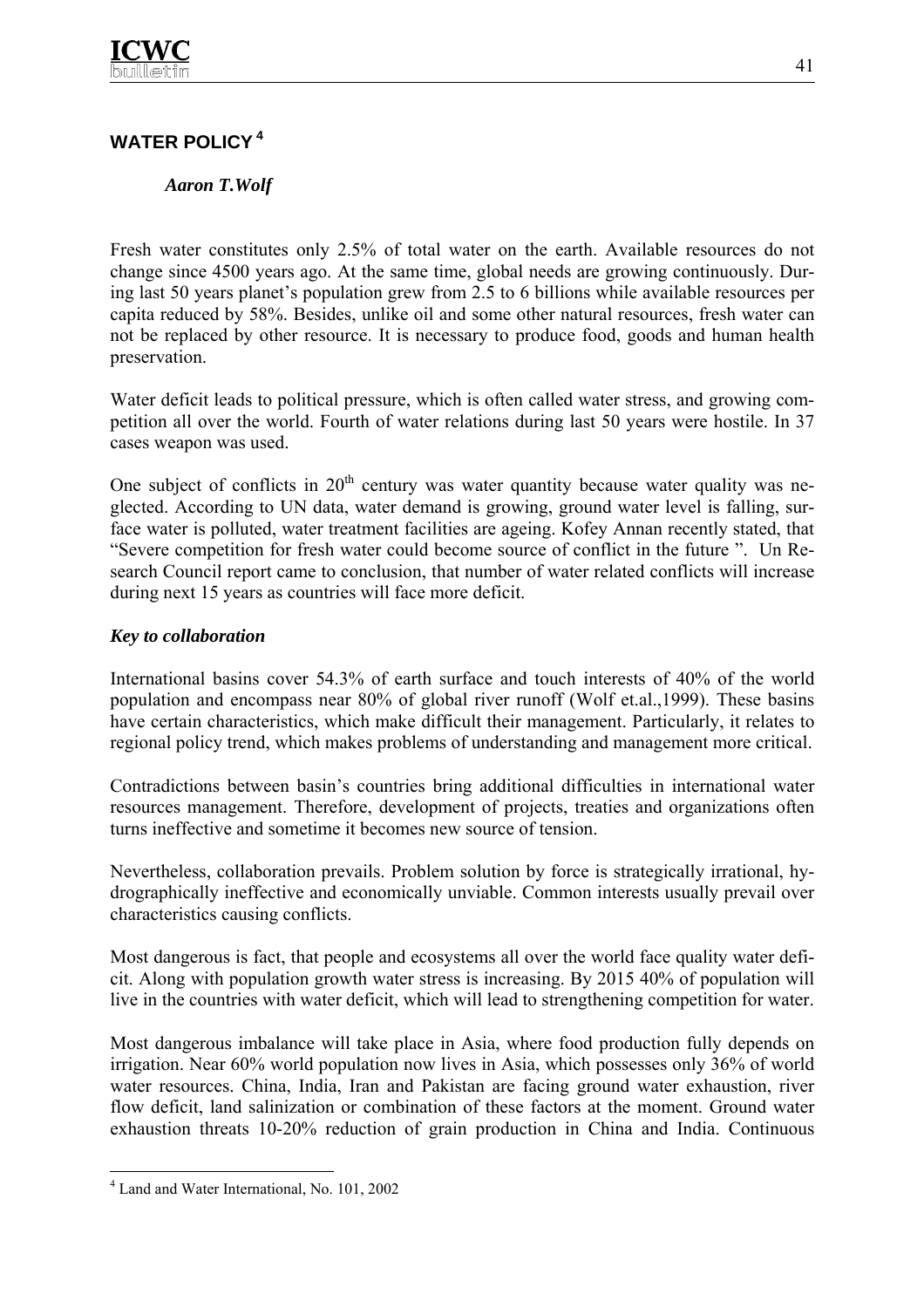## WATER POLICY [4]

***Aaron T.Wolf***

Fresh water constitutes only 2.5% of total water on the earth. Available resources do not change since 4500 years ago. At the same time, global needs are growing continuously. During last 50 years planet's population grew from 2.5 to 6 billions while available resources per capita reduced by 58%. Besides, unlike oil and some other natural resources, fresh water can not be replaced by other resource. It is necessary to produce food, goods and human health preservation.

Water deficit leads to political pressure, which is often called water stress, and growing competition all over the world. Fourth of water relations during last 50 years were hostile. In 37 cases weapon was used.

One subject of conflicts in 20[th] century was water quantity because water quality was neglected. According to UN data, water demand is growing, ground water level is falling, surface water is polluted, water treatment facilities are ageing. Kofey Annan recently stated, that "Severe competition for fresh water could become source of conflict in the future ". Un Research Council report came to conclusion, that number of water related conflicts will increase during next 15 years as countries will face more deficit.

### *Key to collaboration*

International basins cover 54.3% of earth surface and touch interests of 40% of the world population and encompass near 80% of global river runoff (Wolf et.al.,1999). These basins have certain characteristics, which make difficult their management. Particularly, it relates to regional policy trend, which makes problems of understanding and management more critical.

Contradictions between basin's countries bring additional difficulties in international water resources management. Therefore, development of projects, treaties and organizations often turns ineffective and sometime it becomes new source of tension.

Nevertheless, collaboration prevails. Problem solution by force is strategically irrational, hydrographically ineffective and economically unviable. Common interests usually prevail over characteristics causing conflicts.

Most dangerous is fact, that people and ecosystems all over the world face quality water deficit. Along with population growth water stress is increasing. By 2015 40% of population will live in the countries with water deficit, which will lead to strengthening competition for water.

Most dangerous imbalance will take place in Asia, where food production fully depends on irrigation. Near 60% world population now lives in Asia, which possesses only 36% of world water resources. China, India, Iran and Pakistan are facing ground water exhaustion, river flow deficit, land salinization or combination of these factors at the moment. Ground water exhaustion threats 10-20% reduction of grain production in China and India. Continuous

[4] Land and Water International, No. 101, 2002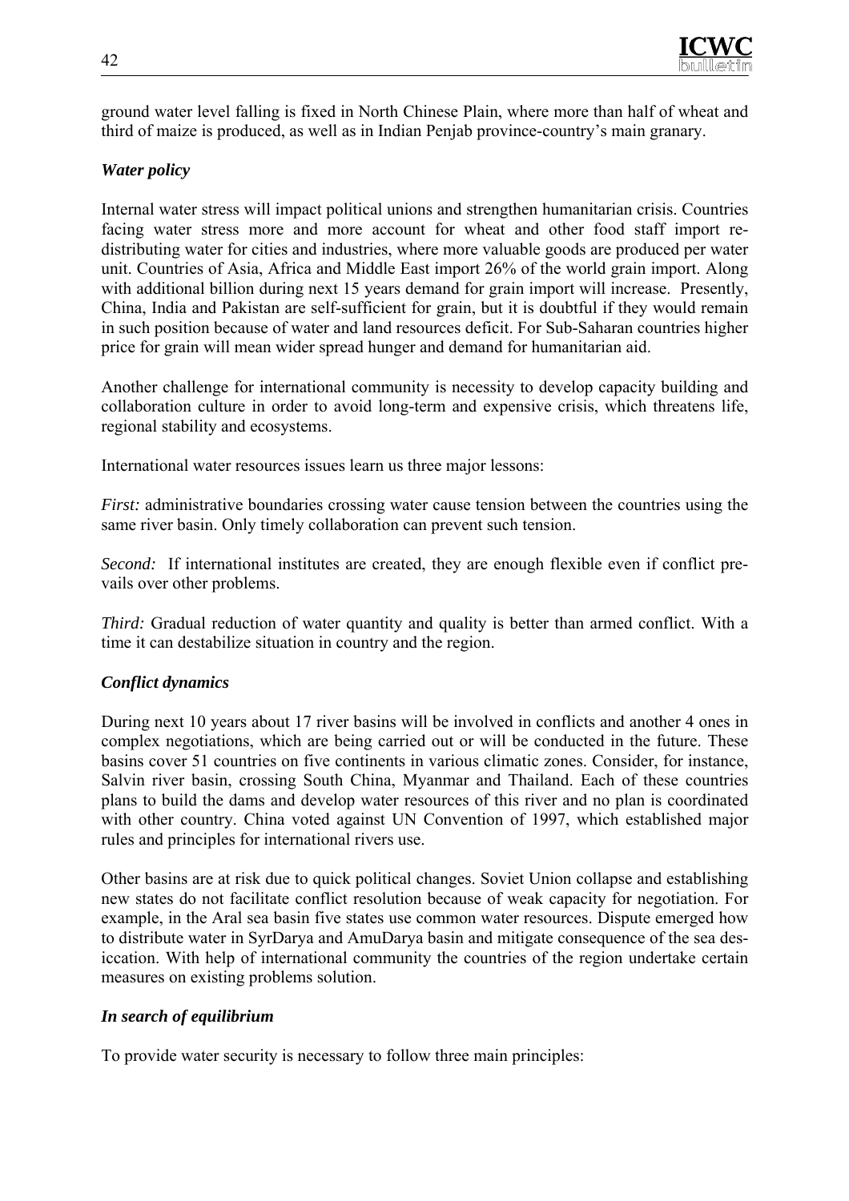ground water level falling is fixed in North Chinese Plain, where more than half of wheat and third of maize is produced, as well as in Indian Penjab province-country's main granary.

### *Water policy*

Internal water stress will impact political unions and strengthen humanitarian crisis. Countries facing water stress more and more account for wheat and other food staff import re-distributing water for cities and industries, where more valuable goods are produced per water unit. Countries of Asia, Africa and Middle East import 26% of the world grain import. Along with additional billion during next 15 years demand for grain import will increase. Presently, China, India and Pakistan are self-sufficient for grain, but it is doubtful if they would remain in such position because of water and land resources deficit. For Sub-Saharan countries higher price for grain will mean wider spread hunger and demand for humanitarian aid.

Another challenge for international community is necessity to develop capacity building and collaboration culture in order to avoid long-term and expensive crisis, which threatens life, regional stability and ecosystems.

International water resources issues learn us three major lessons:

*First:* administrative boundaries crossing water cause tension between the countries using the same river basin. Only timely collaboration can prevent such tension.

*Second:* If international institutes are created, they are enough flexible even if conflict prevails over other problems.

*Third:* Gradual reduction of water quantity and quality is better than armed conflict. With a time it can destabilize situation in country and the region.

### *Conflict dynamics*

During next 10 years about 17 river basins will be involved in conflicts and another 4 ones in complex negotiations, which are being carried out or will be conducted in the future. These basins cover 51 countries on five continents in various climatic zones. Consider, for instance, Salvin river basin, crossing South China, Myanmar and Thailand. Each of these countries plans to build the dams and develop water resources of this river and no plan is coordinated with other country. China voted against UN Convention of 1997, which established major rules and principles for international rivers use.

Other basins are at risk due to quick political changes. Soviet Union collapse and establishing new states do not facilitate conflict resolution because of weak capacity for negotiation. For example, in the Aral sea basin five states use common water resources. Dispute emerged how to distribute water in SyrDarya and AmuDarya basin and mitigate consequence of the sea desiccation. With help of international community the countries of the region undertake certain measures on existing problems solution.

### *In search of equilibrium*

To provide water security is necessary to follow three main principles: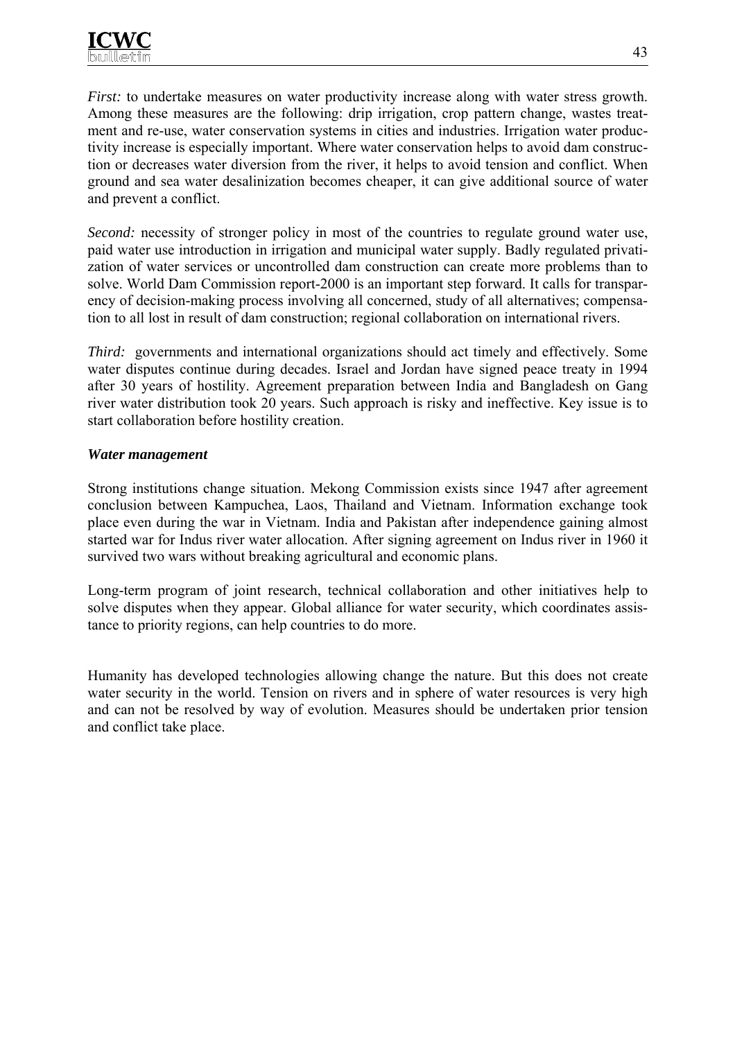*First:* to undertake measures on water productivity increase along with water stress growth. Among these measures are the following: drip irrigation, crop pattern change, wastes treatment and re-use, water conservation systems in cities and industries. Irrigation water productivity increase is especially important. Where water conservation helps to avoid dam construction or decreases water diversion from the river, it helps to avoid tension and conflict. When ground and sea water desalinization becomes cheaper, it can give additional source of water and prevent a conflict.

*Second:* necessity of stronger policy in most of the countries to regulate ground water use, paid water use introduction in irrigation and municipal water supply. Badly regulated privatization of water services or uncontrolled dam construction can create more problems than to solve. World Dam Commission report-2000 is an important step forward. It calls for transparency of decision-making process involving all concerned, study of all alternatives; compensation to all lost in result of dam construction; regional collaboration on international rivers.

*Third:* governments and international organizations should act timely and effectively. Some water disputes continue during decades. Israel and Jordan have signed peace treaty in 1994 after 30 years of hostility. Agreement preparation between India and Bangladesh on Gang river water distribution took 20 years. Such approach is risky and ineffective. Key issue is to start collaboration before hostility creation.

***Water management***

Strong institutions change situation. Mekong Commission exists since 1947 after agreement conclusion between Kampuchea, Laos, Thailand and Vietnam. Information exchange took place even during the war in Vietnam. India and Pakistan after independence gaining almost started war for Indus river water allocation. After signing agreement on Indus river in 1960 it survived two wars without breaking agricultural and economic plans.

Long-term program of joint research, technical collaboration and other initiatives help to solve disputes when they appear. Global alliance for water security, which coordinates assistance to priority regions, can help countries to do more.

Humanity has developed technologies allowing change the nature. But this does not create water security in the world. Tension on rivers and in sphere of water resources is very high and can not be resolved by way of evolution. Measures should be undertaken prior tension and conflict take place.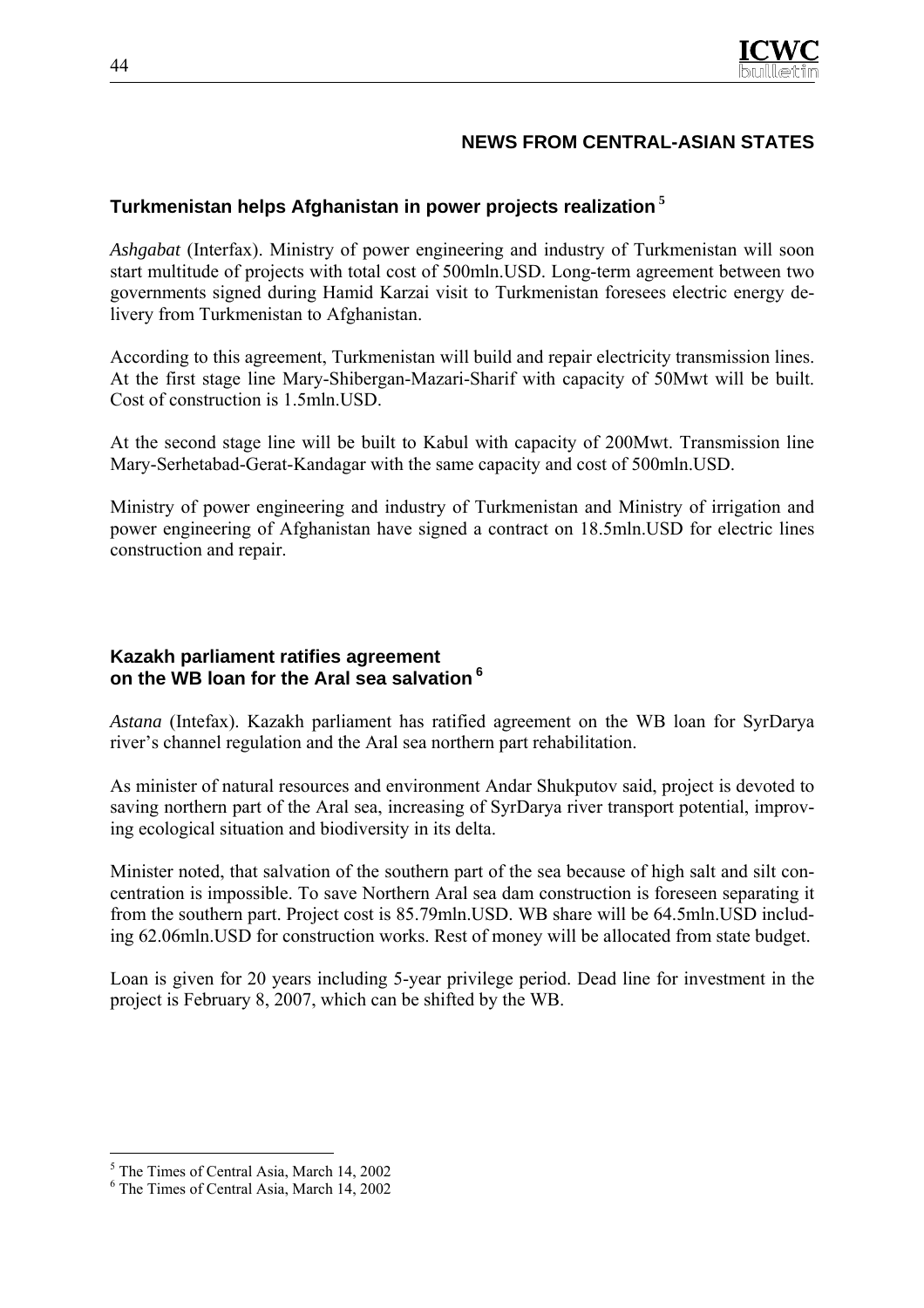## NEWS FROM CENTRAL-ASIAN STATES

### Turkmenistan helps Afghanistan in power projects realization [5]

*Ashgabat* (Interfax). Ministry of power engineering and industry of Turkmenistan will soon start multitude of projects with total cost of 500mln.USD. Long-term agreement between two governments signed during Hamid Karzai visit to Turkmenistan foresees electric energy delivery from Turkmenistan to Afghanistan.

According to this agreement, Turkmenistan will build and repair electricity transmission lines. At the first stage line Mary-Shibergan-Mazari-Sharif with capacity of 50Mwt will be built. Cost of construction is 1.5mln.USD.

At the second stage line will be built to Kabul with capacity of 200Mwt. Transmission line Mary-Serhetabad-Gerat-Kandagar with the same capacity and cost of 500mln.USD.

Ministry of power engineering and industry of Turkmenistan and Ministry of irrigation and power engineering of Afghanistan have signed a contract on 18.5mln.USD for electric lines construction and repair.

### Kazakh parliament ratifies agreement on the WB loan for the Aral sea salvation [6]

*Astana* (Intefax). Kazakh parliament has ratified agreement on the WB loan for SyrDarya river's channel regulation and the Aral sea northern part rehabilitation.

As minister of natural resources and environment Andar Shukputov said, project is devoted to saving northern part of the Aral sea, increasing of SyrDarya river transport potential, improving ecological situation and biodiversity in its delta.

Minister noted, that salvation of the southern part of the sea because of high salt and silt concentration is impossible. To save Northern Aral sea dam construction is foreseen separating it from the southern part. Project cost is 85.79mln.USD. WB share will be 64.5mln.USD including 62.06mln.USD for construction works. Rest of money will be allocated from state budget.

Loan is given for 20 years including 5-year privilege period. Dead line for investment in the project is February 8, 2007, which can be shifted by the WB.

---

[5] The Times of Central Asia, March 14, 2002

[6] The Times of Central Asia, March 14, 2002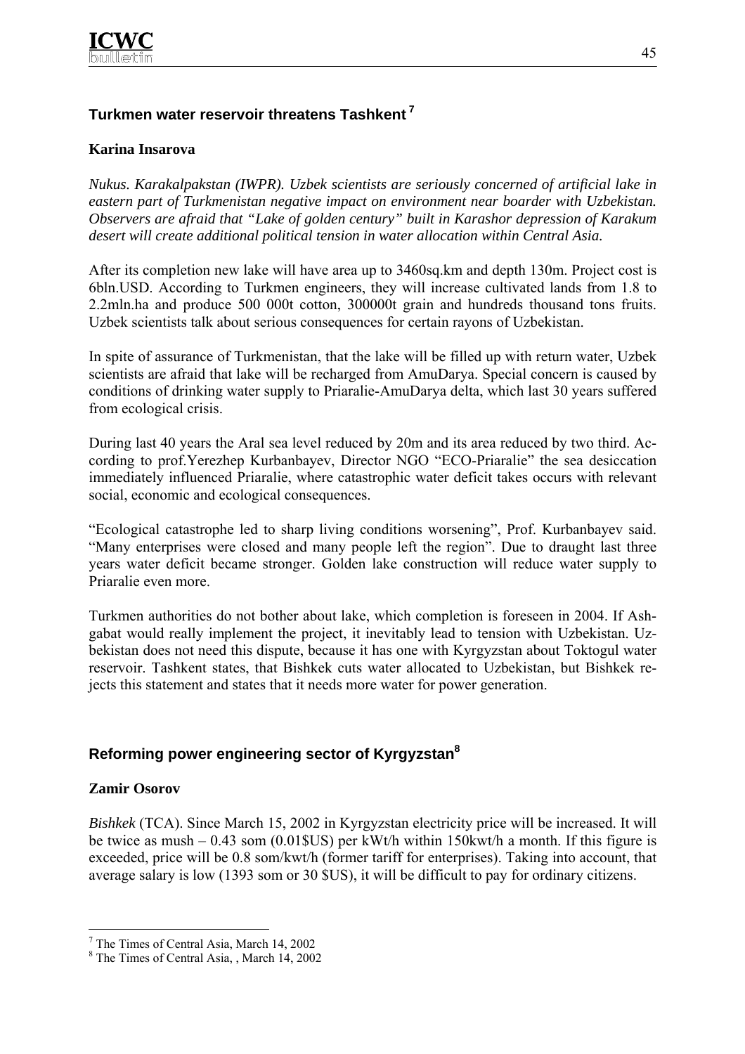## Turkmen water reservoir threatens Tashkent[7]

**Karina Insarova**

*Nukus. Karakalpakstan (IWPR). Uzbek scientists are seriously concerned of artificial lake in eastern part of Turkmenistan negative impact on environment near boarder with Uzbekistan. Observers are afraid that "Lake of golden century" built in Karashor depression of Karakum desert will create additional political tension in water allocation within Central Asia.*

After its completion new lake will have area up to 3460sq.km and depth 130m. Project cost is 6bln.USD. According to Turkmen engineers, they will increase cultivated lands from 1.8 to 2.2mln.ha and produce 500 000t cotton, 300000t grain and hundreds thousand tons fruits. Uzbek scientists talk about serious consequences for certain rayons of Uzbekistan.

In spite of assurance of Turkmenistan, that the lake will be filled up with return water, Uzbek scientists are afraid that lake will be recharged from AmuDarya. Special concern is caused by conditions of drinking water supply to Priaralie-AmuDarya delta, which last 30 years suffered from ecological crisis.

During last 40 years the Aral sea level reduced by 20m and its area reduced by two third. According to prof.Yerezhep Kurbanbayev, Director NGO "ECO-Priaralie" the sea desiccation immediately influenced Priaralie, where catastrophic water deficit takes occurs with relevant social, economic and ecological consequences.

"Ecological catastrophe led to sharp living conditions worsening", Prof. Kurbanbayev said. "Many enterprises were closed and many people left the region". Due to draught last three years water deficit became stronger. Golden lake construction will reduce water supply to Priaralie even more.

Turkmen authorities do not bother about lake, which completion is foreseen in 2004. If Ashgabat would really implement the project, it inevitably lead to tension with Uzbekistan. Uzbekistan does not need this dispute, because it has one with Kyrgyzstan about Toktogul water reservoir. Tashkent states, that Bishkek cuts water allocated to Uzbekistan, but Bishkek rejects this statement and states that it needs more water for power generation.

## Reforming power engineering sector of Kyrgyzstan[8]

**Zamir Osorov**

*Bishkek* (TCA). Since March 15, 2002 in Kyrgyzstan electricity price will be increased. It will be twice as mush – 0.43 som (0.01$US) per kWt/h within 150kwt/h a month. If this figure is exceeded, price will be 0.8 som/kwt/h (former tariff for enterprises). Taking into account, that average salary is low (1393 som or 30 $US), it will be difficult to pay for ordinary citizens.

---

[7] The Times of Central Asia, March 14, 2002

[8] The Times of Central Asia, , March 14, 2002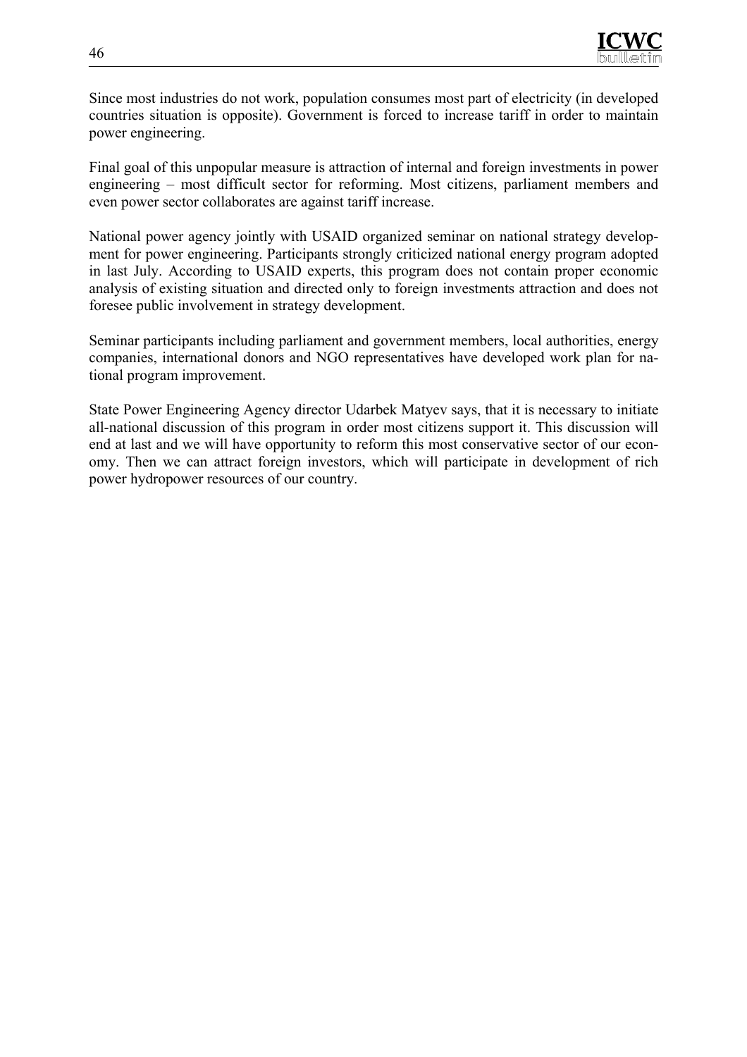Since most industries do not work, population consumes most part of electricity (in developed countries situation is opposite). Government is forced to increase tariff in order to maintain power engineering.

Final goal of this unpopular measure is attraction of internal and foreign investments in power engineering – most difficult sector for reforming. Most citizens, parliament members and even power sector collaborates are against tariff increase.

National power agency jointly with USAID organized seminar on national strategy development for power engineering. Participants strongly criticized national energy program adopted in last July. According to USAID experts, this program does not contain proper economic analysis of existing situation and directed only to foreign investments attraction and does not foresee public involvement in strategy development.

Seminar participants including parliament and government members, local authorities, energy companies, international donors and NGO representatives have developed work plan for national program improvement.

State Power Engineering Agency director Udarbek Matyev says, that it is necessary to initiate all-national discussion of this program in order most citizens support it. This discussion will end at last and we will have opportunity to reform this most conservative sector of our economy. Then we can attract foreign investors, which will participate in development of rich power hydropower resources of our country.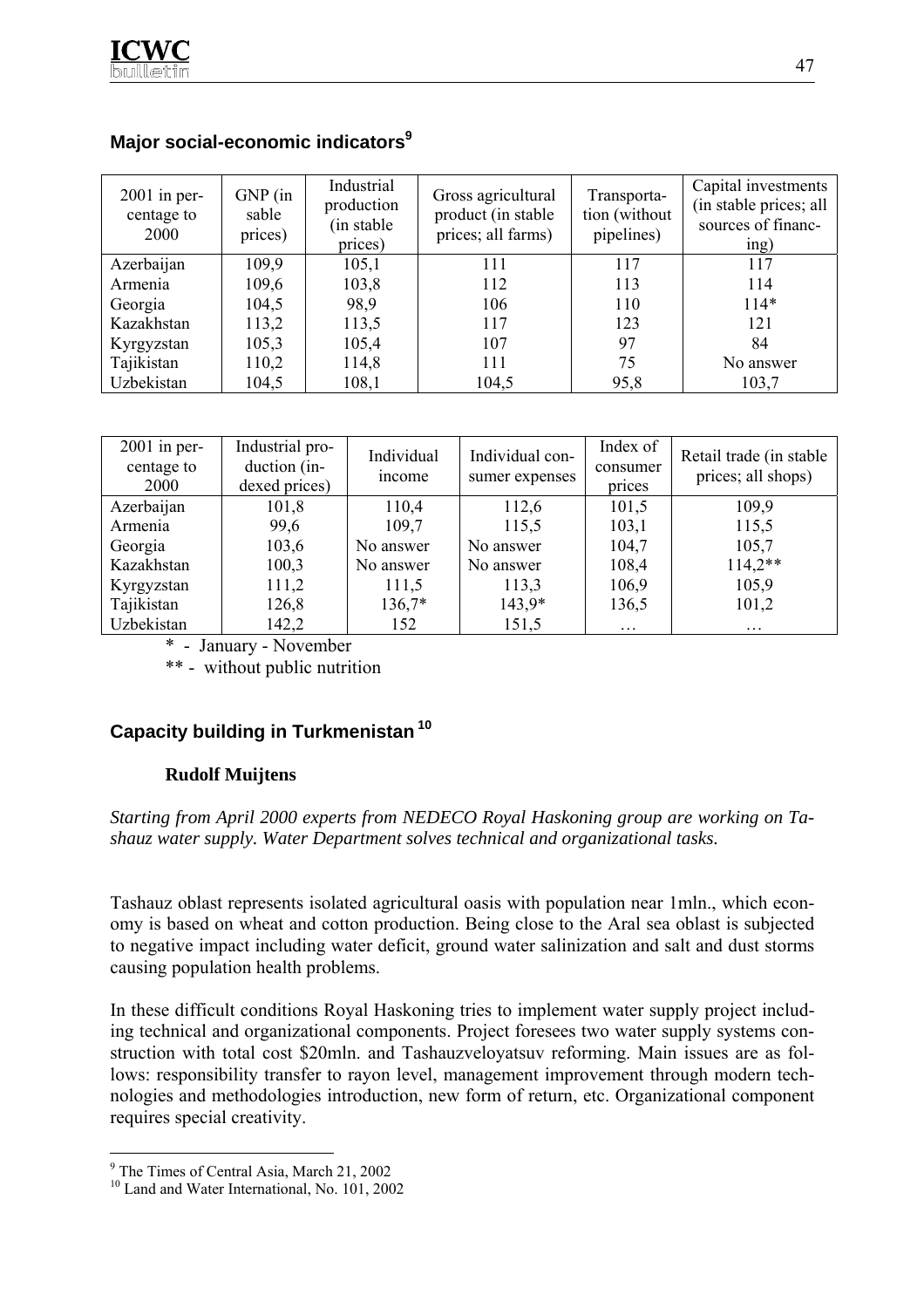## Major social-economic indicators[9]

| 2001 in percentage to 2000 | GNP (in sable prices) | Industrial production (in stable prices) | Gross agricultural product (in stable prices; all farms) | Transportation (without pipelines) | Capital investments (in stable prices; all sources of financing) |
|---|---|---|---|---|---|
| Azerbaijan | 109,9 | 105,1 | 111 | 117 | 117 |
| Armenia | 109,6 | 103,8 | 112 | 113 | 114 |
| Georgia | 104,5 | 98,9 | 106 | 110 | 114* |
| Kazakhstan | 113,2 | 113,5 | 117 | 123 | 121 |
| Kyrgyzstan | 105,3 | 105,4 | 107 | 97 | 84 |
| Tajikistan | 110,2 | 114,8 | 111 | 75 | No answer |
| Uzbekistan | 104,5 | 108,1 | 104,5 | 95,8 | 103,7 |

| 2001 in percentage to 2000 | Industrial production (indexed prices) | Individual income | Individual consumer expenses | Index of consumer prices | Retail trade (in stable prices; all shops) |
|---|---|---|---|---|---|
| Azerbaijan | 101,8 | 110,4 | 112,6 | 101,5 | 109,9 |
| Armenia | 99,6 | 109,7 | 115,5 | 103,1 | 115,5 |
| Georgia | 103,6 | No answer | No answer | 104,7 | 105,7 |
| Kazakhstan | 100,3 | No answer | No answer | 108,4 | 114,2** |
| Kyrgyzstan | 111,2 | 111,5 | 113,3 | 106,9 | 105,9 |
| Tajikistan | 126,8 | 136,7* | 143,9* | 136,5 | 101,2 |
| Uzbekistan | 142,2 | 152 | 151,5 | … | … |

\* - January - November

\** - without public nutrition

## Capacity building in Turkmenistan[10]

**Rudolf Muijtens**

*Starting from April 2000 experts from NEDECO Royal Haskoning group are working on Tashauz water supply. Water Department solves technical and organizational tasks.*

Tashauz oblast represents isolated agricultural oasis with population near 1mln., which economy is based on wheat and cotton production. Being close to the Aral sea oblast is subjected to negative impact including water deficit, ground water salinization and salt and dust storms causing population health problems.

In these difficult conditions Royal Haskoning tries to implement water supply project including technical and organizational components. Project foresees two water supply systems construction with total cost $20mln. and Tashauzveloyatsuv reforming. Main issues are as follows: responsibility transfer to rayon level, management improvement through modern technologies and methodologies introduction, new form of return, etc. Organizational component requires special creativity.

[9] The Times of Central Asia, March 21, 2002

[10] Land and Water International, No. 101, 2002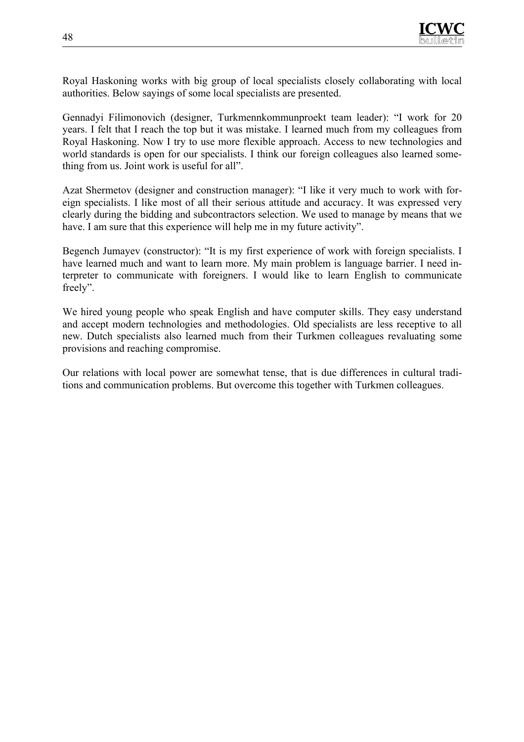Royal Haskoning works with big group of local specialists closely collaborating with local authorities. Below sayings of some local specialists are presented.

Gennadyi Filimonovich (designer, Turkmennkommunproekt team leader): "I work for 20 years. I felt that I reach the top but it was mistake. I learned much from my colleagues from Royal Haskoning. Now I try to use more flexible approach. Access to new technologies and world standards is open for our specialists. I think our foreign colleagues also learned something from us. Joint work is useful for all".

Azat Shermetov (designer and construction manager): "I like it very much to work with foreign specialists. I like most of all their serious attitude and accuracy. It was expressed very clearly during the bidding and subcontractors selection. We used to manage by means that we have. I am sure that this experience will help me in my future activity".

Begench Jumayev (constructor): "It is my first experience of work with foreign specialists. I have learned much and want to learn more. My main problem is language barrier. I need interpreter to communicate with foreigners. I would like to learn English to communicate freely".

We hired young people who speak English and have computer skills. They easy understand and accept modern technologies and methodologies. Old specialists are less receptive to all new. Dutch specialists also learned much from their Turkmen colleagues revaluating some provisions and reaching compromise.

Our relations with local power are somewhat tense, that is due differences in cultural traditions and communication problems. But overcome this together with Turkmen colleagues.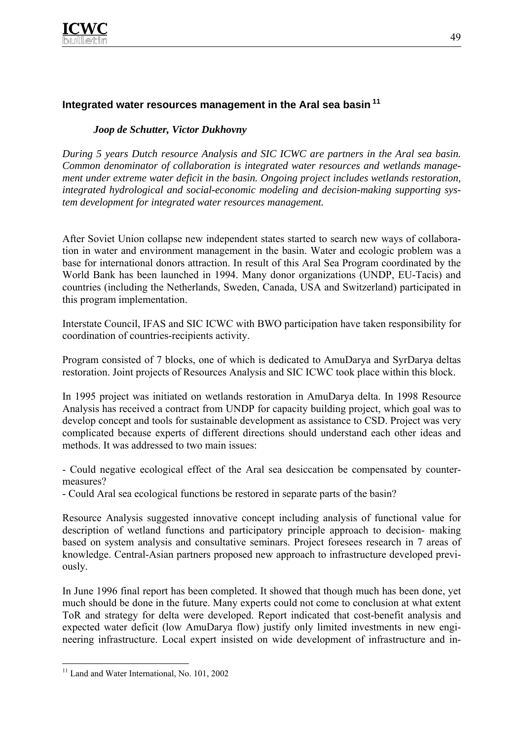## Integrated water resources management in the Aral sea basin [11]

***Joop de Schutter, Victor Dukhovny***

*During 5 years Dutch resource Analysis and SIC ICWC are partners in the Aral sea basin. Common denominator of collaboration is integrated water resources and wetlands management under extreme water deficit in the basin. Ongoing project includes wetlands restoration, integrated hydrological and social-economic modeling and decision-making supporting system development for integrated water resources management.*

After Soviet Union collapse new independent states started to search new ways of collaboration in water and environment management in the basin. Water and ecologic problem was a base for international donors attraction. In result of this Aral Sea Program coordinated by the World Bank has been launched in 1994. Many donor organizations (UNDP, EU-Tacis) and countries (including the Netherlands, Sweden, Canada, USA and Switzerland) participated in this program implementation.

Interstate Council, IFAS and SIC ICWC with BWO participation have taken responsibility for coordination of countries-recipients activity.

Program consisted of 7 blocks, one of which is dedicated to AmuDarya and SyrDarya deltas restoration. Joint projects of Resources Analysis and SIC ICWC took place within this block.

In 1995 project was initiated on wetlands restoration in AmuDarya delta. In 1998 Resource Analysis has received a contract from UNDP for capacity building project, which goal was to develop concept and tools for sustainable development as assistance to CSD. Project was very complicated because experts of different directions should understand each other ideas and methods. It was addressed to two main issues:

- Could negative ecological effect of the Aral sea desiccation be compensated by countermeasures?
- Could Aral sea ecological functions be restored in separate parts of the basin?

Resource Analysis suggested innovative concept including analysis of functional value for description of wetland functions and participatory principle approach to decision- making based on system analysis and consultative seminars. Project foresees research in 7 areas of knowledge. Central-Asian partners proposed new approach to infrastructure developed previously.

In June 1996 final report has been completed. It showed that though much has been done, yet much should be done in the future. Many experts could not come to conclusion at what extent ToR and strategy for delta were developed. Report indicated that cost-benefit analysis and expected water deficit (low AmuDarya flow) justify only limited investments in new engineering infrastructure. Local expert insisted on wide development of infrastructure and in-

[11] Land and Water International, No. 101, 2002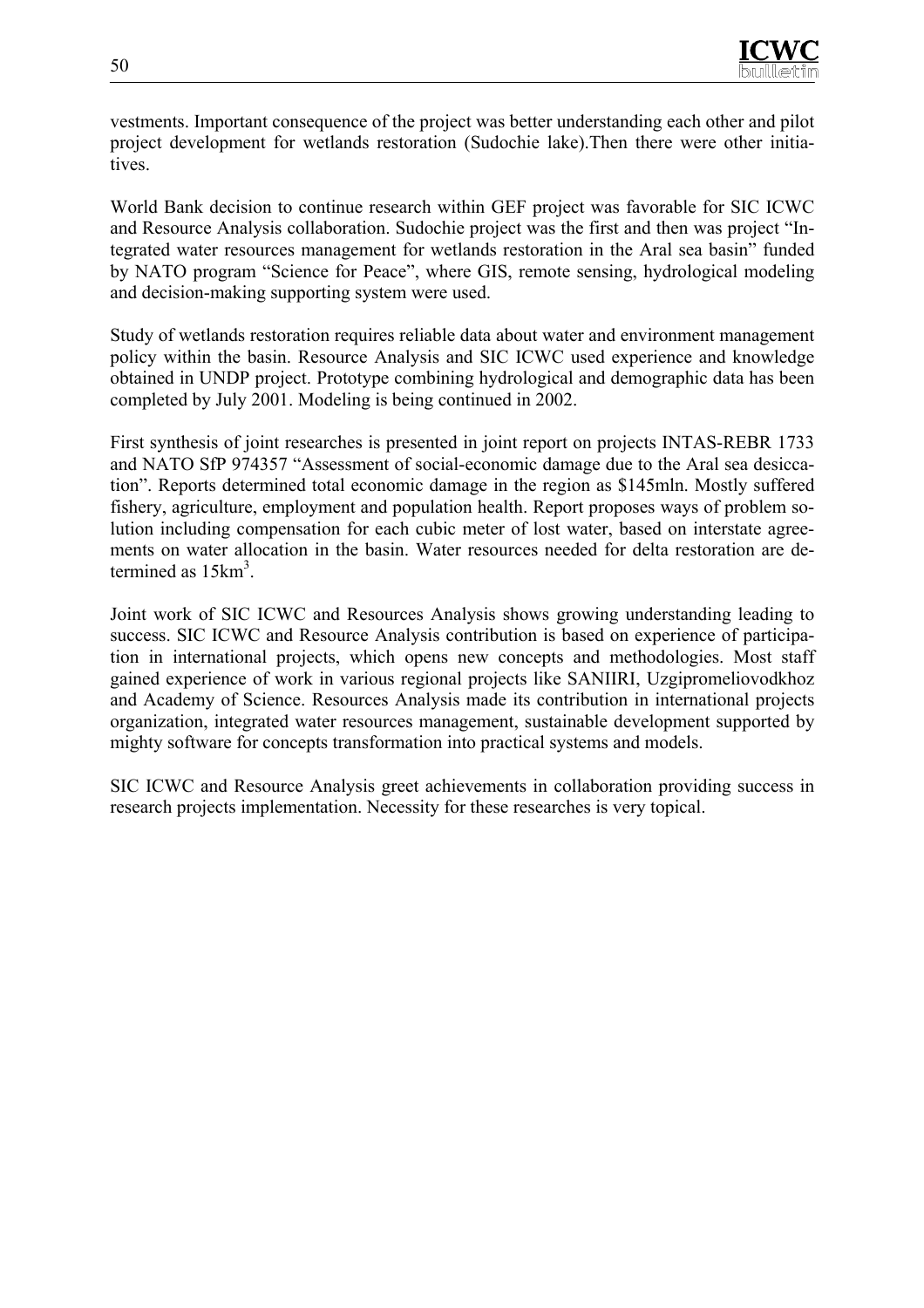vestments. Important consequence of the project was better understanding each other and pilot project development for wetlands restoration (Sudochie lake).Then there were other initiatives.

World Bank decision to continue research within GEF project was favorable for SIC ICWC and Resource Analysis collaboration. Sudochie project was the first and then was project "Integrated water resources management for wetlands restoration in the Aral sea basin" funded by NATO program "Science for Peace", where GIS, remote sensing, hydrological modeling and decision-making supporting system were used.

Study of wetlands restoration requires reliable data about water and environment management policy within the basin. Resource Analysis and SIC ICWC used experience and knowledge obtained in UNDP project. Prototype combining hydrological and demographic data has been completed by July 2001. Modeling is being continued in 2002.

First synthesis of joint researches is presented in joint report on projects INTAS-REBR 1733 and NATO SfP 974357 "Assessment of social-economic damage due to the Aral sea desiccation". Reports determined total economic damage in the region as $145mln. Mostly suffered fishery, agriculture, employment and population health. Report proposes ways of problem solution including compensation for each cubic meter of lost water, based on interstate agreements on water allocation in the basin. Water resources needed for delta restoration are determined as $15km^3$.

Joint work of SIC ICWC and Resources Analysis shows growing understanding leading to success. SIC ICWC and Resource Analysis contribution is based on experience of participation in international projects, which opens new concepts and methodologies. Most staff gained experience of work in various regional projects like SANIIRI, Uzgipromeliovodkhoz and Academy of Science. Resources Analysis made its contribution in international projects organization, integrated water resources management, sustainable development supported by mighty software for concepts transformation into practical systems and models.

SIC ICWC and Resource Analysis greet achievements in collaboration providing success in research projects implementation. Necessity for these researches is very topical.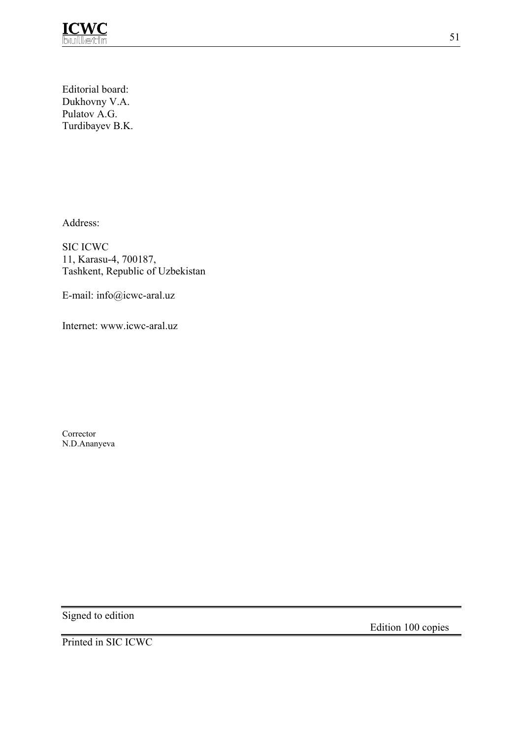Editorial board:
Dukhovny V.A.
Pulatov A.G.
Turdibayev B.K.

Address:

SIC ICWC
11, Karasu-4, 700187,
Tashkent, Republic of Uzbekistan

E-mail: info@icwc-aral.uz

Internet: www.icwc-aral.uz

Corrector
N.D.Ananyeva

---

Signed to edition

Edition 100 copies

---

Printed in SIC ICWC